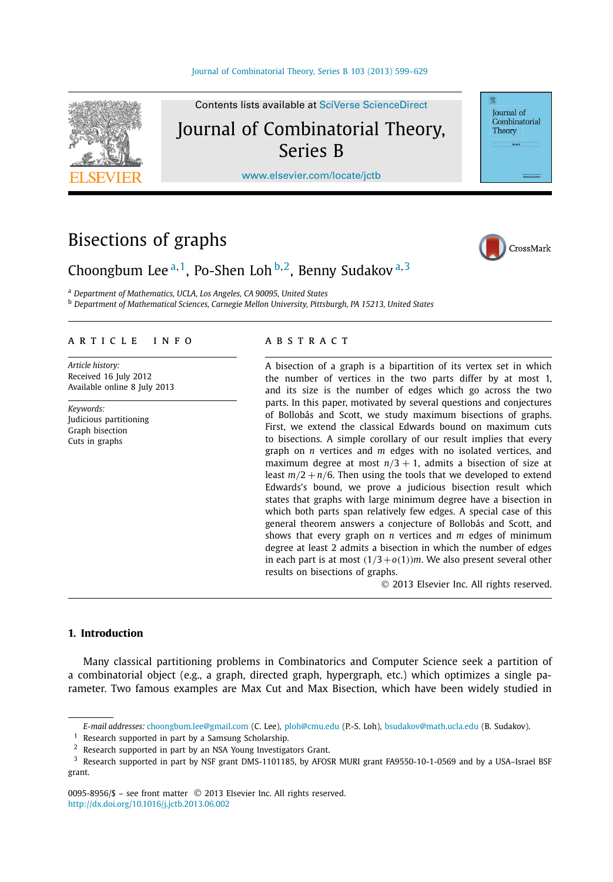# Bisections of graphs

Choongbum Lee [a,1], Po-Shen Loh [b,2], Benny Sudakov [a,3]

[a] *Department of Mathematics, UCLA, Los Angeles, CA 90095, United States*
[b] *Department of Mathematical Sciences, Carnegie Mellon University, Pittsburgh, PA 15213, United States*

## ARTICLE INFO

*Article history:*
Received 16 July 2012
Available online 8 July 2013

*Keywords:*
Judicious partitioning
Graph bisection
Cuts in graphs

## ABSTRACT

A bisection of a graph is a bipartition of its vertex set in which the number of vertices in the two parts differ by at most 1, and its size is the number of edges which go across the two parts. In this paper, motivated by several questions and conjectures of Bollobás and Scott, we study maximum bisections of graphs. First, we extend the classical Edwards bound on maximum cuts to bisections. A simple corollary of our result implies that every graph on $n$ vertices and $m$ edges with no isolated vertices, and maximum degree at most $n/3+1$, admits a bisection of size at least $m/2+n/6$. Then using the tools that we developed to extend Edwards's bound, we prove a judicious bisection result which states that graphs with large minimum degree have a bisection in which both parts span relatively few edges. A special case of this general theorem answers a conjecture of Bollobás and Scott, and shows that every graph on $n$ vertices and $m$ edges of minimum degree at least 2 admits a bisection in which the number of edges in each part is at most $(1/3+o(1))m$. We also present several other results on bisections of graphs.

© 2013 Elsevier Inc. All rights reserved.

## 1. Introduction

Many classical partitioning problems in Combinatorics and Computer Science seek a partition of a combinatorial object (e.g., a graph, directed graph, hypergraph, etc.) which optimizes a single parameter. Two famous examples are Max Cut and Max Bisection, which have been widely studied in

---

*E-mail addresses:* choongbum.lee@gmail.com (C. Lee), ploh@cmu.edu (P.-S. Loh), bsudakov@math.ucla.edu (B. Sudakov).

[1] Research supported in part by a Samsung Scholarship.

[2] Research supported in part by an NSA Young Investigators Grant.

[3] Research supported in part by NSF grant DMS-1101185, by AFOSR MURI grant FA9550-10-1-0569 and by a USA–Israel BSF grant.

0095-8956/$ – see front matter © 2013 Elsevier Inc. All rights reserved.
http://dx.doi.org/10.1016/j.jctb.2013.06.002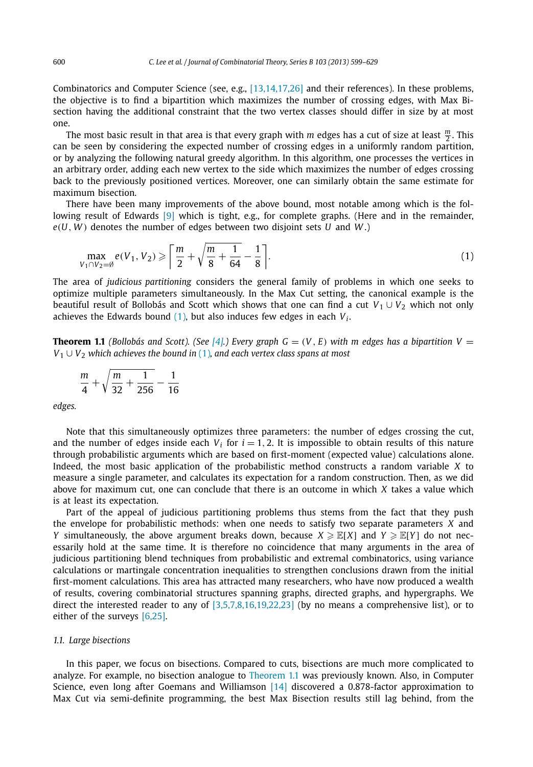Combinatorics and Computer Science (see, e.g., [13,14,17,26] and their references). In these problems, the objective is to find a bipartition which maximizes the number of crossing edges, with Max Bisection having the additional constraint that the two vertex classes should differ in size by at most one.

The most basic result in that area is that every graph with $m$ edges has a cut of size at least $\frac{m}{2}$. This can be seen by considering the expected number of crossing edges in a uniformly random partition, or by analyzing the following natural greedy algorithm. In this algorithm, one processes the vertices in an arbitrary order, adding each new vertex to the side which maximizes the number of edges crossing back to the previously positioned vertices. Moreover, one can similarly obtain the same estimate for maximum bisection.

There have been many improvements of the above bound, most notable among which is the following result of Edwards [9] which is tight, e.g., for complete graphs. (Here and in the remainder, $e(U, W)$ denotes the number of edges between two disjoint sets $U$ and $W$.)

$$\max_{V_1 \cap V_2 = \emptyset} e(V_1, V_2) \geqslant \left\lceil \frac{m}{2} + \sqrt{\frac{m}{8} + \frac{1}{64}} - \frac{1}{8} \right\rceil. \tag{1}$$

The area of *judicious partitioning* considers the general family of problems in which one seeks to optimize multiple parameters simultaneously. In the Max Cut setting, the canonical example is the beautiful result of Bollobás and Scott which shows that one can find a cut $V_1 \cup V_2$ which not only achieves the Edwards bound (1), but also induces few edges in each $V_i$.

**Theorem 1.1** *(Bollobás and Scott). (See [4].) Every graph $G = (V, E)$ with $m$ edges has a bipartition $V = V_1 \cup V_2$ which achieves the bound in (1), and each vertex class spans at most*

$$\frac{m}{4} + \sqrt{\frac{m}{32} + \frac{1}{256}} - \frac{1}{16}$$

*edges.*

Note that this simultaneously optimizes three parameters: the number of edges crossing the cut, and the number of edges inside each $V_i$ for $i = 1, 2$. It is impossible to obtain results of this nature through probabilistic arguments which are based on first-moment (expected value) calculations alone. Indeed, the most basic application of the probabilistic method constructs a random variable $X$ to measure a single parameter, and calculates its expectation for a random construction. Then, as we did above for maximum cut, one can conclude that there is an outcome in which $X$ takes a value which is at least its expectation.

Part of the appeal of judicious partitioning problems thus stems from the fact that they push the envelope for probabilistic methods: when one needs to satisfy two separate parameters $X$ and $Y$ simultaneously, the above argument breaks down, because $X \geqslant \mathbb{E}[X]$ and $Y \geqslant \mathbb{E}[Y]$ do not necessarily hold at the same time. It is therefore no coincidence that many arguments in the area of judicious partitioning blend techniques from probabilistic and extremal combinatorics, using variance calculations or martingale concentration inequalities to strengthen conclusions drawn from the initial first-moment calculations. This area has attracted many researchers, who have now produced a wealth of results, covering combinatorial structures spanning graphs, directed graphs, and hypergraphs. We direct the interested reader to any of [3,5,7,8,16,19,22,23] (by no means a comprehensive list), or to either of the surveys [6,25].

### 1.1. Large bisections

In this paper, we focus on bisections. Compared to cuts, bisections are much more complicated to analyze. For example, no bisection analogue to Theorem 1.1 was previously known. Also, in Computer Science, even long after Goemans and Williamson [14] discovered a 0.878-factor approximation to Max Cut via semi-definite programming, the best Max Bisection results still lag behind, from the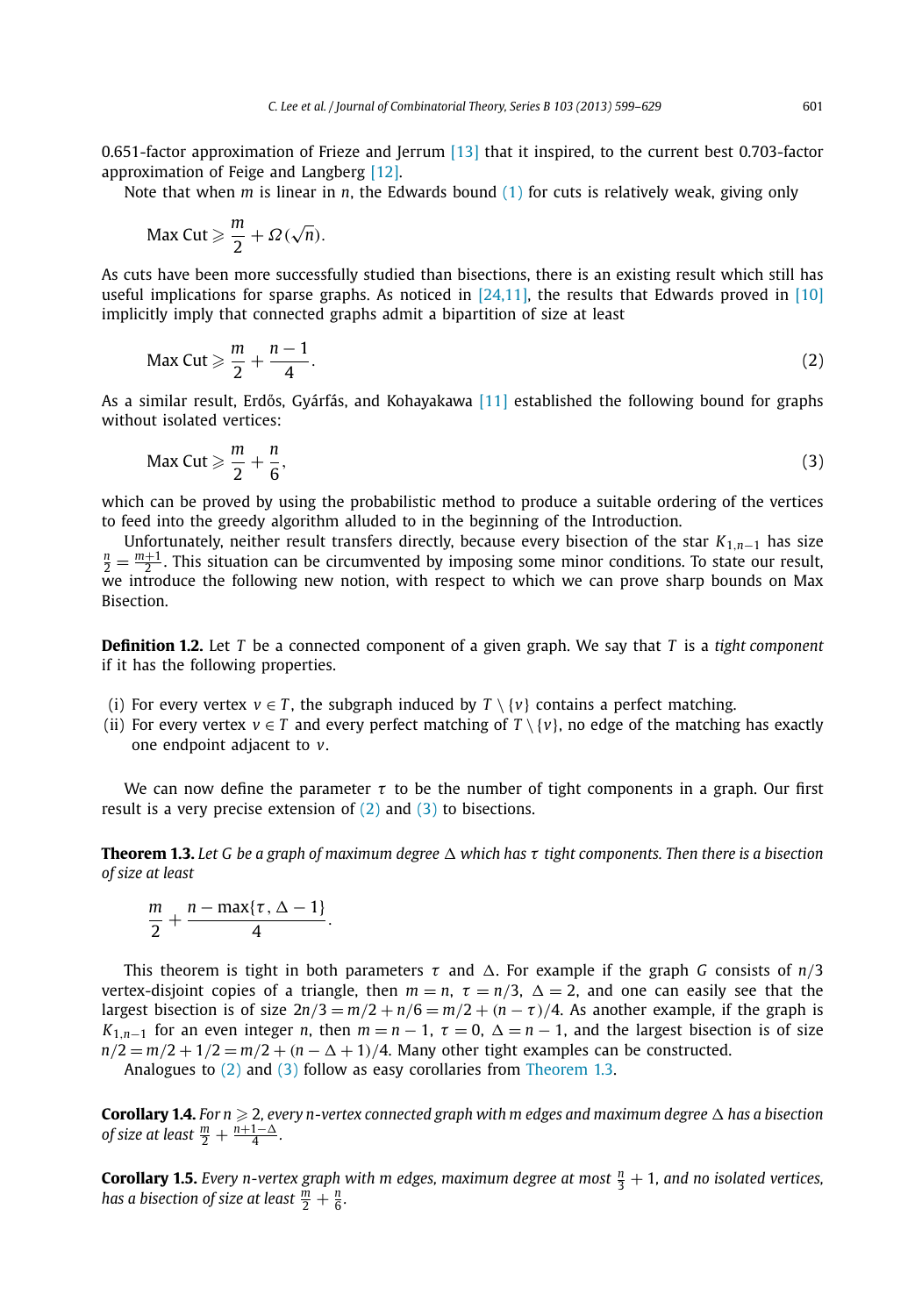0.651-factor approximation of Frieze and Jerrum [13] that it inspired, to the current best 0.703-factor approximation of Feige and Langberg [12].

Note that when $m$ is linear in $n$, the Edwards bound (1) for cuts is relatively weak, giving only

$$\text{Max Cut} \geqslant \frac{m}{2} + \Omega(\sqrt{n}).$$

As cuts have been more successfully studied than bisections, there is an existing result which still has useful implications for sparse graphs. As noticed in [24,11], the results that Edwards proved in [10] implicitly imply that connected graphs admit a bipartition of size at least

$$\text{Max Cut} \geqslant \frac{m}{2} + \frac{n-1}{4}. \tag{2}$$

As a similar result, Erdős, Gyárfás, and Kohayakawa [11] established the following bound for graphs without isolated vertices:

$$\text{Max Cut} \geqslant \frac{m}{2} + \frac{n}{6}, \tag{3}$$

which can be proved by using the probabilistic method to produce a suitable ordering of the vertices to feed into the greedy algorithm alluded to in the beginning of the Introduction.

Unfortunately, neither result transfers directly, because every bisection of the star $K_{1,n-1}$ has size $\frac{n}{2} = \frac{m+1}{2}$. This situation can be circumvented by imposing some minor conditions. To state our result, we introduce the following new notion, with respect to which we can prove sharp bounds on Max Bisection.

**Definition 1.2.** Let $T$ be a connected component of a given graph. We say that $T$ is a *tight component* if it has the following properties.

(i) For every vertex $v \in T$, the subgraph induced by $T \setminus \{v\}$ contains a perfect matching.
(ii) For every vertex $v \in T$ and every perfect matching of $T \setminus \{v\}$, no edge of the matching has exactly one endpoint adjacent to $v$.

We can now define the parameter $\tau$ to be the number of tight components in a graph. Our first result is a very precise extension of (2) and (3) to bisections.

**Theorem 1.3.** *Let $G$ be a graph of maximum degree $\Delta$ which has $\tau$ tight components. Then there is a bisection of size at least*

$$\frac{m}{2} + \frac{n - \max\{\tau, \Delta - 1\}}{4}.$$

This theorem is tight in both parameters $\tau$ and $\Delta$. For example if the graph $G$ consists of $n/3$ vertex-disjoint copies of a triangle, then $m = n$, $\tau = n/3$, $\Delta = 2$, and one can easily see that the largest bisection is of size $2n/3 = m/2 + n/6 = m/2 + (n - \tau)/4$. As another example, if the graph is $K_{1,n-1}$ for an even integer $n$, then $m = n - 1$, $\tau = 0$, $\Delta = n - 1$, and the largest bisection is of size $n/2 = m/2 + 1/2 = m/2 + (n - \Delta + 1)/4$. Many other tight examples can be constructed.

Analogues to (2) and (3) follow as easy corollaries from Theorem 1.3.

**Corollary 1.4.** *For $n \geqslant 2$, every $n$-vertex connected graph with $m$ edges and maximum degree $\Delta$ has a bisection of size at least $\frac{m}{2} + \frac{n+1-\Delta}{4}$.*

**Corollary 1.5.** *Every $n$-vertex graph with $m$ edges, maximum degree at most $\frac{n}{3} + 1$, and no isolated vertices, has a bisection of size at least $\frac{m}{2} + \frac{n}{6}$.*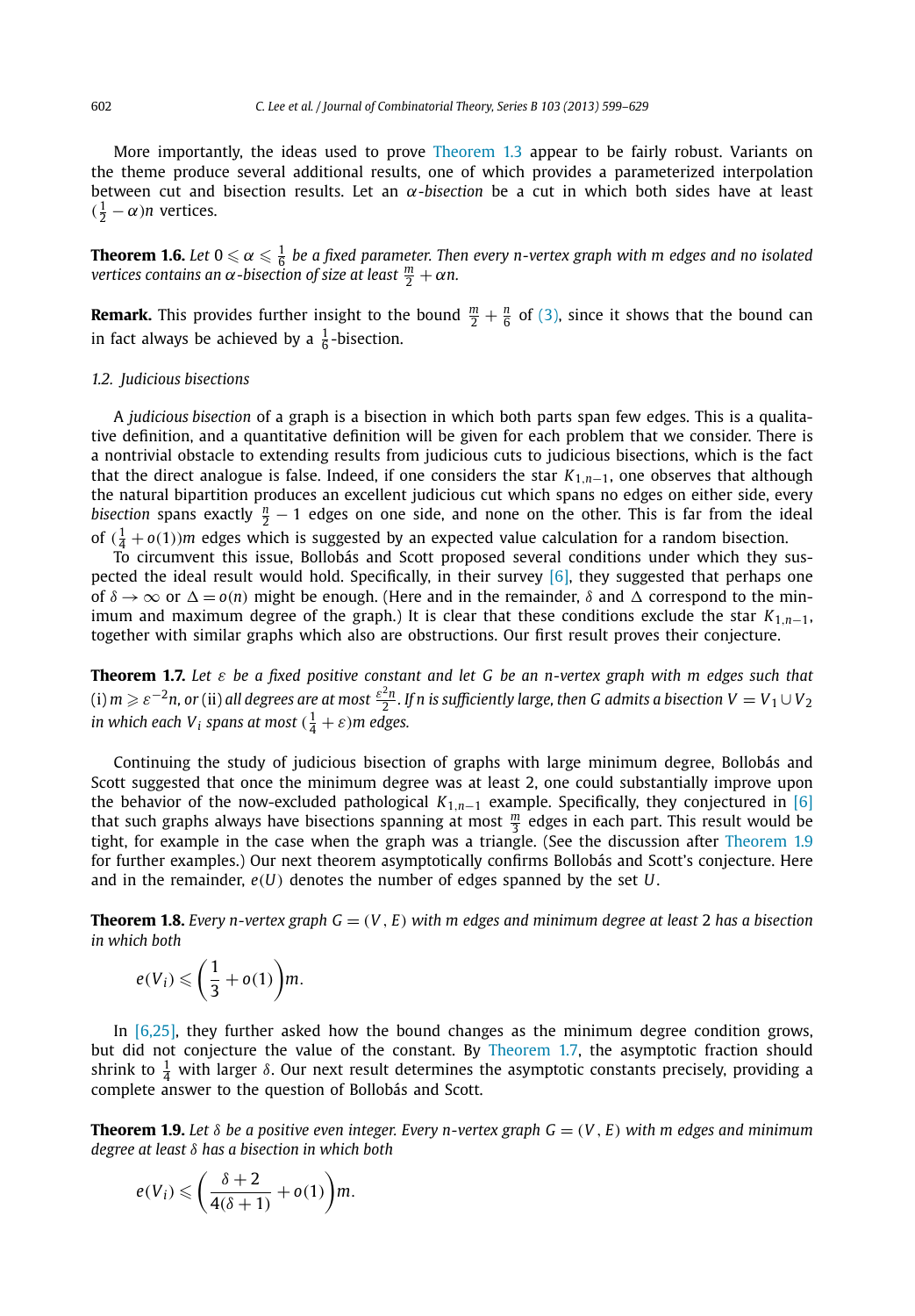More importantly, the ideas used to prove Theorem 1.3 appear to be fairly robust. Variants on the theme produce several additional results, one of which provides a parameterized interpolation between cut and bisection results. Let an *α-bisection* be a cut in which both sides have at least $(\frac{1}{2} - \alpha)n$ vertices.

**Theorem 1.6.** *Let $0 \leqslant \alpha \leqslant \frac{1}{6}$ be a fixed parameter. Then every $n$-vertex graph with $m$ edges and no isolated vertices contains an $\alpha$-bisection of size at least $\frac{m}{2} + \alpha n$.*

**Remark.** This provides further insight to the bound $\frac{m}{2} + \frac{n}{6}$ of (3), since it shows that the bound can in fact always be achieved by a $\frac{1}{6}$-bisection.

### 1.2. Judicious bisections

A *judicious bisection* of a graph is a bisection in which both parts span few edges. This is a qualitative definition, and a quantitative definition will be given for each problem that we consider. There is a nontrivial obstacle to extending results from judicious cuts to judicious bisections, which is the fact that the direct analogue is false. Indeed, if one considers the star $K_{1,n-1}$, one observes that although the natural bipartition produces an excellent judicious cut which spans no edges on either side, every *bisection* spans exactly $\frac{n}{2} - 1$ edges on one side, and none on the other. This is far from the ideal of $(\frac{1}{4} + o(1))m$ edges which is suggested by an expected value calculation for a random bisection.

To circumvent this issue, Bollobás and Scott proposed several conditions under which they suspected the ideal result would hold. Specifically, in their survey [6], they suggested that perhaps one of $\delta \to \infty$ or $\Delta = o(n)$ might be enough. (Here and in the remainder, $\delta$ and $\Delta$ correspond to the minimum and maximum degree of the graph.) It is clear that these conditions exclude the star $K_{1,n-1}$, together with similar graphs which also are obstructions. Our first result proves their conjecture.

**Theorem 1.7.** *Let $\varepsilon$ be a fixed positive constant and let $G$ be an $n$-vertex graph with $m$ edges such that* (i) *$m \geqslant \varepsilon^{-2}n$, or* (ii) *all degrees are at most $\frac{\varepsilon^2 n}{2}$. If $n$ is sufficiently large, then $G$ admits a bisection $V = V_1 \cup V_2$ in which each $V_i$ spans at most $(\frac{1}{4} + \varepsilon)m$ edges.*

Continuing the study of judicious bisection of graphs with large minimum degree, Bollobás and Scott suggested that once the minimum degree was at least 2, one could substantially improve upon the behavior of the now-excluded pathological $K_{1,n-1}$ example. Specifically, they conjectured in [6] that such graphs always have bisections spanning at most $\frac{m}{3}$ edges in each part. This result would be tight, for example in the case when the graph was a triangle. (See the discussion after Theorem 1.9 for further examples.) Our next theorem asymptotically confirms Bollobás and Scott's conjecture. Here and in the remainder, $e(U)$ denotes the number of edges spanned by the set $U$.

**Theorem 1.8.** *Every $n$-vertex graph $G = (V, E)$ with $m$ edges and minimum degree at least 2 has a bisection in which both*

$$e(V_i) \leqslant \left(\frac{1}{3} + o(1)\right)m.$$

In [6,25], they further asked how the bound changes as the minimum degree condition grows, but did not conjecture the value of the constant. By Theorem 1.7, the asymptotic fraction should shrink to $\frac{1}{4}$ with larger $\delta$. Our next result determines the asymptotic constants precisely, providing a complete answer to the question of Bollobás and Scott.

**Theorem 1.9.** *Let $\delta$ be a positive even integer. Every $n$-vertex graph $G = (V, E)$ with $m$ edges and minimum degree at least $\delta$ has a bisection in which both*

$$e(V_i) \leqslant \left(\frac{\delta + 2}{4(\delta + 1)} + o(1)\right)m.$$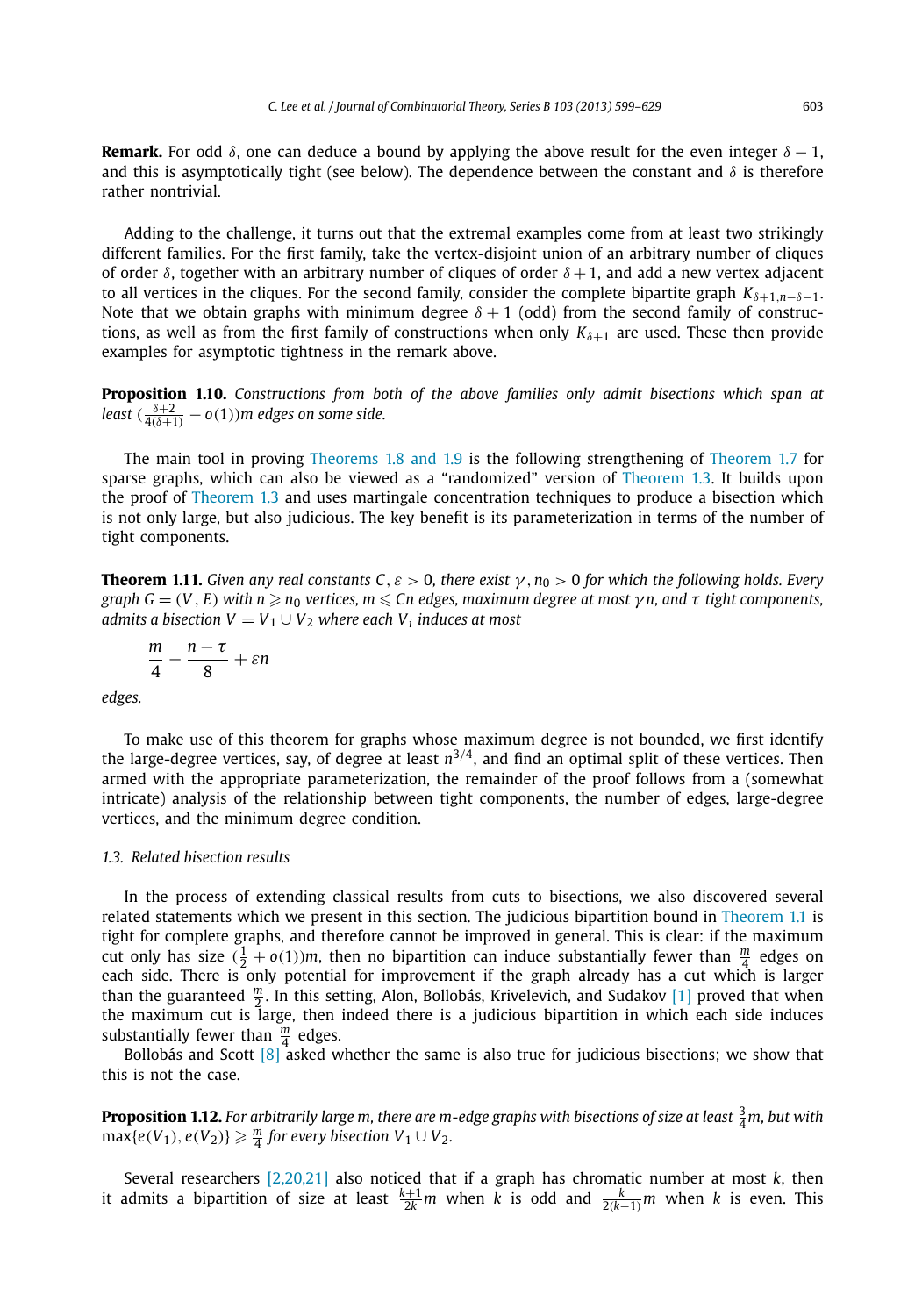**Remark.** For odd $\delta$, one can deduce a bound by applying the above result for the even integer $\delta - 1$, and this is asymptotically tight (see below). The dependence between the constant and $\delta$ is therefore rather nontrivial.

Adding to the challenge, it turns out that the extremal examples come from at least two strikingly different families. For the first family, take the vertex-disjoint union of an arbitrary number of cliques of order $\delta$, together with an arbitrary number of cliques of order $\delta+1$, and add a new vertex adjacent to all vertices in the cliques. For the second family, consider the complete bipartite graph $K_{\delta+1,n-\delta-1}$. Note that we obtain graphs with minimum degree $\delta+1$ (odd) from the second family of constructions, as well as from the first family of constructions when only $K_{\delta+1}$ are used. These then provide examples for asymptotic tightness in the remark above.

**Proposition 1.10.** *Constructions from both of the above families only admit bisections which span at least* $(\frac{\delta+2}{4(\delta+1)} - o(1))m$ *edges on some side.*

The main tool in proving Theorems 1.8 and 1.9 is the following strengthening of Theorem 1.7 for sparse graphs, which can also be viewed as a "randomized" version of Theorem 1.3. It builds upon the proof of Theorem 1.3 and uses martingale concentration techniques to produce a bisection which is not only large, but also judicious. The key benefit is its parameterization in terms of the number of tight components.

**Theorem 1.11.** *Given any real constants* $C, \varepsilon > 0$*, there exist* $\gamma, n_0 > 0$ *for which the following holds. Every graph* $G = (V, E)$ *with* $n \geqslant n_0$ *vertices,* $m \leqslant Cn$ *edges, maximum degree at most* $\gamma n$*, and* $\tau$ *tight components, admits a bisection* $V = V_1 \cup V_2$ *where each* $V_i$ *induces at most*

$$\frac{m}{4} - \frac{n-\tau}{8} + \varepsilon n$$

*edges.*

To make use of this theorem for graphs whose maximum degree is not bounded, we first identify the large-degree vertices, say, of degree at least $n^{3/4}$, and find an optimal split of these vertices. Then armed with the appropriate parameterization, the remainder of the proof follows from a (somewhat intricate) analysis of the relationship between tight components, the number of edges, large-degree vertices, and the minimum degree condition.

### 1.3. Related bisection results

In the process of extending classical results from cuts to bisections, we also discovered several related statements which we present in this section. The judicious bipartition bound in Theorem 1.1 is tight for complete graphs, and therefore cannot be improved in general. This is clear: if the maximum cut only has size $(\frac{1}{2} + o(1))m$, then no bipartition can induce substantially fewer than $\frac{m}{4}$ edges on each side. There is only potential for improvement if the graph already has a cut which is larger than the guaranteed $\frac{m}{2}$. In this setting, Alon, Bollobás, Krivelevich, and Sudakov [1] proved that when the maximum cut is large, then indeed there is a judicious bipartition in which each side induces substantially fewer than $\frac{m}{4}$ edges.

Bollobás and Scott [8] asked whether the same is also true for judicious bisections; we show that this is not the case.

**Proposition 1.12.** *For arbitrarily large* $m$*, there are* $m$*-edge graphs with bisections of size at least* $\frac{3}{4}m$*, but with* $\max\{e(V_1), e(V_2)\} \geqslant \frac{m}{4}$ *for every bisection* $V_1 \cup V_2$*.*

Several researchers [2,20,21] also noticed that if a graph has chromatic number at most $k$, then it admits a bipartition of size at least $\frac{k+1}{2k}m$ when $k$ is odd and $\frac{k}{2(k-1)}m$ when $k$ is even. This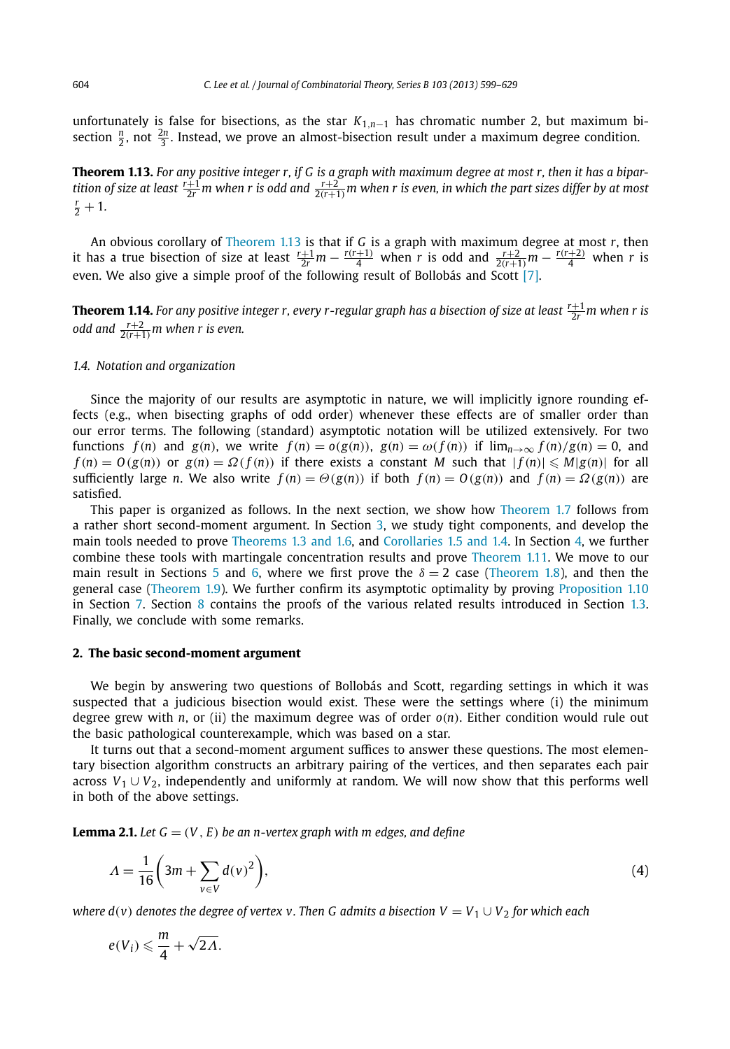unfortunately is false for bisections, as the star $K_{1,n-1}$ has chromatic number 2, but maximum bisection $\frac{n}{2}$, not $\frac{2n}{3}$. Instead, we prove an almost-bisection result under a maximum degree condition.

**Theorem 1.13.** *For any positive integer $r$, if $G$ is a graph with maximum degree at most $r$, then it has a bipartition of size at least $\frac{r+1}{2r}m$ when $r$ is odd and $\frac{r+2}{2(r+1)}m$ when $r$ is even, in which the part sizes differ by at most $\frac{r}{2}+1$.*

An obvious corollary of Theorem 1.13 is that if $G$ is a graph with maximum degree at most $r$, then it has a true bisection of size at least $\frac{r+1}{2r}m - \frac{r(r+1)}{4}$ when $r$ is odd and $\frac{r+2}{2(r+1)}m - \frac{r(r+2)}{4}$ when $r$ is even. We also give a simple proof of the following result of Bollobás and Scott [7].

**Theorem 1.14.** *For any positive integer $r$, every $r$-regular graph has a bisection of size at least $\frac{r+1}{2r}m$ when $r$ is odd and $\frac{r+2}{2(r+1)}m$ when $r$ is even.*

### 1.4. Notation and organization

Since the majority of our results are asymptotic in nature, we will implicitly ignore rounding effects (e.g., when bisecting graphs of odd order) whenever these effects are of smaller order than our error terms. The following (standard) asymptotic notation will be utilized extensively. For two functions $f(n)$ and $g(n)$, we write $f(n) = o(g(n))$, $g(n) = \omega(f(n))$ if $\lim_{n\to\infty} f(n)/g(n) = 0$, and $f(n) = O(g(n))$ or $g(n) = \Omega(f(n))$ if there exists a constant $M$ such that $|f(n)| \leqslant M|g(n)|$ for all sufficiently large $n$. We also write $f(n) = \Theta(g(n))$ if both $f(n) = O(g(n))$ and $f(n) = \Omega(g(n))$ are satisfied.

This paper is organized as follows. In the next section, we show how Theorem 1.7 follows from a rather short second-moment argument. In Section 3, we study tight components, and develop the main tools needed to prove Theorems 1.3 and 1.6, and Corollaries 1.5 and 1.4. In Section 4, we further combine these tools with martingale concentration results and prove Theorem 1.11. We move to our main result in Sections 5 and 6, where we first prove the $\delta = 2$ case (Theorem 1.8), and then the general case (Theorem 1.9). We further confirm its asymptotic optimality by proving Proposition 1.10 in Section 7. Section 8 contains the proofs of the various related results introduced in Section 1.3. Finally, we conclude with some remarks.

## 2. The basic second-moment argument

We begin by answering two questions of Bollobás and Scott, regarding settings in which it was suspected that a judicious bisection would exist. These were the settings where (i) the minimum degree grew with $n$, or (ii) the maximum degree was of order $o(n)$. Either condition would rule out the basic pathological counterexample, which was based on a star.

It turns out that a second-moment argument suffices to answer these questions. The most elementary bisection algorithm constructs an arbitrary pairing of the vertices, and then separates each pair across $V_1 \cup V_2$, independently and uniformly at random. We will now show that this performs well in both of the above settings.

**Lemma 2.1.** *Let $G = (V, E)$ be an $n$-vertex graph with $m$ edges, and define*

$$\Lambda = \frac{1}{16}\left(3m + \sum_{v\in V} d(v)^2\right), \tag{4}$$

*where $d(v)$ denotes the degree of vertex $v$. Then $G$ admits a bisection $V = V_1 \cup V_2$ for which each*

$$e(V_i) \leqslant \frac{m}{4} + \sqrt{2\Lambda}.$$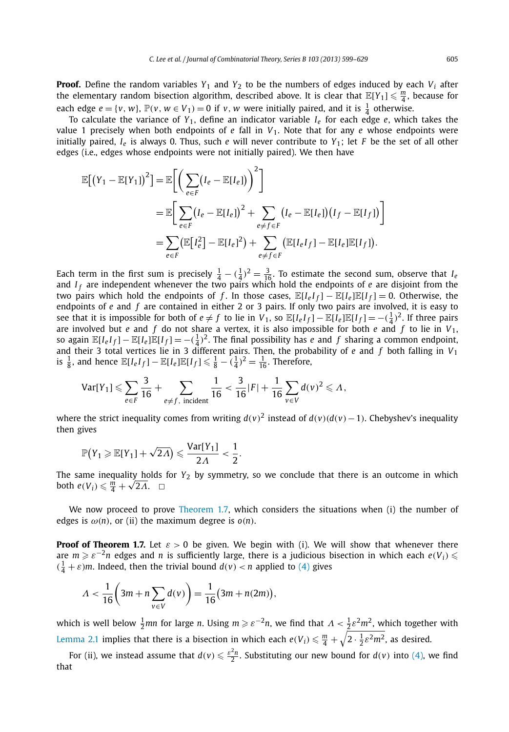**Proof.** Define the random variables $Y_1$ and $Y_2$ to be the numbers of edges induced by each $V_i$ after the elementary random bisection algorithm, described above. It is clear that $\mathbb{E}[Y_1] \leqslant \frac{m}{4}$, because for each edge $e = \{v, w\}$, $\mathbb{P}(v, w \in V_1) = 0$ if $v, w$ were initially paired, and it is $\frac{1}{4}$ otherwise.

To calculate the variance of $Y_1$, define an indicator variable $I_e$ for each edge $e$, which takes the value 1 precisely when both endpoints of $e$ fall in $V_1$. Note that for any $e$ whose endpoints were initially paired, $I_e$ is always 0. Thus, such $e$ will never contribute to $Y_1$; let $F$ be the set of all other edges (i.e., edges whose endpoints were not initially paired). We then have

$$\mathbb{E}\big[(Y_1 - \mathbb{E}[Y_1])^2\big] = \mathbb{E}\bigg[\bigg(\sum_{e\in F}(I_e - \mathbb{E}[I_e])\bigg)^2\bigg]$$

$$= \mathbb{E}\bigg[\sum_{e\in F}(I_e - \mathbb{E}[I_e])^2 + \sum_{e\neq f\in F}(I_e - \mathbb{E}[I_e])(I_f - \mathbb{E}[I_f])\bigg]$$

$$= \sum_{e\in F}\big(\mathbb{E}[I_e^2] - \mathbb{E}[I_e]^2\big) + \sum_{e\neq f\in F}\big(\mathbb{E}[I_eI_f] - \mathbb{E}[I_e]\mathbb{E}[I_f]\big).$$

Each term in the first sum is precisely $\frac{1}{4} - (\frac{1}{4})^2 = \frac{3}{16}$. To estimate the second sum, observe that $I_e$ and $I_f$ are independent whenever the two pairs which hold the endpoints of $e$ are disjoint from the two pairs which hold the endpoints of $f$. In those cases, $\mathbb{E}[I_eI_f] - \mathbb{E}[I_e]\mathbb{E}[I_f] = 0$. Otherwise, the endpoints of $e$ and $f$ are contained in either 2 or 3 pairs. If only two pairs are involved, it is easy to see that it is impossible for both of $e \neq f$ to lie in $V_1$, so $\mathbb{E}[I_eI_f] - \mathbb{E}[I_e]\mathbb{E}[I_f] = -(\frac{1}{4})^2$. If three pairs are involved but $e$ and $f$ do not share a vertex, it is also impossible for both $e$ and $f$ to lie in $V_1$, so again $\mathbb{E}[I_eI_f] - \mathbb{E}[I_e]\mathbb{E}[I_f] = -(\frac{1}{4})^2$. The final possibility has $e$ and $f$ sharing a common endpoint, and their 3 total vertices lie in 3 different pairs. Then, the probability of $e$ and $f$ both falling in $V_1$ is $\frac{1}{8}$, and hence $\mathbb{E}[I_eI_f] - \mathbb{E}[I_e]\mathbb{E}[I_f] \leqslant \frac{1}{8} - (\frac{1}{4})^2 = \frac{1}{16}$. Therefore,

$$\operatorname{Var}[Y_1] \leqslant \sum_{e\in F}\frac{3}{16} + \sum_{e\neq f,\ \text{incident}}\frac{1}{16} < \frac{3}{16}|F| + \frac{1}{16}\sum_{v\in V}d(v)^2 \leqslant \Lambda,$$

where the strict inequality comes from writing $d(v)^2$ instead of $d(v)(d(v)-1)$. Chebyshev's inequality then gives

$$\mathbb{P}\big(Y_1 \geqslant \mathbb{E}[Y_1] + \sqrt{2\Lambda}\big) \leqslant \frac{\operatorname{Var}[Y_1]}{2\Lambda} < \frac{1}{2}.$$

The same inequality holds for $Y_2$ by symmetry, so we conclude that there is an outcome in which both $e(V_i) \leqslant \frac{m}{4} + \sqrt{2\Lambda}$. $\square$

We now proceed to prove Theorem 1.7, which considers the situations when (i) the number of edges is $\omega(n)$, or (ii) the maximum degree is $o(n)$.

**Proof of Theorem 1.7.** Let $\varepsilon > 0$ be given. We begin with (i). We will show that whenever there are $m \geqslant \varepsilon^{-2}n$ edges and $n$ is sufficiently large, there is a judicious bisection in which each $e(V_i) \leqslant (\frac{1}{4} + \varepsilon)m$. Indeed, then the trivial bound $d(v) < n$ applied to (4) gives

$$\Lambda < \frac{1}{16}\bigg(3m + n\sum_{v\in V}d(v)\bigg) = \frac{1}{16}\big(3m + n(2m)\big),$$

which is well below $\frac{1}{2}mn$ for large $n$. Using $m \geqslant \varepsilon^{-2}n$, we find that $\Lambda < \frac{1}{2}\varepsilon^2m^2$, which together with Lemma 2.1 implies that there is a bisection in which each $e(V_i) \leqslant \frac{m}{4} + \sqrt{2 \cdot \frac{1}{2}\varepsilon^2m^2}$, as desired.

For (ii), we instead assume that $d(v) \leqslant \frac{\varepsilon^2 n}{2}$. Substituting our new bound for $d(v)$ into (4), we find that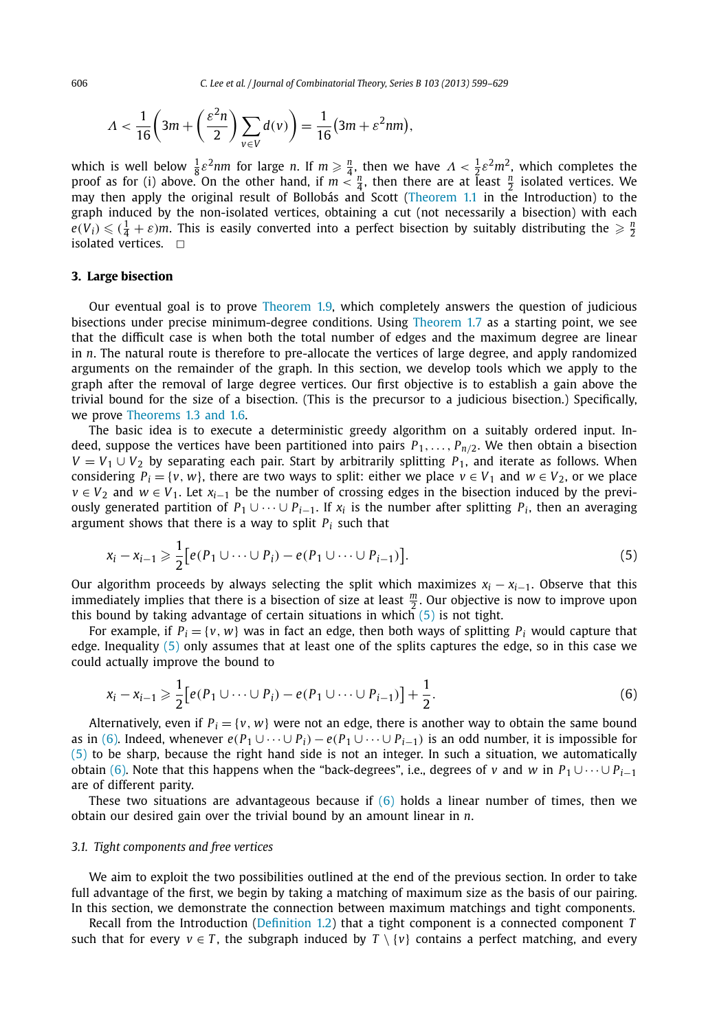$$\Lambda < \frac{1}{16}\left(3m + \left(\frac{\varepsilon^2 n}{2}\right)\sum_{v\in V} d(v)\right) = \frac{1}{16}\left(3m + \varepsilon^2 nm\right),$$

which is well below $\frac{1}{8}\varepsilon^2 nm$ for large $n$. If $m \geqslant \frac{n}{4}$, then we have $\Lambda < \frac{1}{2}\varepsilon^2 m^2$, which completes the proof as for (i) above. On the other hand, if $m < \frac{n}{4}$, then there are at least $\frac{n}{2}$ isolated vertices. We may then apply the original result of Bollobás and Scott (Theorem 1.1 in the Introduction) to the graph induced by the non-isolated vertices, obtaining a cut (not necessarily a bisection) with each $e(V_i) \leqslant (\frac{1}{4} + \varepsilon)m$. This is easily converted into a perfect bisection by suitably distributing the $\geqslant \frac{n}{2}$ isolated vertices. $\square$

## 3. Large bisection

Our eventual goal is to prove Theorem 1.9, which completely answers the question of judicious bisections under precise minimum-degree conditions. Using Theorem 1.7 as a starting point, we see that the difficult case is when both the total number of edges and the maximum degree are linear in $n$. The natural route is therefore to pre-allocate the vertices of large degree, and apply randomized arguments on the remainder of the graph. In this section, we develop tools which we apply to the graph after the removal of large degree vertices. Our first objective is to establish a gain above the trivial bound for the size of a bisection. (This is the precursor to a judicious bisection.) Specifically, we prove Theorems 1.3 and 1.6.

The basic idea is to execute a deterministic greedy algorithm on a suitably ordered input. Indeed, suppose the vertices have been partitioned into pairs $P_1, \ldots, P_{n/2}$. We then obtain a bisection $V = V_1 \cup V_2$ by separating each pair. Start by arbitrarily splitting $P_1$, and iterate as follows. When considering $P_i = \{v, w\}$, there are two ways to split: either we place $v \in V_1$ and $w \in V_2$, or we place $v \in V_2$ and $w \in V_1$. Let $x_{i-1}$ be the number of crossing edges in the bisection induced by the previously generated partition of $P_1 \cup \cdots \cup P_{i-1}$. If $x_i$ is the number after splitting $P_i$, then an averaging argument shows that there is a way to split $P_i$ such that

$$x_i - x_{i-1} \geqslant \frac{1}{2}\left[e(P_1 \cup \cdots \cup P_i) - e(P_1 \cup \cdots \cup P_{i-1})\right]. \tag{5}$$

Our algorithm proceeds by always selecting the split which maximizes $x_i - x_{i-1}$. Observe that this immediately implies that there is a bisection of size at least $\frac{m}{2}$. Our objective is now to improve upon this bound by taking advantage of certain situations in which (5) is not tight.

For example, if $P_i = \{v, w\}$ was in fact an edge, then both ways of splitting $P_i$ would capture that edge. Inequality (5) only assumes that at least one of the splits captures the edge, so in this case we could actually improve the bound to

$$x_i - x_{i-1} \geqslant \frac{1}{2}\left[e(P_1 \cup \cdots \cup P_i) - e(P_1 \cup \cdots \cup P_{i-1})\right] + \frac{1}{2}. \tag{6}$$

Alternatively, even if $P_i = \{v, w\}$ were not an edge, there is another way to obtain the same bound as in (6). Indeed, whenever $e(P_1 \cup \cdots \cup P_i) - e(P_1 \cup \cdots \cup P_{i-1})$ is an odd number, it is impossible for (5) to be sharp, because the right hand side is not an integer. In such a situation, we automatically obtain (6). Note that this happens when the "back-degrees", i.e., degrees of $v$ and $w$ in $P_1 \cup \cdots \cup P_{i-1}$ are of different parity.

These two situations are advantageous because if (6) holds a linear number of times, then we obtain our desired gain over the trivial bound by an amount linear in $n$.

### 3.1. Tight components and free vertices

We aim to exploit the two possibilities outlined at the end of the previous section. In order to take full advantage of the first, we begin by taking a matching of maximum size as the basis of our pairing. In this section, we demonstrate the connection between maximum matchings and tight components.

Recall from the Introduction (Definition 1.2) that a tight component is a connected component $T$ such that for every $v \in T$, the subgraph induced by $T \setminus \{v\}$ contains a perfect matching, and every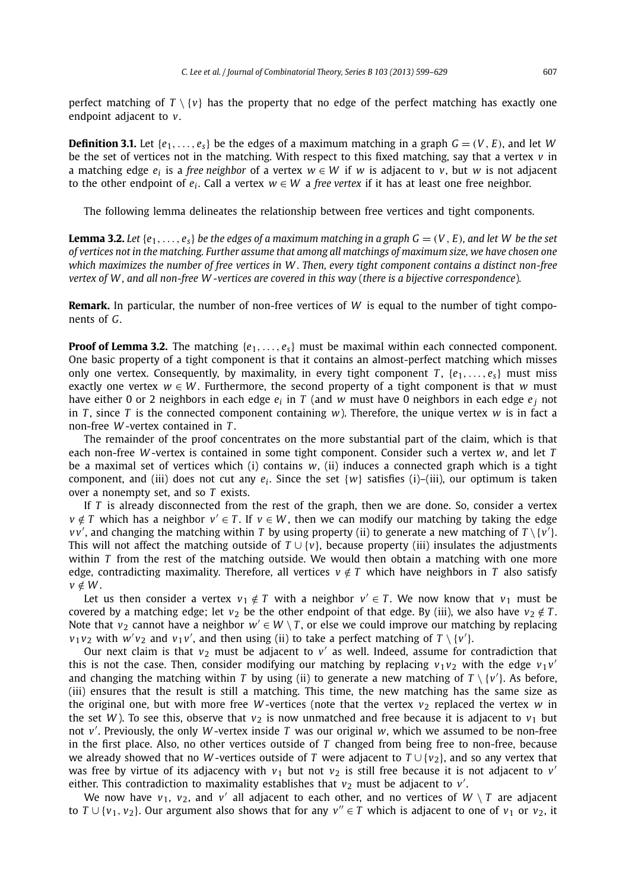perfect matching of $T \setminus \{v\}$ has the property that no edge of the perfect matching has exactly one endpoint adjacent to $v$.

**Definition 3.1.** Let $\{e_1, \ldots, e_s\}$ be the edges of a maximum matching in a graph $G = (V, E)$, and let $W$ be the set of vertices not in the matching. With respect to this fixed matching, say that a vertex $v$ in a matching edge $e_i$ is a *free neighbor* of a vertex $w \in W$ if $w$ is adjacent to $v$, but $w$ is not adjacent to the other endpoint of $e_i$. Call a vertex $w \in W$ a *free vertex* if it has at least one free neighbor.

The following lemma delineates the relationship between free vertices and tight components.

**Lemma 3.2.** *Let $\{e_1, \ldots, e_s\}$ be the edges of a maximum matching in a graph $G = (V, E)$, and let $W$ be the set of vertices not in the matching. Further assume that among all matchings of maximum size, we have chosen one which maximizes the number of free vertices in $W$. Then, every tight component contains a distinct non-free vertex of $W$, and all non-free $W$-vertices are covered in this way (there is a bijective correspondence).*

**Remark.** In particular, the number of non-free vertices of $W$ is equal to the number of tight components of $G$.

**Proof of Lemma 3.2.** The matching $\{e_1, \ldots, e_s\}$ must be maximal within each connected component. One basic property of a tight component is that it contains an almost-perfect matching which misses only one vertex. Consequently, by maximality, in every tight component $T$, $\{e_1, \ldots, e_s\}$ must miss exactly one vertex $w \in W$. Furthermore, the second property of a tight component is that $w$ must have either 0 or 2 neighbors in each edge $e_i$ in $T$ (and $w$ must have 0 neighbors in each edge $e_j$ not in $T$, since $T$ is the connected component containing $w$). Therefore, the unique vertex $w$ is in fact a non-free $W$-vertex contained in $T$.

The remainder of the proof concentrates on the more substantial part of the claim, which is that each non-free $W$-vertex is contained in some tight component. Consider such a vertex $w$, and let $T$ be a maximal set of vertices which (i) contains $w$, (ii) induces a connected graph which is a tight component, and (iii) does not cut any $e_i$. Since the set $\{w\}$ satisfies (i)–(iii), our optimum is taken over a nonempty set, and so $T$ exists.

If $T$ is already disconnected from the rest of the graph, then we are done. So, consider a vertex $v \notin T$ which has a neighbor $v' \in T$. If $v \in W$, then we can modify our matching by taking the edge $vv'$, and changing the matching within $T$ by using property (ii) to generate a new matching of $T \setminus \{v'\}$. This will not affect the matching outside of $T \cup \{v\}$, because property (iii) insulates the adjustments within $T$ from the rest of the matching outside. We would then obtain a matching with one more edge, contradicting maximality. Therefore, all vertices $v \notin T$ which have neighbors in $T$ also satisfy $v \notin W$.

Let us then consider a vertex $v_1 \notin T$ with a neighbor $v' \in T$. We now know that $v_1$ must be covered by a matching edge; let $v_2$ be the other endpoint of that edge. By (iii), we also have $v_2 \notin T$. Note that $v_2$ cannot have a neighbor $w' \in W \setminus T$, or else we could improve our matching by replacing $v_1v_2$ with $w'v_2$ and $v_1v'$, and then using (ii) to take a perfect matching of $T \setminus \{v'\}$.

Our next claim is that $v_2$ must be adjacent to $v'$ as well. Indeed, assume for contradiction that this is not the case. Then, consider modifying our matching by replacing $v_1v_2$ with the edge $v_1v'$ and changing the matching within $T$ by using (ii) to generate a new matching of $T \setminus \{v'\}$. As before, (iii) ensures that the result is still a matching. This time, the new matching has the same size as the original one, but with more free $W$-vertices (note that the vertex $v_2$ replaced the vertex $w$ in the set $W$). To see this, observe that $v_2$ is now unmatched and free because it is adjacent to $v_1$ but not $v'$. Previously, the only $W$-vertex inside $T$ was our original $w$, which we assumed to be non-free in the first place. Also, no other vertices outside of $T$ changed from being free to non-free, because we already showed that no $W$-vertices outside of $T$ were adjacent to $T \cup \{v_2\}$, and so any vertex that was free by virtue of its adjacency with $v_1$ but not $v_2$ is still free because it is not adjacent to $v'$ either. This contradiction to maximality establishes that $v_2$ must be adjacent to $v'$.

We now have $v_1$, $v_2$, and $v'$ all adjacent to each other, and no vertices of $W \setminus T$ are adjacent to $T \cup \{v_1, v_2\}$. Our argument also shows that for any $v'' \in T$ which is adjacent to one of $v_1$ or $v_2$, it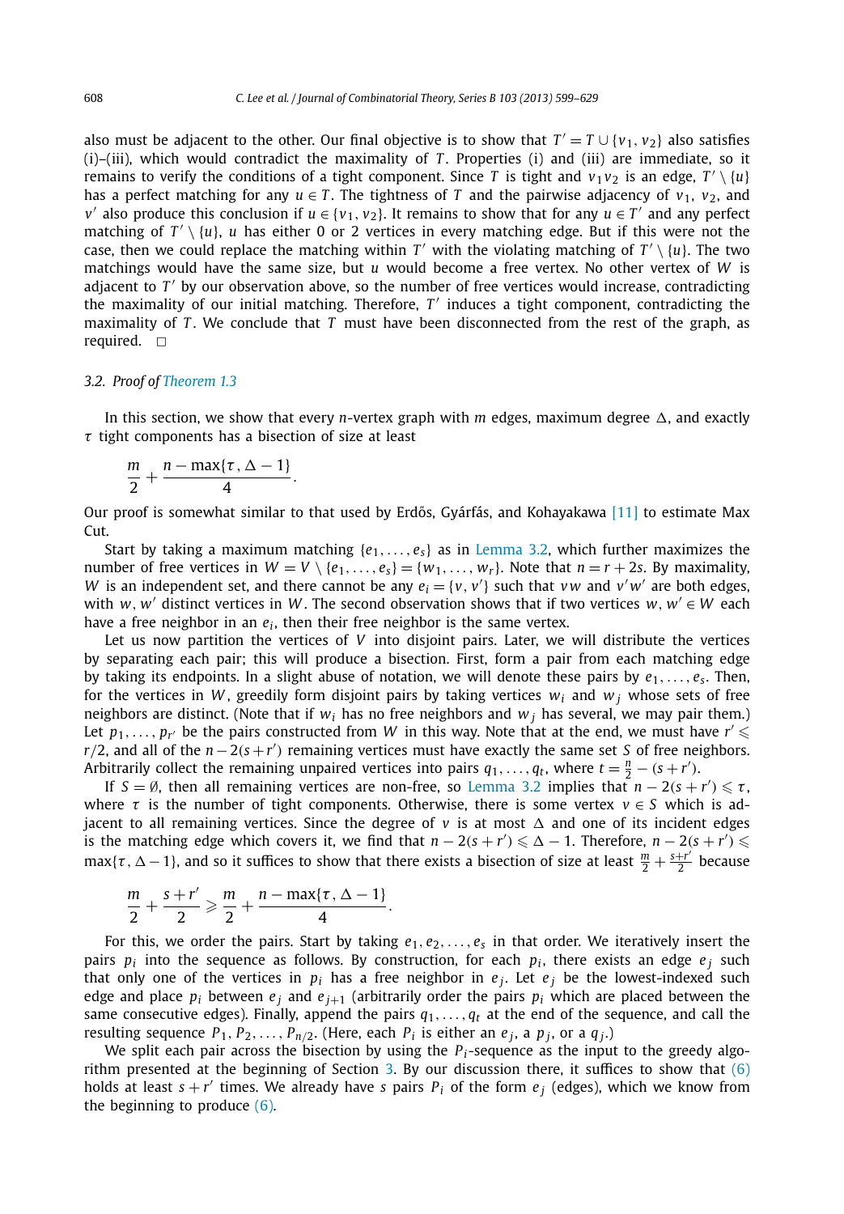also must be adjacent to the other. Our final objective is to show that $T' = T \cup \{v_1, v_2\}$ also satisfies (i)–(iii), which would contradict the maximality of $T$. Properties (i) and (iii) are immediate, so it remains to verify the conditions of a tight component. Since $T$ is tight and $v_1 v_2$ is an edge, $T' \setminus \{u\}$ has a perfect matching for any $u \in T$. The tightness of $T$ and the pairwise adjacency of $v_1$, $v_2$, and $v'$ also produce this conclusion if $u \in \{v_1, v_2\}$. It remains to show that for any $u \in T'$ and any perfect matching of $T' \setminus \{u\}$, $u$ has either 0 or 2 vertices in every matching edge. But if this were not the case, then we could replace the matching within $T'$ with the violating matching of $T' \setminus \{u\}$. The two matchings would have the same size, but $u$ would become a free vertex. No other vertex of $W$ is adjacent to $T'$ by our observation above, so the number of free vertices would increase, contradicting the maximality of our initial matching. Therefore, $T'$ induces a tight component, contradicting the maximality of $T$. We conclude that $T$ must have been disconnected from the rest of the graph, as required. □

### 3.2. Proof of Theorem 1.3

In this section, we show that every $n$-vertex graph with $m$ edges, maximum degree $\Delta$, and exactly $\tau$ tight components has a bisection of size at least

$$\frac{m}{2} + \frac{n - \max\{\tau, \Delta - 1\}}{4}.$$

Our proof is somewhat similar to that used by Erdős, Gyárfás, and Kohayakawa [11] to estimate Max Cut.

Start by taking a maximum matching $\{e_1, \ldots, e_s\}$ as in Lemma 3.2, which further maximizes the number of free vertices in $W = V \setminus \{e_1, \ldots, e_s\} = \{w_1, \ldots, w_r\}$. Note that $n = r + 2s$. By maximality, $W$ is an independent set, and there cannot be any $e_i = \{v, v'\}$ such that $vw$ and $v'w'$ are both edges, with $w, w'$ distinct vertices in $W$. The second observation shows that if two vertices $w, w' \in W$ each have a free neighbor in an $e_i$, then their free neighbor is the same vertex.

Let us now partition the vertices of $V$ into disjoint pairs. Later, we will distribute the vertices by separating each pair; this will produce a bisection. First, form a pair from each matching edge by taking its endpoints. In a slight abuse of notation, we will denote these pairs by $e_1, \ldots, e_s$. Then, for the vertices in $W$, greedily form disjoint pairs by taking vertices $w_i$ and $w_j$ whose sets of free neighbors are distinct. (Note that if $w_i$ has no free neighbors and $w_j$ has several, we may pair them.) Let $p_1, \ldots, p_{r'}$ be the pairs constructed from $W$ in this way. Note that at the end, we must have $r' \leqslant r/2$, and all of the $n - 2(s + r')$ remaining vertices must have exactly the same set $S$ of free neighbors. Arbitrarily collect the remaining unpaired vertices into pairs $q_1, \ldots, q_t$, where $t = \frac{n}{2} - (s + r')$.

If $S = \emptyset$, then all remaining vertices are non-free, so Lemma 3.2 implies that $n - 2(s + r') \leqslant \tau$, where $\tau$ is the number of tight components. Otherwise, there is some vertex $v \in S$ which is adjacent to all remaining vertices. Since the degree of $v$ is at most $\Delta$ and one of its incident edges is the matching edge which covers it, we find that $n - 2(s + r') \leqslant \Delta - 1$. Therefore, $n - 2(s + r') \leqslant \max\{\tau, \Delta - 1\}$, and so it suffices to show that there exists a bisection of size at least $\frac{m}{2} + \frac{s+r'}{2}$ because

$$\frac{m}{2} + \frac{s + r'}{2} \geqslant \frac{m}{2} + \frac{n - \max\{\tau, \Delta - 1\}}{4}.$$

For this, we order the pairs. Start by taking $e_1, e_2, \ldots, e_s$ in that order. We iteratively insert the pairs $p_i$ into the sequence as follows. By construction, for each $p_i$, there exists an edge $e_j$ such that only one of the vertices in $p_i$ has a free neighbor in $e_j$. Let $e_j$ be the lowest-indexed such edge and place $p_i$ between $e_j$ and $e_{j+1}$ (arbitrarily order the pairs $p_i$ which are placed between the same consecutive edges). Finally, append the pairs $q_1, \ldots, q_t$ at the end of the sequence, and call the resulting sequence $P_1, P_2, \ldots, P_{n/2}$. (Here, each $P_i$ is either an $e_j$, a $p_j$, or a $q_j$.)

We split each pair across the bisection by using the $P_i$-sequence as the input to the greedy algorithm presented at the beginning of Section 3. By our discussion there, it suffices to show that (6) holds at least $s + r'$ times. We already have $s$ pairs $P_i$ of the form $e_j$ (edges), which we know from the beginning to produce (6).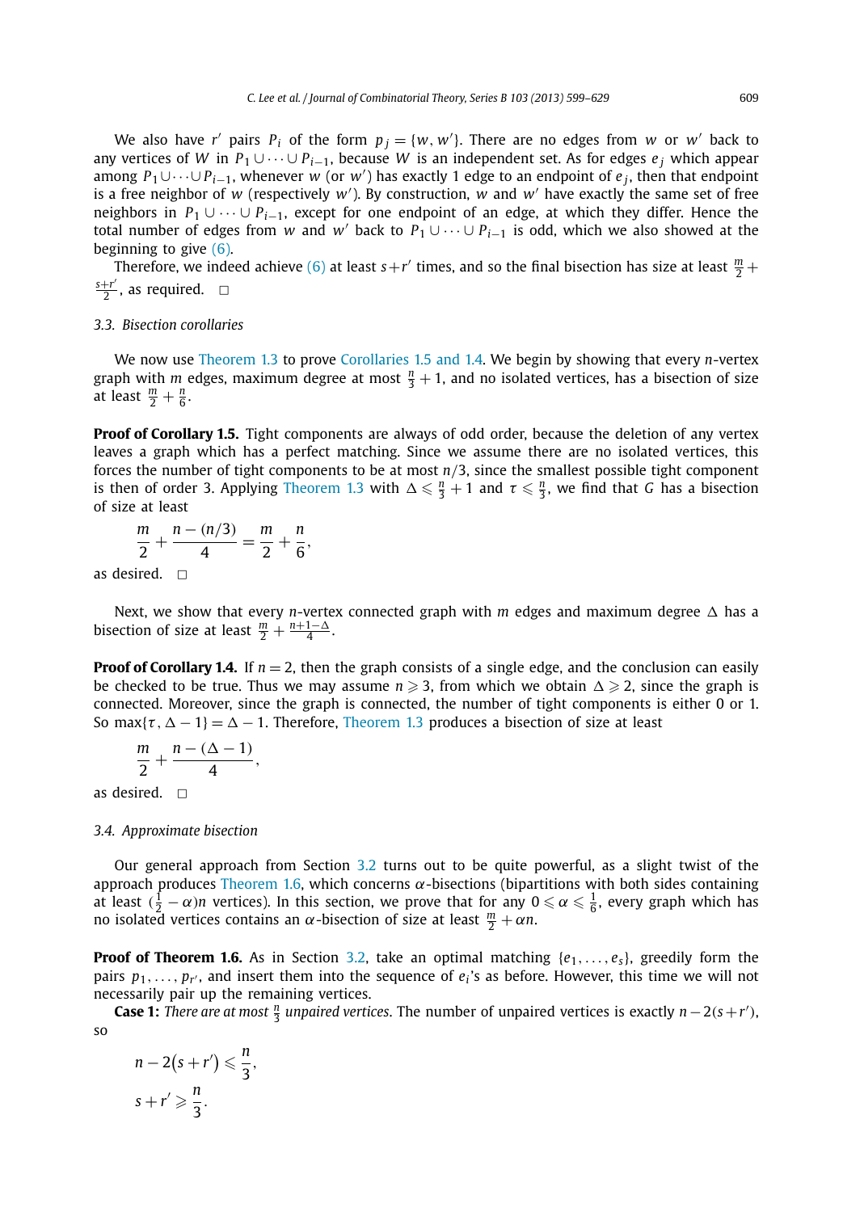We also have $r'$ pairs $P_i$ of the form $p_j = \{w, w'\}$. There are no edges from $w$ or $w'$ back to any vertices of $W$ in $P_1 \cup \cdots \cup P_{i-1}$, because $W$ is an independent set. As for edges $e_j$ which appear among $P_1 \cup \cdots \cup P_{i-1}$, whenever $w$ (or $w'$) has exactly 1 edge to an endpoint of $e_j$, then that endpoint is a free neighbor of $w$ (respectively $w'$). By construction, $w$ and $w'$ have exactly the same set of free neighbors in $P_1 \cup \cdots \cup P_{i-1}$, except for one endpoint of an edge, at which they differ. Hence the total number of edges from $w$ and $w'$ back to $P_1 \cup \cdots \cup P_{i-1}$ is odd, which we also showed at the beginning to give (6).

Therefore, we indeed achieve (6) at least $s+r'$ times, and so the final bisection has size at least $\frac{m}{2} + \frac{s+r'}{2}$, as required. □

### 3.3. Bisection corollaries

We now use Theorem 1.3 to prove Corollaries 1.5 and 1.4. We begin by showing that every $n$-vertex graph with $m$ edges, maximum degree at most $\frac{n}{3}+1$, and no isolated vertices, has a bisection of size at least $\frac{m}{2} + \frac{n}{6}$.

**Proof of Corollary 1.5.** Tight components are always of odd order, because the deletion of any vertex leaves a graph which has a perfect matching. Since we assume there are no isolated vertices, this forces the number of tight components to be at most $n/3$, since the smallest possible tight component is then of order 3. Applying Theorem 1.3 with $\Delta \leqslant \frac{n}{3}+1$ and $\tau \leqslant \frac{n}{3}$, we find that $G$ has a bisection of size at least

$$\frac{m}{2} + \frac{n-(n/3)}{4} = \frac{m}{2} + \frac{n}{6},$$

as desired. □

Next, we show that every $n$-vertex connected graph with $m$ edges and maximum degree $\Delta$ has a bisection of size at least $\frac{m}{2} + \frac{n+1-\Delta}{4}$.

**Proof of Corollary 1.4.** If $n = 2$, then the graph consists of a single edge, and the conclusion can easily be checked to be true. Thus we may assume $n \geqslant 3$, from which we obtain $\Delta \geqslant 2$, since the graph is connected. Moreover, since the graph is connected, the number of tight components is either 0 or 1. So $\max\{\tau, \Delta - 1\} = \Delta - 1$. Therefore, Theorem 1.3 produces a bisection of size at least

$$\frac{m}{2} + \frac{n-(\Delta-1)}{4},$$

as desired. □

### 3.4. Approximate bisection

Our general approach from Section 3.2 turns out to be quite powerful, as a slight twist of the approach produces Theorem 1.6, which concerns $\alpha$-bisections (bipartitions with both sides containing at least $(\frac{1}{2} - \alpha)n$ vertices). In this section, we prove that for any $0 \leqslant \alpha \leqslant \frac{1}{6}$, every graph which has no isolated vertices contains an $\alpha$-bisection of size at least $\frac{m}{2} + \alpha n$.

**Proof of Theorem 1.6.** As in Section 3.2, take an optimal matching $\{e_1, \ldots, e_s\}$, greedily form the pairs $p_1, \ldots, p_{r'}$, and insert them into the sequence of $e_i$'s as before. However, this time we will not necessarily pair up the remaining vertices.

**Case 1:** *There are at most $\frac{n}{3}$ unpaired vertices.* The number of unpaired vertices is exactly $n - 2(s+r')$, so

$$n - 2(s+r') \leqslant \frac{n}{3},$$
$$s + r' \geqslant \frac{n}{3}.$$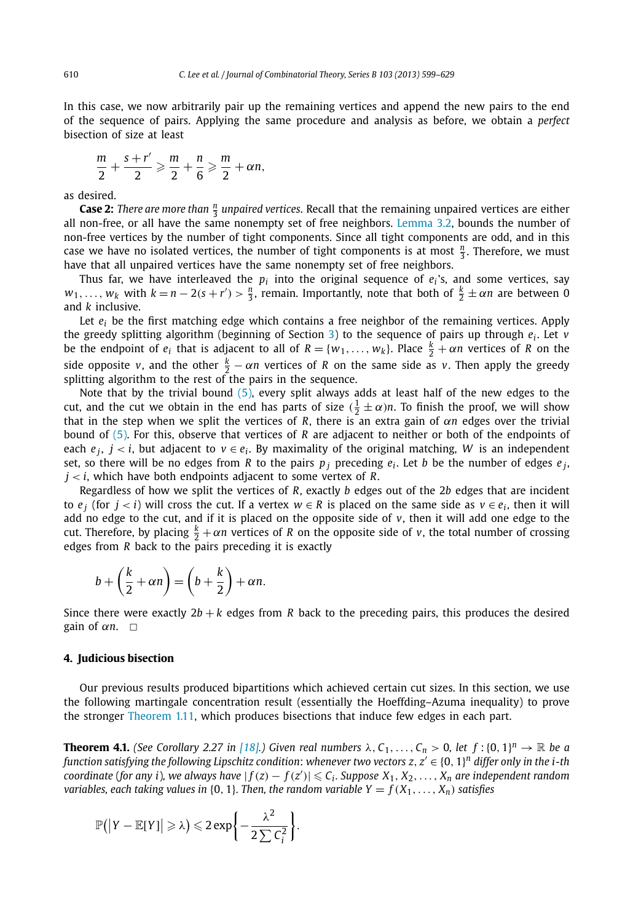In this case, we now arbitrarily pair up the remaining vertices and append the new pairs to the end of the sequence of pairs. Applying the same procedure and analysis as before, we obtain a *perfect* bisection of size at least

$$\frac{m}{2} + \frac{s+r'}{2} \geqslant \frac{m}{2} + \frac{n}{6} \geqslant \frac{m}{2} + \alpha n,$$

as desired.

**Case 2:** *There are more than $\frac{n}{3}$ unpaired vertices*. Recall that the remaining unpaired vertices are either all non-free, or all have the same nonempty set of free neighbors. Lemma 3.2, bounds the number of non-free vertices by the number of tight components. Since all tight components are odd, and in this case we have no isolated vertices, the number of tight components is at most $\frac{n}{3}$. Therefore, we must have that all unpaired vertices have the same nonempty set of free neighbors.

Thus far, we have interleaved the $p_i$ into the original sequence of $e_i$'s, and some vertices, say $w_1, \ldots, w_k$ with $k = n - 2(s + r') > \frac{n}{3}$, remain. Importantly, note that both of $\frac{k}{2} \pm \alpha n$ are between 0 and $k$ inclusive.

Let $e_i$ be the first matching edge which contains a free neighbor of the remaining vertices. Apply the greedy splitting algorithm (beginning of Section 3) to the sequence of pairs up through $e_i$. Let $v$ be the endpoint of $e_i$ that is adjacent to all of $R = \{w_1, \ldots, w_k\}$. Place $\frac{k}{2} + \alpha n$ vertices of $R$ on the side opposite $v$, and the other $\frac{k}{2} - \alpha n$ vertices of $R$ on the same side as $v$. Then apply the greedy splitting algorithm to the rest of the pairs in the sequence.

Note that by the trivial bound (5), every split always adds at least half of the new edges to the cut, and the cut we obtain in the end has parts of size $(\frac{1}{2} \pm \alpha)n$. To finish the proof, we will show that in the step when we split the vertices of $R$, there is an extra gain of $\alpha n$ edges over the trivial bound of (5). For this, observe that vertices of $R$ are adjacent to neither or both of the endpoints of each $e_j$, $j < i$, but adjacent to $v \in e_i$. By maximality of the original matching, $W$ is an independent set, so there will be no edges from $R$ to the pairs $p_j$ preceding $e_i$. Let $b$ be the number of edges $e_j$, $j < i$, which have both endpoints adjacent to some vertex of $R$.

Regardless of how we split the vertices of $R$, exactly $b$ edges out of the $2b$ edges that are incident to $e_j$ (for $j < i$) will cross the cut. If a vertex $w \in R$ is placed on the same side as $v \in e_i$, then it will add no edge to the cut, and if it is placed on the opposite side of $v$, then it will add one edge to the cut. Therefore, by placing $\frac{k}{2} + \alpha n$ vertices of $R$ on the opposite side of $v$, the total number of crossing edges from $R$ back to the pairs preceding it is exactly

$$b + \left(\frac{k}{2} + \alpha n\right) = \left(b + \frac{k}{2}\right) + \alpha n.$$

Since there were exactly $2b + k$ edges from $R$ back to the preceding pairs, this produces the desired gain of $\alpha n$. $\square$

## 4. Judicious bisection

Our previous results produced bipartitions which achieved certain cut sizes. In this section, we use the following martingale concentration result (essentially the Hoeffding–Azuma inequality) to prove the stronger Theorem 1.11, which produces bisections that induce few edges in each part.

**Theorem 4.1.** *(See Corollary 2.27 in [18].) Given real numbers $\lambda, C_1, \ldots, C_n > 0$, let $f : \{0,1\}^n \to \mathbb{R}$ be a function satisfying the following Lipschitz condition: whenever two vectors $z, z' \in \{0,1\}^n$ differ only in the $i$-th coordinate (for any $i$), we always have $|f(z) - f(z')| \leqslant C_i$. Suppose $X_1, X_2, \ldots, X_n$ are independent random variables, each taking values in $\{0,1\}$. Then, the random variable $Y = f(X_1, \ldots, X_n)$ satisfies*

$$\mathbb{P}\big(|Y - \mathbb{E}[Y]| \geqslant \lambda\big) \leqslant 2\exp\left\{-\frac{\lambda^2}{2\sum C_i^2}\right\}.$$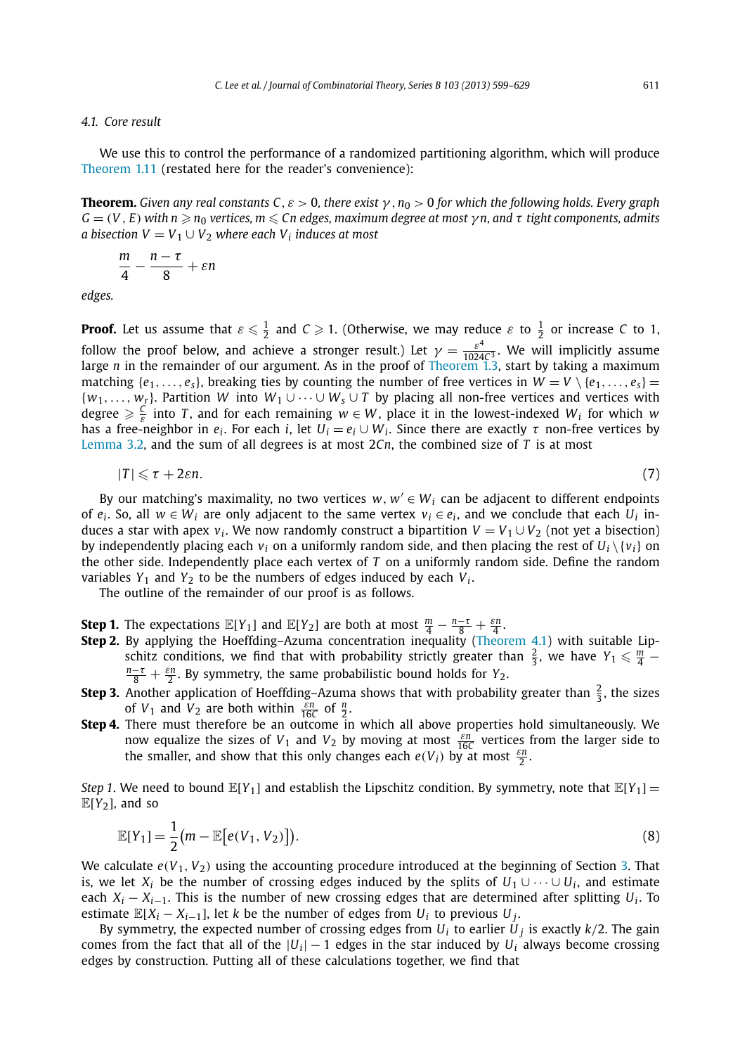### 4.1. Core result

We use this to control the performance of a randomized partitioning algorithm, which will produce Theorem 1.11 (restated here for the reader's convenience):

**Theorem.** *Given any real constants $C, \varepsilon > 0$, there exist $\gamma, n_0 > 0$ for which the following holds. Every graph $G = (V, E)$ with $n \geqslant n_0$ vertices, $m \leqslant Cn$ edges, maximum degree at most $\gamma n$, and $\tau$ tight components, admits a bisection $V = V_1 \cup V_2$ where each $V_i$ induces at most*

$$\frac{m}{4} - \frac{n-\tau}{8} + \varepsilon n$$

*edges.*

**Proof.** Let us assume that $\varepsilon \leqslant \frac{1}{2}$ and $C \geqslant 1$. (Otherwise, we may reduce $\varepsilon$ to $\frac{1}{2}$ or increase $C$ to 1, follow the proof below, and achieve a stronger result.) Let $\gamma = \frac{\varepsilon^4}{1024C^3}$. We will implicitly assume large $n$ in the remainder of our argument. As in the proof of Theorem 1.3, start by taking a maximum matching $\{e_1, \ldots, e_s\}$, breaking ties by counting the number of free vertices in $W = V \setminus \{e_1, \ldots, e_s\} = \{w_1, \ldots, w_r\}$. Partition $W$ into $W_1 \cup \cdots \cup W_s \cup T$ by placing all non-free vertices and vertices with degree $\geqslant \frac{C}{\varepsilon}$ into $T$, and for each remaining $w \in W$, place it in the lowest-indexed $W_i$ for which $w$ has a free-neighbor in $e_i$. For each $i$, let $U_i = e_i \cup W_i$. Since there are exactly $\tau$ non-free vertices by Lemma 3.2, and the sum of all degrees is at most $2Cn$, the combined size of $T$ is at most

$$|T| \leqslant \tau + 2\varepsilon n. \tag{7}$$

By our matching's maximality, no two vertices $w, w' \in W_i$ can be adjacent to different endpoints of $e_i$. So, all $w \in W_i$ are only adjacent to the same vertex $v_i \in e_i$, and we conclude that each $U_i$ induces a star with apex $v_i$. We now randomly construct a bipartition $V = V_1 \cup V_2$ (not yet a bisection) by independently placing each $v_i$ on a uniformly random side, and then placing the rest of $U_i \setminus \{v_i\}$ on the other side. Independently place each vertex of $T$ on a uniformly random side. Define the random variables $Y_1$ and $Y_2$ to be the numbers of edges induced by each $V_i$.

The outline of the remainder of our proof is as follows.

**Step 1.** The expectations $\mathbb{E}[Y_1]$ and $\mathbb{E}[Y_2]$ are both at most $\frac{m}{4} - \frac{n-\tau}{8} + \frac{\varepsilon n}{4}$.

**Step 2.** By applying the Hoeffding–Azuma concentration inequality (Theorem 4.1) with suitable Lipschitz conditions, we find that with probability strictly greater than $\frac{2}{3}$, we have $Y_1 \leqslant \frac{m}{4} - \frac{n-\tau}{8} + \frac{\varepsilon n}{2}$. By symmetry, the same probabilistic bound holds for $Y_2$.

**Step 3.** Another application of Hoeffding–Azuma shows that with probability greater than $\frac{2}{3}$, the sizes of $V_1$ and $V_2$ are both within $\frac{\varepsilon n}{16C}$ of $\frac{n}{2}$.

**Step 4.** There must therefore be an outcome in which all above properties hold simultaneously. We now equalize the sizes of $V_1$ and $V_2$ by moving at most $\frac{\varepsilon n}{16C}$ vertices from the larger side to the smaller, and show that this only changes each $e(V_i)$ by at most $\frac{\varepsilon n}{2}$.

*Step 1.* We need to bound $\mathbb{E}[Y_1]$ and establish the Lipschitz condition. By symmetry, note that $\mathbb{E}[Y_1] = \mathbb{E}[Y_2]$, and so

$$\mathbb{E}[Y_1] = \frac{1}{2}\big(m - \mathbb{E}\big[e(V_1, V_2)\big]\big). \tag{8}$$

We calculate $e(V_1, V_2)$ using the accounting procedure introduced at the beginning of Section 3. That is, we let $X_i$ be the number of crossing edges induced by the splits of $U_1 \cup \cdots \cup U_i$, and estimate each $X_i - X_{i-1}$. This is the number of new crossing edges that are determined after splitting $U_i$. To estimate $\mathbb{E}[X_i - X_{i-1}]$, let $k$ be the number of edges from $U_i$ to previous $U_j$.

By symmetry, the expected number of crossing edges from $U_i$ to earlier $U_j$ is exactly $k/2$. The gain comes from the fact that all of the $|U_i| - 1$ edges in the star induced by $U_i$ always become crossing edges by construction. Putting all of these calculations together, we find that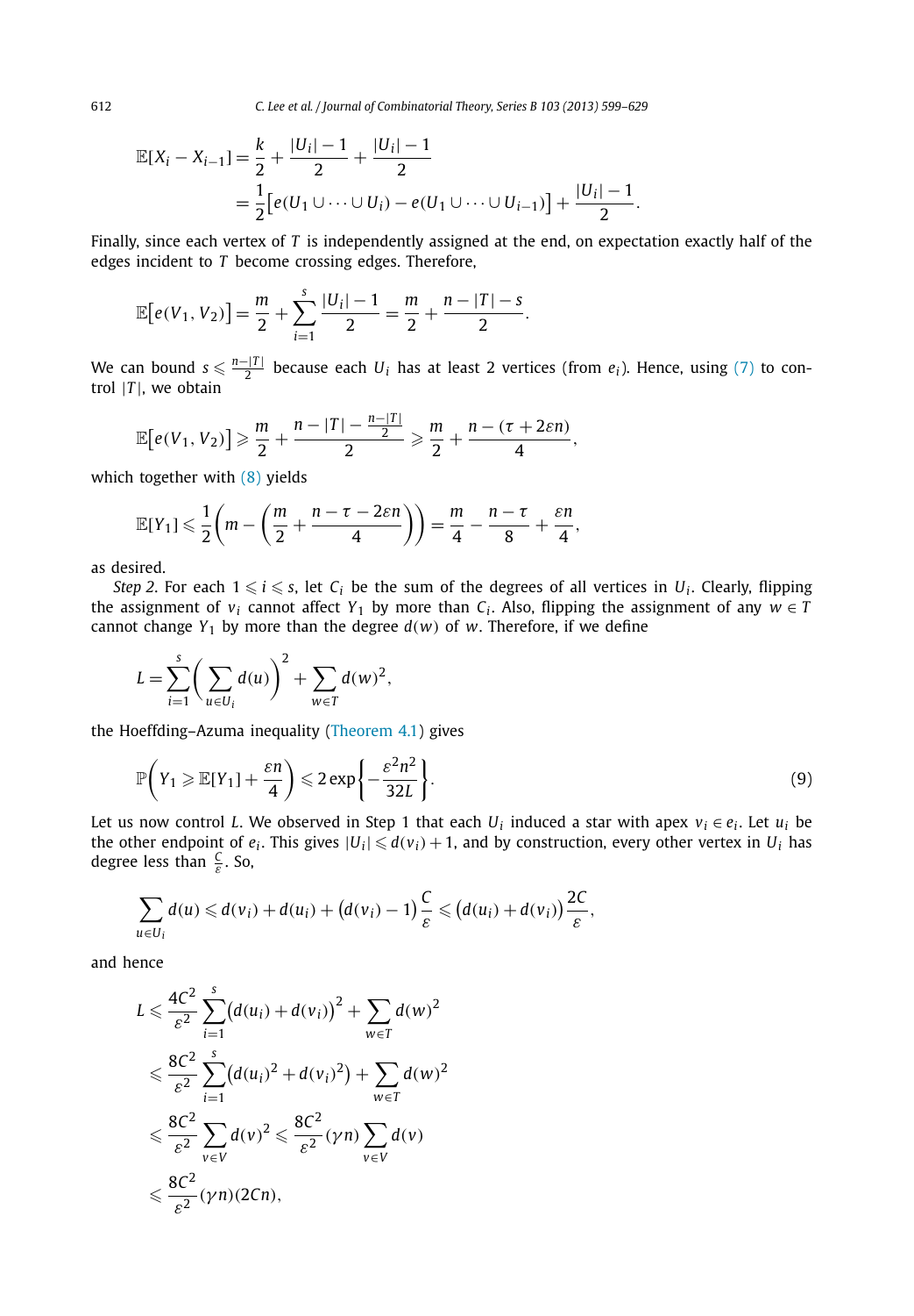$$\mathbb{E}[X_i - X_{i-1}] = \frac{k}{2} + \frac{|U_i| - 1}{2} + \frac{|U_i| - 1}{2}$$
$$= \frac{1}{2}\big[e(U_1 \cup \cdots \cup U_i) - e(U_1 \cup \cdots \cup U_{i-1})\big] + \frac{|U_i| - 1}{2}.$$

Finally, since each vertex of $T$ is independently assigned at the end, on expectation exactly half of the edges incident to $T$ become crossing edges. Therefore,

$$\mathbb{E}\big[e(V_1, V_2)\big] = \frac{m}{2} + \sum_{i=1}^{s} \frac{|U_i| - 1}{2} = \frac{m}{2} + \frac{n - |T| - s}{2}.$$

We can bound $s \leqslant \frac{n-|T|}{2}$ because each $U_i$ has at least 2 vertices (from $e_i$). Hence, using (7) to control $|T|$, we obtain

$$\mathbb{E}\big[e(V_1, V_2)\big] \geqslant \frac{m}{2} + \frac{n - |T| - \frac{n-|T|}{2}}{2} \geqslant \frac{m}{2} + \frac{n - (\tau + 2\varepsilon n)}{4},$$

which together with (8) yields

$$\mathbb{E}[Y_1] \leqslant \frac{1}{2}\left(m - \left(\frac{m}{2} + \frac{n - \tau - 2\varepsilon n}{4}\right)\right) = \frac{m}{4} - \frac{n - \tau}{8} + \frac{\varepsilon n}{4},$$

as desired.

*Step 2*. For each $1 \leqslant i \leqslant s$, let $C_i$ be the sum of the degrees of all vertices in $U_i$. Clearly, flipping the assignment of $v_i$ cannot affect $Y_1$ by more than $C_i$. Also, flipping the assignment of any $w \in T$ cannot change $Y_1$ by more than the degree $d(w)$ of $w$. Therefore, if we define

$$L = \sum_{i=1}^{s}\left(\sum_{u \in U_i} d(u)\right)^2 + \sum_{w \in T} d(w)^2,$$

the Hoeffding–Azuma inequality (Theorem 4.1) gives

$$\mathbb{P}\left(Y_1 \geqslant \mathbb{E}[Y_1] + \frac{\varepsilon n}{4}\right) \leqslant 2\exp\left\{-\frac{\varepsilon^2 n^2}{32L}\right\}. \tag{9}$$

Let us now control $L$. We observed in Step 1 that each $U_i$ induced a star with apex $v_i \in e_i$. Let $u_i$ be the other endpoint of $e_i$. This gives $|U_i| \leqslant d(v_i) + 1$, and by construction, every other vertex in $U_i$ has degree less than $\frac{C}{\varepsilon}$. So,

$$\sum_{u \in U_i} d(u) \leqslant d(v_i) + d(u_i) + \big(d(v_i) - 1\big)\frac{C}{\varepsilon} \leqslant \big(d(u_i) + d(v_i)\big)\frac{2C}{\varepsilon},$$

and hence

$$\begin{aligned}
L &\leqslant \frac{4C^2}{\varepsilon^2}\sum_{i=1}^{s}\big(d(u_i) + d(v_i)\big)^2 + \sum_{w \in T} d(w)^2 \\
&\leqslant \frac{8C^2}{\varepsilon^2}\sum_{i=1}^{s}\big(d(u_i)^2 + d(v_i)^2\big) + \sum_{w \in T} d(w)^2 \\
&\leqslant \frac{8C^2}{\varepsilon^2}\sum_{v \in V} d(v)^2 \leqslant \frac{8C^2}{\varepsilon^2}(\gamma n)\sum_{v \in V} d(v) \\
&\leqslant \frac{8C^2}{\varepsilon^2}(\gamma n)(2Cn),
\end{aligned}$$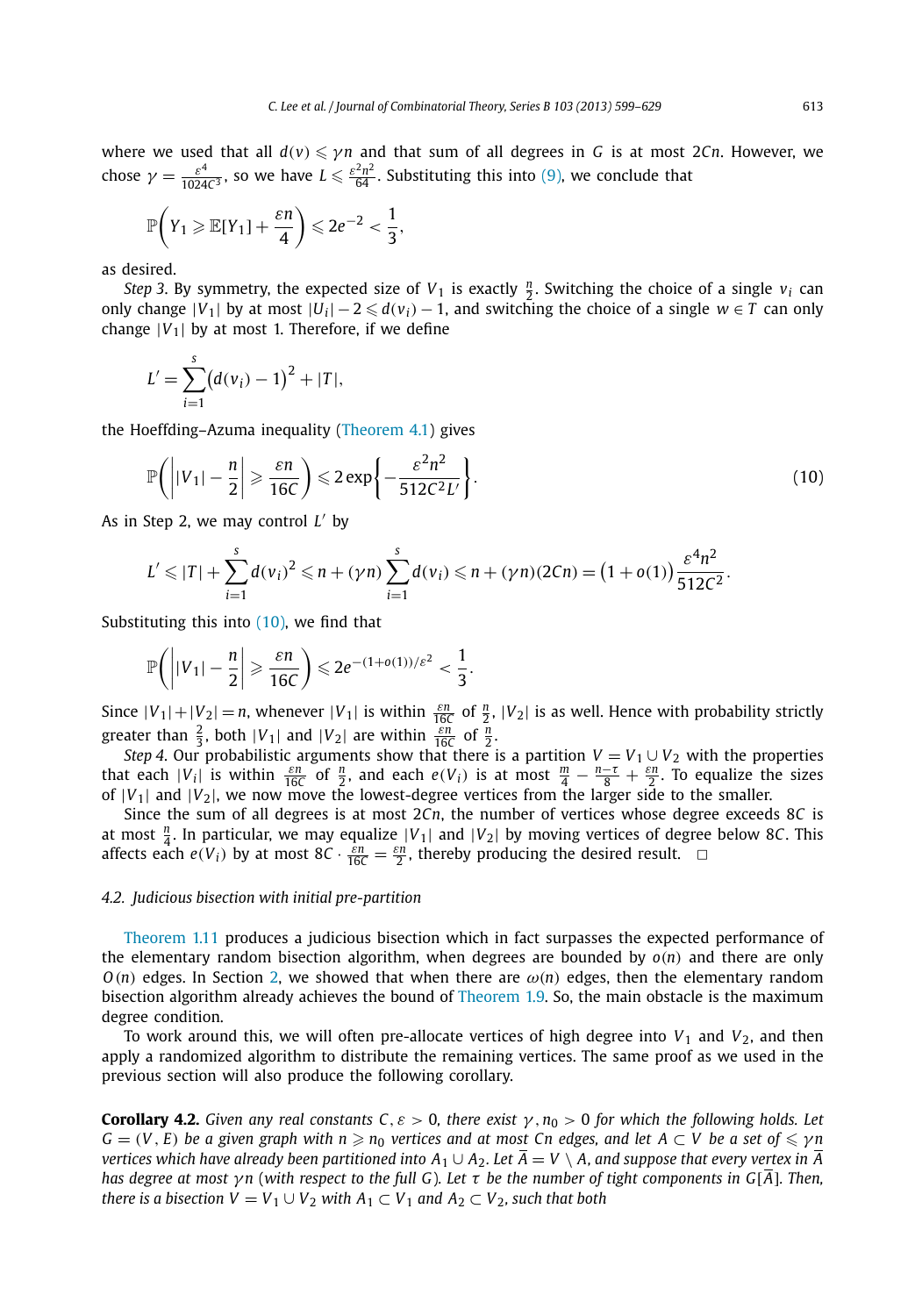where we used that all $d(v) \leqslant \gamma n$ and that sum of all degrees in $G$ is at most $2Cn$. However, we chose $\gamma = \frac{\varepsilon^4}{1024C^3}$, so we have $L \leqslant \frac{\varepsilon^2 n^2}{64}$. Substituting this into (9), we conclude that

$$\mathbb{P}\left(Y_1 \geqslant \mathbb{E}[Y_1] + \frac{\varepsilon n}{4}\right) \leqslant 2e^{-2} < \frac{1}{3},$$

as desired.

*Step 3.* By symmetry, the expected size of $V_1$ is exactly $\frac{n}{2}$. Switching the choice of a single $v_i$ can only change $|V_1|$ by at most $|U_i| - 2 \leqslant d(v_i) - 1$, and switching the choice of a single $w \in T$ can only change $|V_1|$ by at most 1. Therefore, if we define

$$L' = \sum_{i=1}^{s} \left(d(v_i) - 1\right)^2 + |T|,$$

the Hoeffding–Azuma inequality (Theorem 4.1) gives

$$\mathbb{P}\left(\left||V_1| - \frac{n}{2}\right| \geqslant \frac{\varepsilon n}{16C}\right) \leqslant 2\exp\left\{-\frac{\varepsilon^2 n^2}{512C^2 L'}\right\}. \tag{10}$$

As in Step 2, we may control $L'$ by

$$L' \leqslant |T| + \sum_{i=1}^{s} d(v_i)^2 \leqslant n + (\gamma n)\sum_{i=1}^{s} d(v_i) \leqslant n + (\gamma n)(2Cn) = \left(1 + o(1)\right)\frac{\varepsilon^4 n^2}{512C^2}.$$

Substituting this into (10), we find that

$$\mathbb{P}\left(\left||V_1| - \frac{n}{2}\right| \geqslant \frac{\varepsilon n}{16C}\right) \leqslant 2e^{-(1+o(1))/\varepsilon^2} < \frac{1}{3}.$$

Since $|V_1| + |V_2| = n$, whenever $|V_1|$ is within $\frac{\varepsilon n}{16C}$ of $\frac{n}{2}$, $|V_2|$ is as well. Hence with probability strictly greater than $\frac{2}{3}$, both $|V_1|$ and $|V_2|$ are within $\frac{\varepsilon n}{16C}$ of $\frac{n}{2}$.

*Step 4.* Our probabilistic arguments show that there is a partition $V = V_1 \cup V_2$ with the properties that each $|V_i|$ is within $\frac{\varepsilon n}{16C}$ of $\frac{n}{2}$, and each $e(V_i)$ is at most $\frac{m}{4} - \frac{n-\tau}{8} + \frac{\varepsilon n}{2}$. To equalize the sizes of $|V_1|$ and $|V_2|$, we now move the lowest-degree vertices from the larger side to the smaller.

Since the sum of all degrees is at most $2Cn$, the number of vertices whose degree exceeds $8C$ is at most $\frac{n}{4}$. In particular, we may equalize $|V_1|$ and $|V_2|$ by moving vertices of degree below $8C$. This affects each $e(V_i)$ by at most $8C \cdot \frac{\varepsilon n}{16C} = \frac{\varepsilon n}{2}$, thereby producing the desired result. $\square$

### 4.2. Judicious bisection with initial pre-partition

Theorem 1.11 produces a judicious bisection which in fact surpasses the expected performance of the elementary random bisection algorithm, when degrees are bounded by $o(n)$ and there are only $O(n)$ edges. In Section 2, we showed that when there are $\omega(n)$ edges, then the elementary random bisection algorithm already achieves the bound of Theorem 1.9. So, the main obstacle is the maximum degree condition.

To work around this, we will often pre-allocate vertices of high degree into $V_1$ and $V_2$, and then apply a randomized algorithm to distribute the remaining vertices. The same proof as we used in the previous section will also produce the following corollary.

**Corollary 4.2.** *Given any real constants $C, \varepsilon > 0$, there exist $\gamma, n_0 > 0$ for which the following holds. Let $G = (V, E)$ be a given graph with $n \geqslant n_0$ vertices and at most $Cn$ edges, and let $A \subset V$ be a set of $\leqslant \gamma n$ vertices which have already been partitioned into $A_1 \cup A_2$. Let $\overline{A} = V \setminus A$, and suppose that every vertex in $\overline{A}$ has degree at most $\gamma n$ (with respect to the full $G$). Let $\tau$ be the number of tight components in $G[\overline{A}]$. Then, there is a bisection $V = V_1 \cup V_2$ with $A_1 \subset V_1$ and $A_2 \subset V_2$, such that both*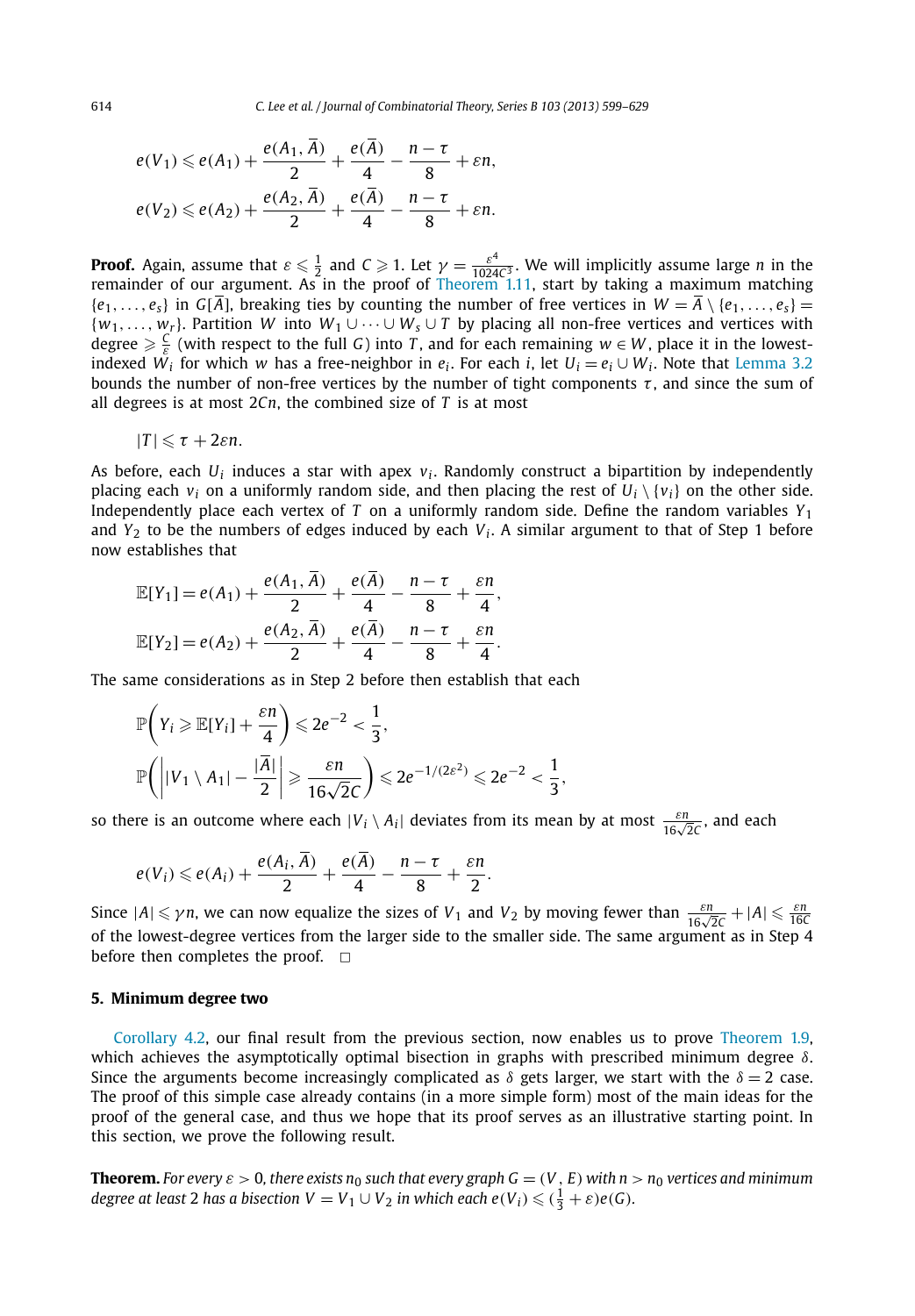$$e(V_1) \leqslant e(A_1) + \frac{e(A_1, \overline{A})}{2} + \frac{e(\overline{A})}{4} - \frac{n-\tau}{8} + \varepsilon n,$$

$$e(V_2) \leqslant e(A_2) + \frac{e(A_2, \overline{A})}{2} + \frac{e(\overline{A})}{4} - \frac{n-\tau}{8} + \varepsilon n.$$

**Proof.** Again, assume that $\varepsilon \leqslant \frac{1}{2}$ and $C \geqslant 1$. Let $\gamma = \frac{\varepsilon^4}{1024C^3}$. We will implicitly assume large $n$ in the remainder of our argument. As in the proof of Theorem 1.11, start by taking a maximum matching $\{e_1, \ldots, e_s\}$ in $G[\overline{A}]$, breaking ties by counting the number of free vertices in $W = \overline{A} \setminus \{e_1, \ldots, e_s\} = \{w_1, \ldots, w_r\}$. Partition $W$ into $W_1 \cup \cdots \cup W_s \cup T$ by placing all non-free vertices and vertices with degree $\geqslant \frac{C}{\varepsilon}$ (with respect to the full $G$) into $T$, and for each remaining $w \in W$, place it in the lowest-indexed $W_i$ for which $w$ has a free-neighbor in $e_i$. For each $i$, let $U_i = e_i \cup W_i$. Note that Lemma 3.2 bounds the number of non-free vertices by the number of tight components $\tau$, and since the sum of all degrees is at most $2Cn$, the combined size of $T$ is at most

$$|T| \leqslant \tau + 2\varepsilon n.$$

As before, each $U_i$ induces a star with apex $v_i$. Randomly construct a bipartition by independently placing each $v_i$ on a uniformly random side, and then placing the rest of $U_i \setminus \{v_i\}$ on the other side. Independently place each vertex of $T$ on a uniformly random side. Define the random variables $Y_1$ and $Y_2$ to be the numbers of edges induced by each $V_i$. A similar argument to that of Step 1 before now establishes that

$$\mathbb{E}[Y_1] = e(A_1) + \frac{e(A_1, \overline{A})}{2} + \frac{e(\overline{A})}{4} - \frac{n-\tau}{8} + \frac{\varepsilon n}{4},$$

$$\mathbb{E}[Y_2] = e(A_2) + \frac{e(A_2, \overline{A})}{2} + \frac{e(\overline{A})}{4} - \frac{n-\tau}{8} + \frac{\varepsilon n}{4}.$$

The same considerations as in Step 2 before then establish that each

$$\mathbb{P}\left(Y_i \geqslant \mathbb{E}[Y_i] + \frac{\varepsilon n}{4}\right) \leqslant 2e^{-2} < \frac{1}{3},$$

$$\mathbb{P}\left(\left||V_1 \setminus A_1| - \frac{|\overline{A}|}{2}\right| \geqslant \frac{\varepsilon n}{16\sqrt{2C}}\right) \leqslant 2e^{-1/(2\varepsilon^2)} \leqslant 2e^{-2} < \frac{1}{3},$$

so there is an outcome where each $|V_i \setminus A_i|$ deviates from its mean by at most $\frac{\varepsilon n}{16\sqrt{2C}}$, and each

$$e(V_i) \leqslant e(A_i) + \frac{e(A_i, \overline{A})}{2} + \frac{e(\overline{A})}{4} - \frac{n-\tau}{8} + \frac{\varepsilon n}{2}.$$

Since $|A| \leqslant \gamma n$, we can now equalize the sizes of $V_1$ and $V_2$ by moving fewer than $\frac{\varepsilon n}{16\sqrt{2C}} + |A| \leqslant \frac{\varepsilon n}{16C}$ of the lowest-degree vertices from the larger side to the smaller side. The same argument as in Step 4 before then completes the proof. $\square$

## 5. Minimum degree two

Corollary 4.2, our final result from the previous section, now enables us to prove Theorem 1.9, which achieves the asymptotically optimal bisection in graphs with prescribed minimum degree $\delta$. Since the arguments become increasingly complicated as $\delta$ gets larger, we start with the $\delta = 2$ case. The proof of this simple case already contains (in a more simple form) most of the main ideas for the proof of the general case, and thus we hope that its proof serves as an illustrative starting point. In this section, we prove the following result.

**Theorem.** *For every $\varepsilon > 0$, there exists $n_0$ such that every graph $G = (V, E)$ with $n > n_0$ vertices and minimum degree at least 2 has a bisection $V = V_1 \cup V_2$ in which each $e(V_i) \leqslant (\frac{1}{3} + \varepsilon)e(G)$.*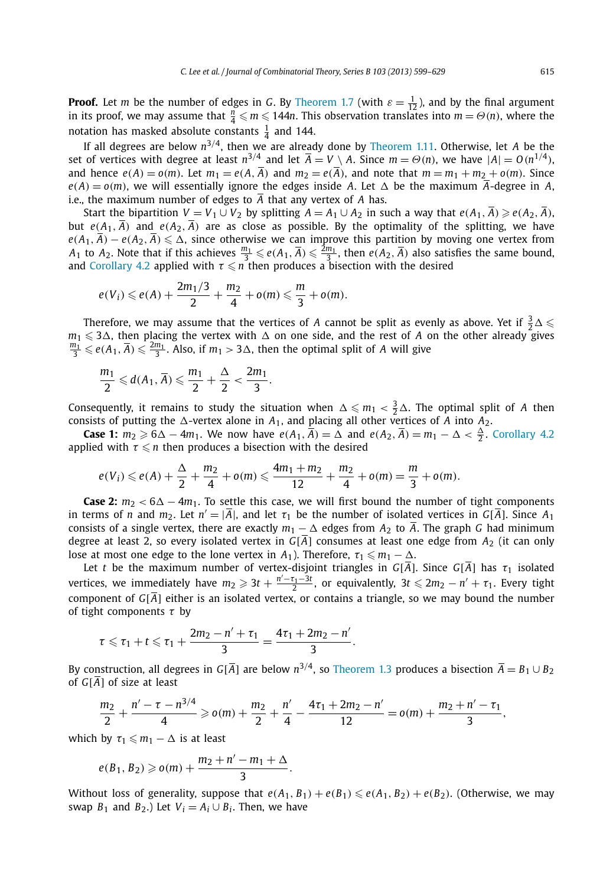**Proof.** Let $m$ be the number of edges in $G$. By Theorem 1.7 (with $\varepsilon = \frac{1}{12}$), and by the final argument in its proof, we may assume that $\frac{n}{4} \leqslant m \leqslant 144n$. This observation translates into $m = \Theta(n)$, where the notation has masked absolute constants $\frac{1}{4}$ and 144.

If all degrees are below $n^{3/4}$, then we are already done by Theorem 1.11. Otherwise, let $A$ be the set of vertices with degree at least $n^{3/4}$ and let $\overline{A} = V \setminus A$. Since $m = \Theta(n)$, we have $|A| = O(n^{1/4})$, and hence $e(A) = o(m)$. Let $m_1 = e(A, \overline{A})$ and $m_2 = e(\overline{A})$, and note that $m = m_1 + m_2 + o(m)$. Since $e(A) = o(m)$, we will essentially ignore the edges inside $A$. Let $\Delta$ be the maximum $\overline{A}$-degree in $A$, i.e., the maximum number of edges to $\overline{A}$ that any vertex of $A$ has.

Start the bipartition $V = V_1 \cup V_2$ by splitting $A = A_1 \cup A_2$ in such a way that $e(A_1, \overline{A}) \geqslant e(A_2, \overline{A})$, but $e(A_1, \overline{A})$ and $e(A_2, \overline{A})$ are as close as possible. By the optimality of the splitting, we have $e(A_1, \overline{A}) - e(A_2, \overline{A}) \leqslant \Delta$, since otherwise we can improve this partition by moving one vertex from $A_1$ to $A_2$. Note that if this achieves $\frac{m_1}{3} \leqslant e(A_1, \overline{A}) \leqslant \frac{2m_1}{3}$, then $e(A_2, \overline{A})$ also satisfies the same bound, and Corollary 4.2 applied with $\tau \leqslant n$ then produces a bisection with the desired

$$e(V_i) \leqslant e(A) + \frac{2m_1/3}{2} + \frac{m_2}{4} + o(m) \leqslant \frac{m}{3} + o(m).$$

Therefore, we may assume that the vertices of $A$ cannot be split as evenly as above. Yet if $\frac{3}{2}\Delta \leqslant m_1 \leqslant 3\Delta$, then placing the vertex with $\Delta$ on one side, and the rest of $A$ on the other already gives $\frac{m_1}{3} \leqslant e(A_1, \overline{A}) \leqslant \frac{2m_1}{3}$. Also, if $m_1 > 3\Delta$, then the optimal split of $A$ will give

$$\frac{m_1}{2} \leqslant d(A_1, \overline{A}) \leqslant \frac{m_1}{2} + \frac{\Delta}{2} < \frac{2m_1}{3}.$$

Consequently, it remains to study the situation when $\Delta \leqslant m_1 < \frac{3}{2}\Delta$. The optimal split of $A$ then consists of putting the $\Delta$-vertex alone in $A_1$, and placing all other vertices of $A$ into $A_2$.

**Case 1:** $m_2 \geqslant 6\Delta - 4m_1$. We now have $e(A_1, \overline{A}) = \Delta$ and $e(A_2, \overline{A}) = m_1 - \Delta < \frac{\Delta}{2}$. Corollary 4.2 applied with $\tau \leqslant n$ then produces a bisection with the desired

$$e(V_i) \leqslant e(A) + \frac{\Delta}{2} + \frac{m_2}{4} + o(m) \leqslant \frac{4m_1 + m_2}{12} + \frac{m_2}{4} + o(m) = \frac{m}{3} + o(m).$$

**Case 2:** $m_2 < 6\Delta - 4m_1$. To settle this case, we will first bound the number of tight components in terms of $n$ and $m_2$. Let $n' = |\overline{A}|$, and let $\tau_1$ be the number of isolated vertices in $G[\overline{A}]$. Since $A_1$ consists of a single vertex, there are exactly $m_1 - \Delta$ edges from $A_2$ to $\overline{A}$. The graph $G$ had minimum degree at least 2, so every isolated vertex in $G[\overline{A}]$ consumes at least one edge from $A_2$ (it can only lose at most one edge to the lone vertex in $A_1$). Therefore, $\tau_1 \leqslant m_1 - \Delta$.

Let $t$ be the maximum number of vertex-disjoint triangles in $G[\overline{A}]$. Since $G[\overline{A}]$ has $\tau_1$ isolated vertices, we immediately have $m_2 \geqslant 3t + \frac{n' - \tau_1 - 3t}{2}$, or equivalently, $3t \leqslant 2m_2 - n' + \tau_1$. Every tight component of $G[\overline{A}]$ either is an isolated vertex, or contains a triangle, so we may bound the number of tight components $\tau$ by

$$\tau \leqslant \tau_1 + t \leqslant \tau_1 + \frac{2m_2 - n' + \tau_1}{3} = \frac{4\tau_1 + 2m_2 - n'}{3}.$$

By construction, all degrees in $G[\overline{A}]$ are below $n^{3/4}$, so Theorem 1.3 produces a bisection $\overline{A} = B_1 \cup B_2$ of $G[\overline{A}]$ of size at least

$$\frac{m_2}{2} + \frac{n' - \tau - n^{3/4}}{4} \geqslant o(m) + \frac{m_2}{2} + \frac{n'}{4} - \frac{4\tau_1 + 2m_2 - n'}{12} = o(m) + \frac{m_2 + n' - \tau_1}{3},$$

which by $\tau_1 \leqslant m_1 - \Delta$ is at least

$$e(B_1, B_2) \geqslant o(m) + \frac{m_2 + n' - m_1 + \Delta}{3}.$$

Without loss of generality, suppose that $e(A_1, B_1) + e(B_1) \leqslant e(A_1, B_2) + e(B_2)$. (Otherwise, we may swap $B_1$ and $B_2$.) Let $V_i = A_i \cup B_i$. Then, we have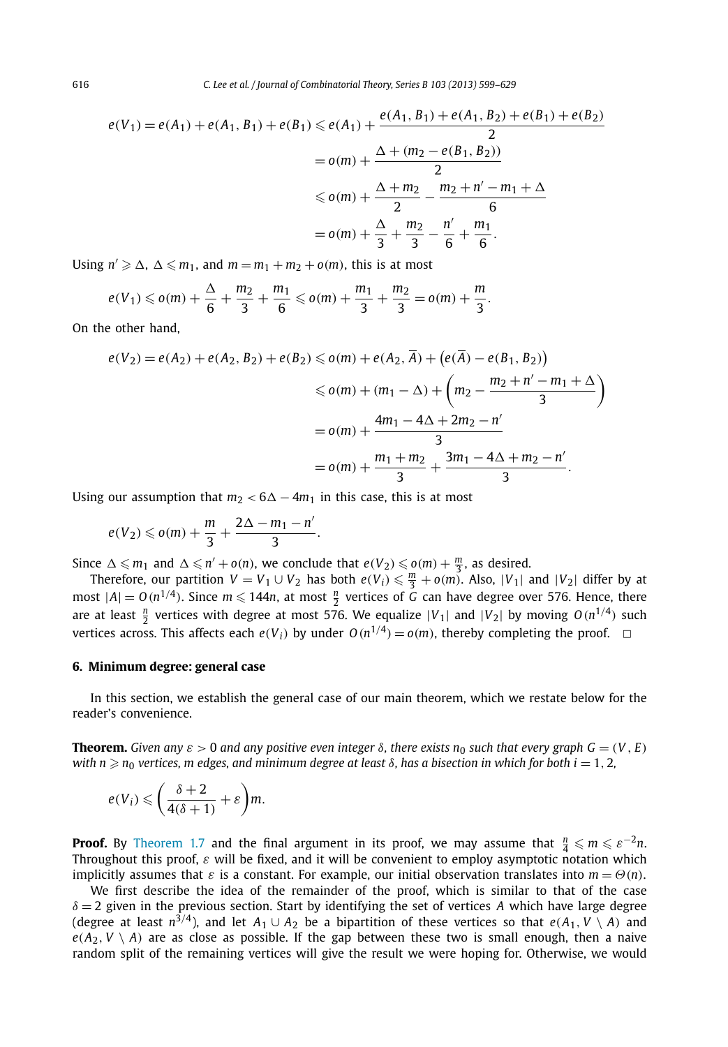$$
\begin{aligned}
e(V_1) = e(A_1) + e(A_1, B_1) + e(B_1) &\leqslant e(A_1) + \frac{e(A_1, B_1) + e(A_1, B_2) + e(B_1) + e(B_2)}{2} \\
&= o(m) + \frac{\Delta + (m_2 - e(B_1, B_2))}{2} \\
&\leqslant o(m) + \frac{\Delta + m_2}{2} - \frac{m_2 + n' - m_1 + \Delta}{6} \\
&= o(m) + \frac{\Delta}{3} + \frac{m_2}{3} - \frac{n'}{6} + \frac{m_1}{6}.
\end{aligned}
$$

Using $n' \geqslant \Delta$, $\Delta \leqslant m_1$, and $m = m_1 + m_2 + o(m)$, this is at most

$$
e(V_1) \leqslant o(m) + \frac{\Delta}{6} + \frac{m_2}{3} + \frac{m_1}{6} \leqslant o(m) + \frac{m_1}{3} + \frac{m_2}{3} = o(m) + \frac{m}{3}.
$$

On the other hand,

$$
\begin{aligned}
e(V_2) = e(A_2) + e(A_2, B_2) + e(B_2) &\leqslant o(m) + e(A_2, \overline{A}) + \big(e(\overline{A}) - e(B_1, B_2)\big) \\
&\leqslant o(m) + (m_1 - \Delta) + \left(m_2 - \frac{m_2 + n' - m_1 + \Delta}{3}\right) \\
&= o(m) + \frac{4m_1 - 4\Delta + 2m_2 - n'}{3} \\
&= o(m) + \frac{m_1 + m_2}{3} + \frac{3m_1 - 4\Delta + m_2 - n'}{3}.
\end{aligned}
$$

Using our assumption that $m_2 < 6\Delta - 4m_1$ in this case, this is at most

$$
e(V_2) \leqslant o(m) + \frac{m}{3} + \frac{2\Delta - m_1 - n'}{3}.
$$

Since $\Delta \leqslant m_1$ and $\Delta \leqslant n' + o(n)$, we conclude that $e(V_2) \leqslant o(m) + \frac{m}{3}$, as desired.

Therefore, our partition $V = V_1 \cup V_2$ has both $e(V_i) \leqslant \frac{m}{3} + o(m)$. Also, $|V_1|$ and $|V_2|$ differ by at most $|A| = O(n^{1/4})$. Since $m \leqslant 144n$, at most $\frac{n}{2}$ vertices of $G$ can have degree over 576. Hence, there are at least $\frac{n}{2}$ vertices with degree at most 576. We equalize $|V_1|$ and $|V_2|$ by moving $O(n^{1/4})$ such vertices across. This affects each $e(V_i)$ by under $O(n^{1/4}) = o(m)$, thereby completing the proof. □

## 6. Minimum degree: general case

In this section, we establish the general case of our main theorem, which we restate below for the reader's convenience.

**Theorem.** *Given any $\varepsilon > 0$ and any positive even integer $\delta$, there exists $n_0$ such that every graph $G = (V, E)$ with $n \geqslant n_0$ vertices, $m$ edges, and minimum degree at least $\delta$, has a bisection in which for both $i = 1, 2$,*

$$
e(V_i) \leqslant \left(\frac{\delta + 2}{4(\delta + 1)} + \varepsilon\right) m.
$$

**Proof.** By Theorem 1.7 and the final argument in its proof, we may assume that $\frac{n}{4} \leqslant m \leqslant \varepsilon^{-2} n$. Throughout this proof, $\varepsilon$ will be fixed, and it will be convenient to employ asymptotic notation which implicitly assumes that $\varepsilon$ is a constant. For example, our initial observation translates into $m = \Theta(n)$.

We first describe the idea of the remainder of the proof, which is similar to that of the case $\delta = 2$ given in the previous section. Start by identifying the set of vertices $A$ which have large degree (degree at least $n^{3/4}$), and let $A_1 \cup A_2$ be a bipartition of these vertices so that $e(A_1, V \setminus A)$ and $e(A_2, V \setminus A)$ are as close as possible. If the gap between these two is small enough, then a naive random split of the remaining vertices will give the result we were hoping for. Otherwise, we would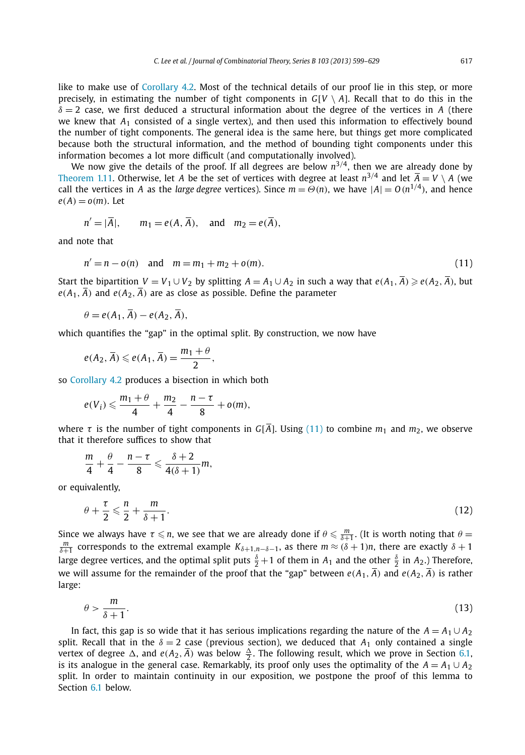like to make use of Corollary 4.2. Most of the technical details of our proof lie in this step, or more precisely, in estimating the number of tight components in $G[V \setminus A]$. Recall that to do this in the $\delta = 2$ case, we first deduced a structural information about the degree of the vertices in $A$ (there we knew that $A_1$ consisted of a single vertex), and then used this information to effectively bound the number of tight components. The general idea is the same here, but things get more complicated because both the structural information, and the method of bounding tight components under this information becomes a lot more difficult (and computationally involved).

We now give the details of the proof. If all degrees are below $n^{3/4}$, then we are already done by Theorem 1.11. Otherwise, let $A$ be the set of vertices with degree at least $n^{3/4}$ and let $\overline{A} = V \setminus A$ (we call the vertices in $A$ as the *large degree* vertices). Since $m = \Theta(n)$, we have $|A| = O(n^{1/4})$, and hence $e(A) = o(m)$. Let

$$n' = |\overline{A}|, \qquad m_1 = e(A, \overline{A}), \quad \text{and} \quad m_2 = e(\overline{A}),$$

and note that

$$n' = n - o(n) \quad \text{and} \quad m = m_1 + m_2 + o(m). \tag{11}$$

Start the bipartition $V = V_1 \cup V_2$ by splitting $A = A_1 \cup A_2$ in such a way that $e(A_1, \overline{A}) \geqslant e(A_2, \overline{A})$, but $e(A_1, \overline{A})$ and $e(A_2, \overline{A})$ are as close as possible. Define the parameter

$$\theta = e(A_1, \overline{A}) - e(A_2, \overline{A}),$$

which quantifies the "gap" in the optimal split. By construction, we now have

$$e(A_2, \overline{A}) \leqslant e(A_1, \overline{A}) = \frac{m_1 + \theta}{2},$$

so Corollary 4.2 produces a bisection in which both

$$e(V_i) \leqslant \frac{m_1 + \theta}{4} + \frac{m_2}{4} - \frac{n - \tau}{8} + o(m),$$

where $\tau$ is the number of tight components in $G[\overline{A}]$. Using (11) to combine $m_1$ and $m_2$, we observe that it therefore suffices to show that

$$\frac{m}{4} + \frac{\theta}{4} - \frac{n - \tau}{8} \leqslant \frac{\delta + 2}{4(\delta + 1)} m,$$

or equivalently,

$$\theta + \frac{\tau}{2} \leqslant \frac{n}{2} + \frac{m}{\delta + 1}. \tag{12}$$

Since we always have $\tau \leqslant n$, we see that we are already done if $\theta \leqslant \frac{m}{\delta+1}$. (It is worth noting that $\theta = \frac{m}{\delta+1}$ corresponds to the extremal example $K_{\delta+1, n-\delta-1}$, as there $m \approx (\delta + 1)n$, there are exactly $\delta + 1$ large degree vertices, and the optimal split puts $\frac{\delta}{2} + 1$ of them in $A_1$ and the other $\frac{\delta}{2}$ in $A_2$.) Therefore, we will assume for the remainder of the proof that the "gap" between $e(A_1, \overline{A})$ and $e(A_2, \overline{A})$ is rather large:

$$\theta > \frac{m}{\delta + 1}. \tag{13}$$

In fact, this gap is so wide that it has serious implications regarding the nature of the $A = A_1 \cup A_2$ split. Recall that in the $\delta = 2$ case (previous section), we deduced that $A_1$ only contained a single vertex of degree $\Delta$, and $e(A_2, \overline{A})$ was below $\frac{\Delta}{2}$. The following result, which we prove in Section 6.1, is its analogue in the general case. Remarkably, its proof only uses the optimality of the $A = A_1 \cup A_2$ split. In order to maintain continuity in our exposition, we postpone the proof of this lemma to Section 6.1 below.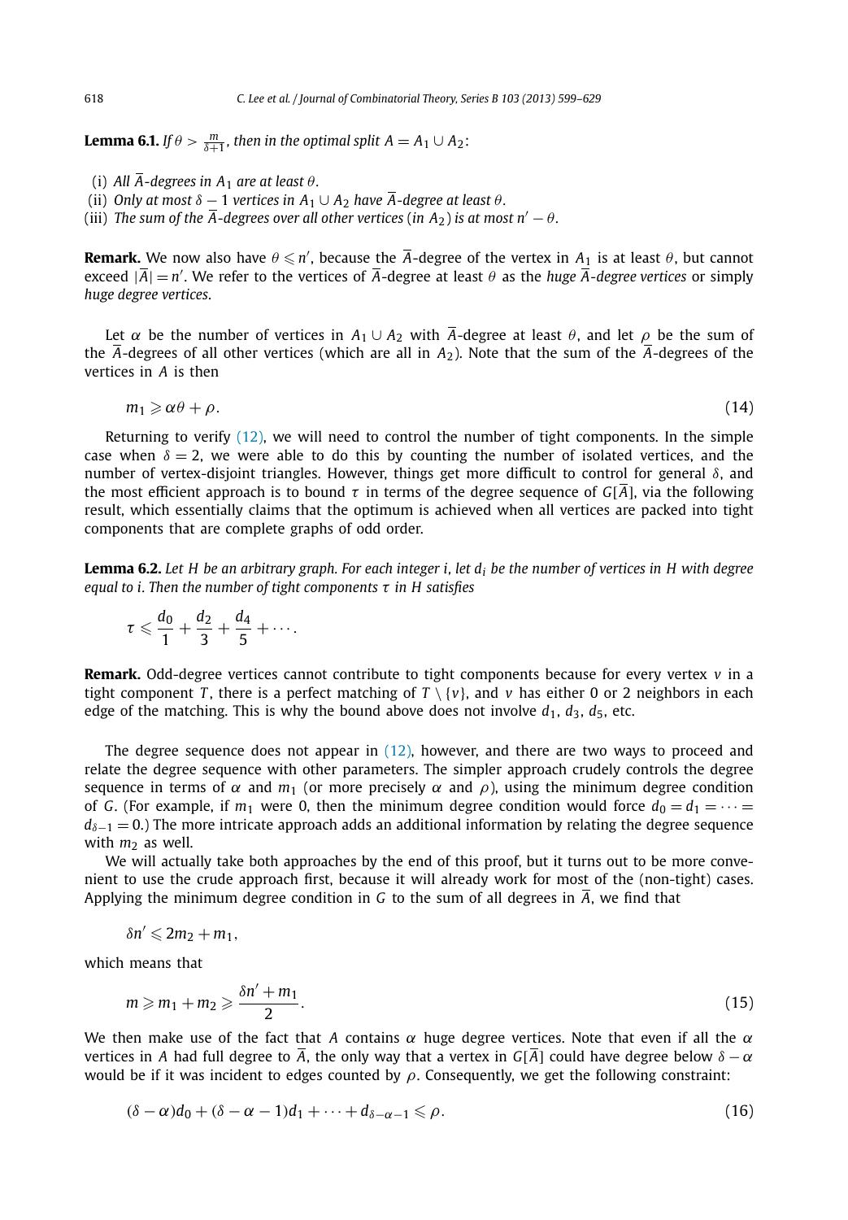**Lemma 6.1.** *If $\theta > \frac{m}{\delta+1}$, then in the optimal split $A = A_1 \cup A_2$:*

(i) *All $\overline{A}$-degrees in $A_1$ are at least $\theta$.*
(ii) *Only at most $\delta - 1$ vertices in $A_1 \cup A_2$ have $\overline{A}$-degree at least $\theta$.*
(iii) *The sum of the $\overline{A}$-degrees over all other vertices (in $A_2$) is at most $n' - \theta$.*

**Remark.** We now also have $\theta \leqslant n'$, because the $\overline{A}$-degree of the vertex in $A_1$ is at least $\theta$, but cannot exceed $|\overline{A}| = n'$. We refer to the vertices of $\overline{A}$-degree at least $\theta$ as the *huge $\overline{A}$-degree vertices* or simply *huge degree vertices*.

Let $\alpha$ be the number of vertices in $A_1 \cup A_2$ with $\overline{A}$-degree at least $\theta$, and let $\rho$ be the sum of the $\overline{A}$-degrees of all other vertices (which are all in $A_2$). Note that the sum of the $\overline{A}$-degrees of the vertices in $A$ is then

$$m_1 \geqslant \alpha\theta + \rho. \tag{14}$$

Returning to verify (12), we will need to control the number of tight components. In the simple case when $\delta = 2$, we were able to do this by counting the number of isolated vertices, and the number of vertex-disjoint triangles. However, things get more difficult to control for general $\delta$, and the most efficient approach is to bound $\tau$ in terms of the degree sequence of $G[\overline{A}]$, via the following result, which essentially claims that the optimum is achieved when all vertices are packed into tight components that are complete graphs of odd order.

**Lemma 6.2.** *Let $H$ be an arbitrary graph. For each integer $i$, let $d_i$ be the number of vertices in $H$ with degree equal to $i$. Then the number of tight components $\tau$ in $H$ satisfies*

$$\tau \leqslant \frac{d_0}{1} + \frac{d_2}{3} + \frac{d_4}{5} + \cdots.$$

**Remark.** Odd-degree vertices cannot contribute to tight components because for every vertex $v$ in a tight component $T$, there is a perfect matching of $T \setminus \{v\}$, and $v$ has either 0 or 2 neighbors in each edge of the matching. This is why the bound above does not involve $d_1$, $d_3$, $d_5$, etc.

The degree sequence does not appear in (12), however, and there are two ways to proceed and relate the degree sequence with other parameters. The simpler approach crudely controls the degree sequence in terms of $\alpha$ and $m_1$ (or more precisely $\alpha$ and $\rho$), using the minimum degree condition of $G$. (For example, if $m_1$ were 0, then the minimum degree condition would force $d_0 = d_1 = \cdots = d_{\delta-1} = 0$.) The more intricate approach adds an additional information by relating the degree sequence with $m_2$ as well.

We will actually take both approaches by the end of this proof, but it turns out to be more convenient to use the crude approach first, because it will already work for most of the (non-tight) cases. Applying the minimum degree condition in $G$ to the sum of all degrees in $\overline{A}$, we find that

$$\delta n' \leqslant 2m_2 + m_1,$$

which means that

$$m \geqslant m_1 + m_2 \geqslant \frac{\delta n' + m_1}{2}. \tag{15}$$

We then make use of the fact that $A$ contains $\alpha$ huge degree vertices. Note that even if all the $\alpha$ vertices in $A$ had full degree to $\overline{A}$, the only way that a vertex in $G[\overline{A}]$ could have degree below $\delta - \alpha$ would be if it was incident to edges counted by $\rho$. Consequently, we get the following constraint:

$$(\delta - \alpha)d_0 + (\delta - \alpha - 1)d_1 + \cdots + d_{\delta-\alpha-1} \leqslant \rho. \tag{16}$$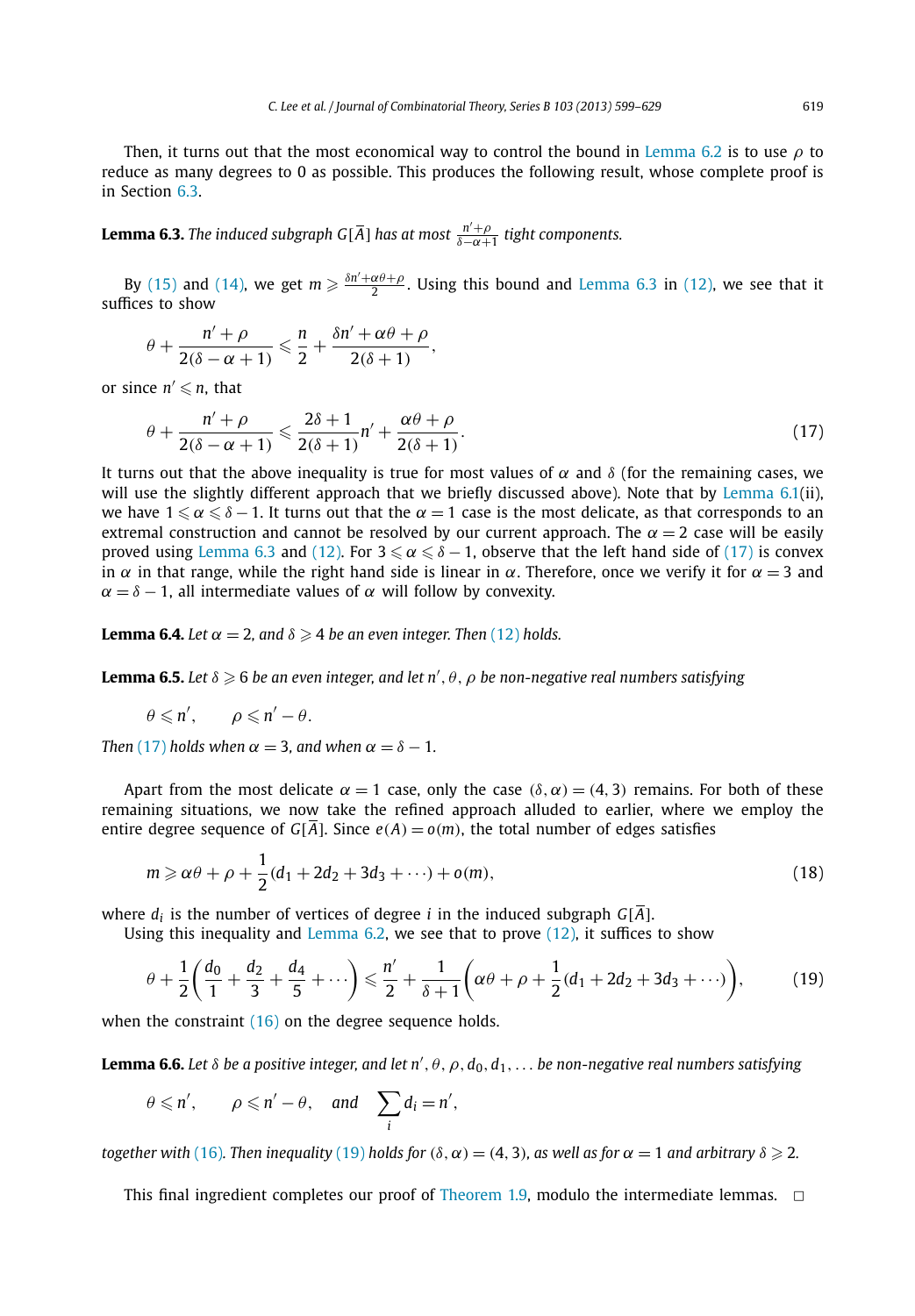Then, it turns out that the most economical way to control the bound in Lemma 6.2 is to use $\rho$ to reduce as many degrees to 0 as possible. This produces the following result, whose complete proof is in Section 6.3.

**Lemma 6.3.** *The induced subgraph $G[\bar{A}]$ has at most $\frac{n'+\rho}{\delta-\alpha+1}$ tight components.*

By (15) and (14), we get $m \geqslant \frac{\delta n'+\alpha\theta+\rho}{2}$. Using this bound and Lemma 6.3 in (12), we see that it suffices to show

$$\theta + \frac{n'+\rho}{2(\delta-\alpha+1)} \leqslant \frac{n}{2} + \frac{\delta n'+\alpha\theta+\rho}{2(\delta+1)},$$

or since $n' \leqslant n$, that

$$\theta + \frac{n'+\rho}{2(\delta-\alpha+1)} \leqslant \frac{2\delta+1}{2(\delta+1)}n' + \frac{\alpha\theta+\rho}{2(\delta+1)}. \tag{17}$$

It turns out that the above inequality is true for most values of $\alpha$ and $\delta$ (for the remaining cases, we will use the slightly different approach that we briefly discussed above). Note that by Lemma 6.1(ii), we have $1 \leqslant \alpha \leqslant \delta - 1$. It turns out that the $\alpha = 1$ case is the most delicate, as that corresponds to an extremal construction and cannot be resolved by our current approach. The $\alpha = 2$ case will be easily proved using Lemma 6.3 and (12). For $3 \leqslant \alpha \leqslant \delta - 1$, observe that the left hand side of (17) is convex in $\alpha$ in that range, while the right hand side is linear in $\alpha$. Therefore, once we verify it for $\alpha = 3$ and $\alpha = \delta - 1$, all intermediate values of $\alpha$ will follow by convexity.

**Lemma 6.4.** *Let $\alpha = 2$, and $\delta \geqslant 4$ be an even integer. Then (12) holds.*

**Lemma 6.5.** *Let $\delta \geqslant 6$ be an even integer, and let $n', \theta, \rho$ be non-negative real numbers satisfying*

$$\theta \leqslant n', \qquad \rho \leqslant n' - \theta.$$

*Then (17) holds when $\alpha = 3$, and when $\alpha = \delta - 1$.*

Apart from the most delicate $\alpha = 1$ case, only the case $(\delta, \alpha) = (4, 3)$ remains. For both of these remaining situations, we now take the refined approach alluded to earlier, where we employ the entire degree sequence of $G[\bar{A}]$. Since $e(A) = o(m)$, the total number of edges satisfies

$$m \geqslant \alpha\theta + \rho + \frac{1}{2}(d_1 + 2d_2 + 3d_3 + \cdots) + o(m), \tag{18}$$

where $d_i$ is the number of vertices of degree $i$ in the induced subgraph $G[\bar{A}]$.

Using this inequality and Lemma 6.2, we see that to prove (12), it suffices to show

$$\theta + \frac{1}{2}\left(\frac{d_0}{1} + \frac{d_2}{3} + \frac{d_4}{5} + \cdots\right) \leqslant \frac{n'}{2} + \frac{1}{\delta+1}\left(\alpha\theta + \rho + \frac{1}{2}(d_1 + 2d_2 + 3d_3 + \cdots)\right), \tag{19}$$

when the constraint (16) on the degree sequence holds.

**Lemma 6.6.** *Let $\delta$ be a positive integer, and let $n', \theta, \rho, d_0, d_1, \ldots$ be non-negative real numbers satisfying*

$$\theta \leqslant n', \qquad \rho \leqslant n' - \theta, \quad \text{and} \quad \sum_i d_i = n',$$

*together with (16). Then inequality (19) holds for $(\delta, \alpha) = (4, 3)$, as well as for $\alpha = 1$ and arbitrary $\delta \geqslant 2$.*

This final ingredient completes our proof of Theorem 1.9, modulo the intermediate lemmas. □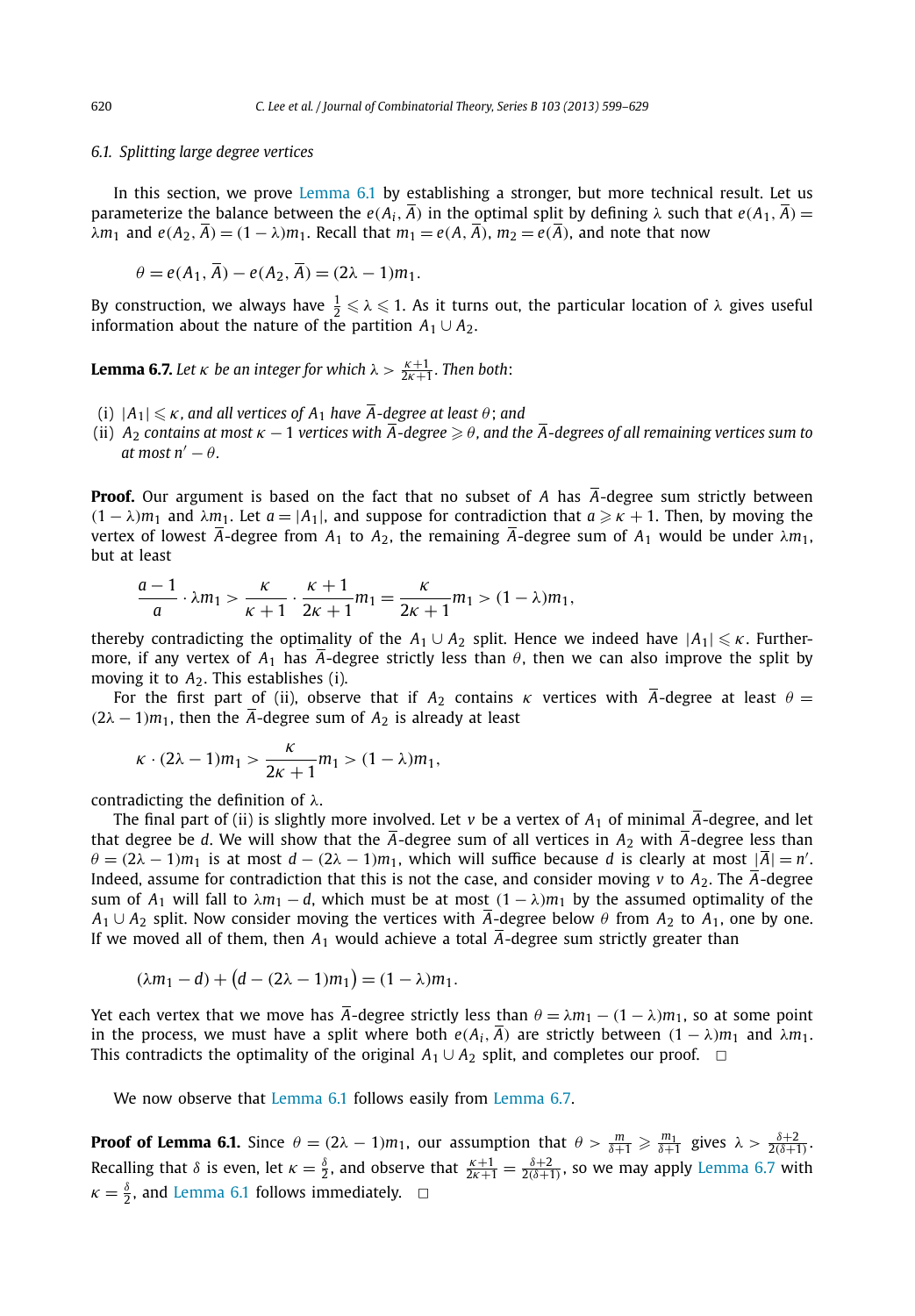### 6.1. Splitting large degree vertices

In this section, we prove Lemma 6.1 by establishing a stronger, but more technical result. Let us parameterize the balance between the $e(A_i, \overline{A})$ in the optimal split by defining $\lambda$ such that $e(A_1, \overline{A}) = \lambda m_1$ and $e(A_2, \overline{A}) = (1-\lambda)m_1$. Recall that $m_1 = e(A, \overline{A})$, $m_2 = e(\overline{A})$, and note that now

$$\theta = e(A_1, \overline{A}) - e(A_2, \overline{A}) = (2\lambda - 1)m_1.$$

By construction, we always have $\frac{1}{2} \leqslant \lambda \leqslant 1$. As it turns out, the particular location of $\lambda$ gives useful information about the nature of the partition $A_1 \cup A_2$.

**Lemma 6.7.** *Let $\kappa$ be an integer for which $\lambda > \frac{\kappa+1}{2\kappa+1}$. Then both*:

(i) *$|A_1| \leqslant \kappa$, and all vertices of $A_1$ have $\overline{A}$-degree at least $\theta$; and*
(ii) *$A_2$ contains at most $\kappa - 1$ vertices with $\overline{A}$-degree $\geqslant \theta$, and the $\overline{A}$-degrees of all remaining vertices sum to at most $n' - \theta$.*

**Proof.** Our argument is based on the fact that no subset of $A$ has $\overline{A}$-degree sum strictly between $(1-\lambda)m_1$ and $\lambda m_1$. Let $a = |A_1|$, and suppose for contradiction that $a \geqslant \kappa + 1$. Then, by moving the vertex of lowest $\overline{A}$-degree from $A_1$ to $A_2$, the remaining $\overline{A}$-degree sum of $A_1$ would be under $\lambda m_1$, but at least

$$\frac{a-1}{a} \cdot \lambda m_1 > \frac{\kappa}{\kappa+1} \cdot \frac{\kappa+1}{2\kappa+1} m_1 = \frac{\kappa}{2\kappa+1} m_1 > (1-\lambda)m_1,$$

thereby contradicting the optimality of the $A_1 \cup A_2$ split. Hence we indeed have $|A_1| \leqslant \kappa$. Furthermore, if any vertex of $A_1$ has $\overline{A}$-degree strictly less than $\theta$, then we can also improve the split by moving it to $A_2$. This establishes (i).

For the first part of (ii), observe that if $A_2$ contains $\kappa$ vertices with $\overline{A}$-degree at least $\theta = (2\lambda - 1)m_1$, then the $\overline{A}$-degree sum of $A_2$ is already at least

$$\kappa \cdot (2\lambda - 1)m_1 > \frac{\kappa}{2\kappa+1} m_1 > (1-\lambda)m_1,$$

contradicting the definition of $\lambda$.

The final part of (ii) is slightly more involved. Let $v$ be a vertex of $A_1$ of minimal $\overline{A}$-degree, and let that degree be $d$. We will show that the $\overline{A}$-degree sum of all vertices in $A_2$ with $\overline{A}$-degree less than $\theta = (2\lambda - 1)m_1$ is at most $d - (2\lambda - 1)m_1$, which will suffice because $d$ is clearly at most $|\overline{A}| = n'$. Indeed, assume for contradiction that this is not the case, and consider moving $v$ to $A_2$. The $\overline{A}$-degree sum of $A_1$ will fall to $\lambda m_1 - d$, which must be at most $(1-\lambda)m_1$ by the assumed optimality of the $A_1 \cup A_2$ split. Now consider moving the vertices with $\overline{A}$-degree below $\theta$ from $A_2$ to $A_1$, one by one. If we moved all of them, then $A_1$ would achieve a total $\overline{A}$-degree sum strictly greater than

$$(\lambda m_1 - d) + \bigl(d - (2\lambda - 1)m_1\bigr) = (1-\lambda)m_1.$$

Yet each vertex that we move has $\overline{A}$-degree strictly less than $\theta = \lambda m_1 - (1-\lambda)m_1$, so at some point in the process, we must have a split where both $e(A_i, \overline{A})$ are strictly between $(1-\lambda)m_1$ and $\lambda m_1$. This contradicts the optimality of the original $A_1 \cup A_2$ split, and completes our proof. $\square$

We now observe that Lemma 6.1 follows easily from Lemma 6.7.

**Proof of Lemma 6.1.** Since $\theta = (2\lambda - 1)m_1$, our assumption that $\theta > \frac{m}{\delta+1} \geqslant \frac{m_1}{\delta+1}$ gives $\lambda > \frac{\delta+2}{2(\delta+1)}$. Recalling that $\delta$ is even, let $\kappa = \frac{\delta}{2}$, and observe that $\frac{\kappa+1}{2\kappa+1} = \frac{\delta+2}{2(\delta+1)}$, so we may apply Lemma 6.7 with $\kappa = \frac{\delta}{2}$, and Lemma 6.1 follows immediately. $\square$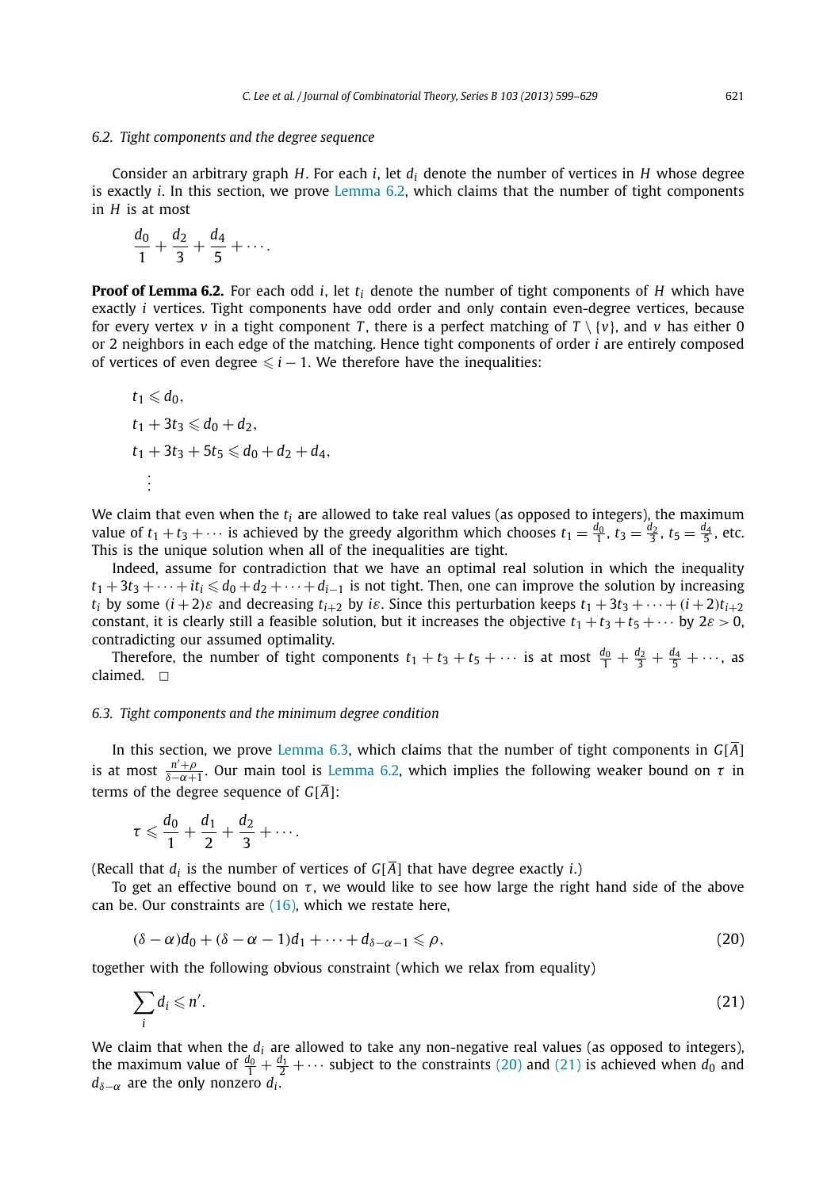### 6.2. Tight components and the degree sequence

Consider an arbitrary graph $H$. For each $i$, let $d_i$ denote the number of vertices in $H$ whose degree is exactly $i$. In this section, we prove Lemma 6.2, which claims that the number of tight components in $H$ is at most

$$\frac{d_0}{1} + \frac{d_2}{3} + \frac{d_4}{5} + \cdots.$$

**Proof of Lemma 6.2.** For each odd $i$, let $t_i$ denote the number of tight components of $H$ which have exactly $i$ vertices. Tight components have odd order and only contain even-degree vertices, because for every vertex $v$ in a tight component $T$, there is a perfect matching of $T \setminus \{v\}$, and $v$ has either 0 or 2 neighbors in each edge of the matching. Hence tight components of order $i$ are entirely composed of vertices of even degree $\leqslant i-1$. We therefore have the inequalities:

$$\begin{aligned}
&t_1 \leqslant d_0,\\
&t_1 + 3t_3 \leqslant d_0 + d_2,\\
&t_1 + 3t_3 + 5t_5 \leqslant d_0 + d_2 + d_4,\\
&\quad\vdots
\end{aligned}$$

We claim that even when the $t_i$ are allowed to take real values (as opposed to integers), the maximum value of $t_1 + t_3 + \cdots$ is achieved by the greedy algorithm which chooses $t_1 = \frac{d_0}{1}$, $t_3 = \frac{d_2}{3}$, $t_5 = \frac{d_4}{5}$, etc. This is the unique solution when all of the inequalities are tight.

Indeed, assume for contradiction that we have an optimal real solution in which the inequality $t_1 + 3t_3 + \cdots + it_i \leqslant d_0 + d_2 + \cdots + d_{i-1}$ is not tight. Then, one can improve the solution by increasing $t_i$ by some $(i+2)\varepsilon$ and decreasing $t_{i+2}$ by $i\varepsilon$. Since this perturbation keeps $t_1 + 3t_3 + \cdots + (i+2)t_{i+2}$ constant, it is clearly still a feasible solution, but it increases the objective $t_1 + t_3 + t_5 + \cdots$ by $2\varepsilon > 0$, contradicting our assumed optimality.

Therefore, the number of tight components $t_1 + t_3 + t_5 + \cdots$ is at most $\frac{d_0}{1} + \frac{d_2}{3} + \frac{d_4}{5} + \cdots$, as claimed. $\square$

### 6.3. Tight components and the minimum degree condition

In this section, we prove Lemma 6.3, which claims that the number of tight components in $G[\overline{A}]$ is at most $\frac{n'+\rho}{\delta-\alpha+1}$. Our main tool is Lemma 6.2, which implies the following weaker bound on $\tau$ in terms of the degree sequence of $G[\overline{A}]$:

$$\tau \leqslant \frac{d_0}{1} + \frac{d_1}{2} + \frac{d_2}{3} + \cdots.$$

(Recall that $d_i$ is the number of vertices of $G[\overline{A}]$ that have degree exactly $i$.)

To get an effective bound on $\tau$, we would like to see how large the right hand side of the above can be. Our constraints are (16), which we restate here,

$$(\delta - \alpha)d_0 + (\delta - \alpha - 1)d_1 + \cdots + d_{\delta-\alpha-1} \leqslant \rho, \tag{20}$$

together with the following obvious constraint (which we relax from equality)

$$\sum_i d_i \leqslant n'. \tag{21}$$

We claim that when the $d_i$ are allowed to take any non-negative real values (as opposed to integers), the maximum value of $\frac{d_0}{1} + \frac{d_1}{2} + \cdots$ subject to the constraints (20) and (21) is achieved when $d_0$ and $d_{\delta-\alpha}$ are the only nonzero $d_i$.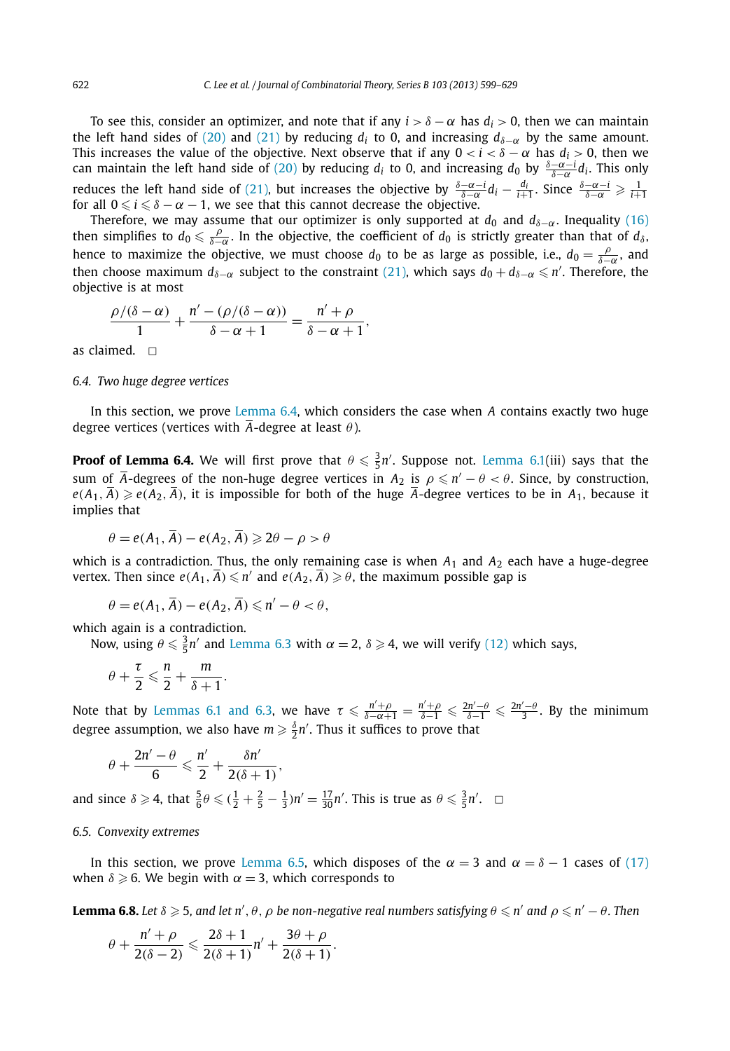To see this, consider an optimizer, and note that if any $i > \delta - \alpha$ has $d_i > 0$, then we can maintain the left hand sides of (20) and (21) by reducing $d_i$ to 0, and increasing $d_{\delta-\alpha}$ by the same amount. This increases the value of the objective. Next observe that if any $0 < i < \delta - \alpha$ has $d_i > 0$, then we can maintain the left hand side of (20) by reducing $d_i$ to 0, and increasing $d_0$ by $\frac{\delta-\alpha-i}{\delta-\alpha} d_i$. This only reduces the left hand side of (21), but increases the objective by $\frac{\delta-\alpha-i}{\delta-\alpha} d_i - \frac{d_i}{i+1}$. Since $\frac{\delta-\alpha-i}{\delta-\alpha} \geqslant \frac{1}{i+1}$ for all $0 \leqslant i \leqslant \delta - \alpha - 1$, we see that this cannot decrease the objective.

Therefore, we may assume that our optimizer is only supported at $d_0$ and $d_{\delta-\alpha}$. Inequality (16) then simplifies to $d_0 \leqslant \frac{\rho}{\delta-\alpha}$. In the objective, the coefficient of $d_0$ is strictly greater than that of $d_\delta$, hence to maximize the objective, we must choose $d_0$ to be as large as possible, i.e., $d_0 = \frac{\rho}{\delta-\alpha}$, and then choose maximum $d_{\delta-\alpha}$ subject to the constraint (21), which says $d_0 + d_{\delta-\alpha} \leqslant n'$. Therefore, the objective is at most

$$\frac{\rho/(\delta-\alpha)}{1} + \frac{n' - (\rho/(\delta-\alpha))}{\delta-\alpha+1} = \frac{n'+\rho}{\delta-\alpha+1},$$

as claimed. □

### 6.4. Two huge degree vertices

In this section, we prove Lemma 6.4, which considers the case when $A$ contains exactly two huge degree vertices (vertices with $\overline{A}$-degree at least $\theta$).

**Proof of Lemma 6.4.** We will first prove that $\theta \leqslant \frac{3}{5}n'$. Suppose not. Lemma 6.1(iii) says that the sum of $\overline{A}$-degrees of the non-huge degree vertices in $A_2$ is $\rho \leqslant n' - \theta < \theta$. Since, by construction, $e(A_1, \overline{A}) \geqslant e(A_2, \overline{A})$, it is impossible for both of the huge $\overline{A}$-degree vertices to be in $A_1$, because it implies that

$$\theta = e(A_1, \overline{A}) - e(A_2, \overline{A}) \geqslant 2\theta - \rho > \theta$$

which is a contradiction. Thus, the only remaining case is when $A_1$ and $A_2$ each have a huge-degree vertex. Then since $e(A_1, \overline{A}) \leqslant n'$ and $e(A_2, \overline{A}) \geqslant \theta$, the maximum possible gap is

$$\theta = e(A_1, \overline{A}) - e(A_2, \overline{A}) \leqslant n' - \theta < \theta,$$

which again is a contradiction.

Now, using $\theta \leqslant \frac{3}{5}n'$ and Lemma 6.3 with $\alpha = 2$, $\delta \geqslant 4$, we will verify (12) which says,

$$\theta + \frac{\tau}{2} \leqslant \frac{n}{2} + \frac{m}{\delta+1}.$$

Note that by Lemmas 6.1 and 6.3, we have $\tau \leqslant \frac{n'+\rho}{\delta-\alpha+1} = \frac{n'+\rho}{\delta-1} \leqslant \frac{2n'-\theta}{\delta-1} \leqslant \frac{2n'-\theta}{3}$. By the minimum degree assumption, we also have $m \geqslant \frac{\delta}{2}n'$. Thus it suffices to prove that

$$\theta + \frac{2n'-\theta}{6} \leqslant \frac{n'}{2} + \frac{\delta n'}{2(\delta+1)},$$

and since $\delta \geqslant 4$, that $\frac{5}{6}\theta \leqslant (\frac{1}{2} + \frac{2}{5} - \frac{1}{3})n' = \frac{17}{30}n'$. This is true as $\theta \leqslant \frac{3}{5}n'$. □

### 6.5. Convexity extremes

In this section, we prove Lemma 6.5, which disposes of the $\alpha = 3$ and $\alpha = \delta - 1$ cases of (17) when $\delta \geqslant 6$. We begin with $\alpha = 3$, which corresponds to

**Lemma 6.8.** *Let $\delta \geqslant 5$, and let $n', \theta, \rho$ be non-negative real numbers satisfying $\theta \leqslant n'$ and $\rho \leqslant n' - \theta$. Then*

$$\theta + \frac{n'+\rho}{2(\delta-2)} \leqslant \frac{2\delta+1}{2(\delta+1)}n' + \frac{3\theta+\rho}{2(\delta+1)}.$$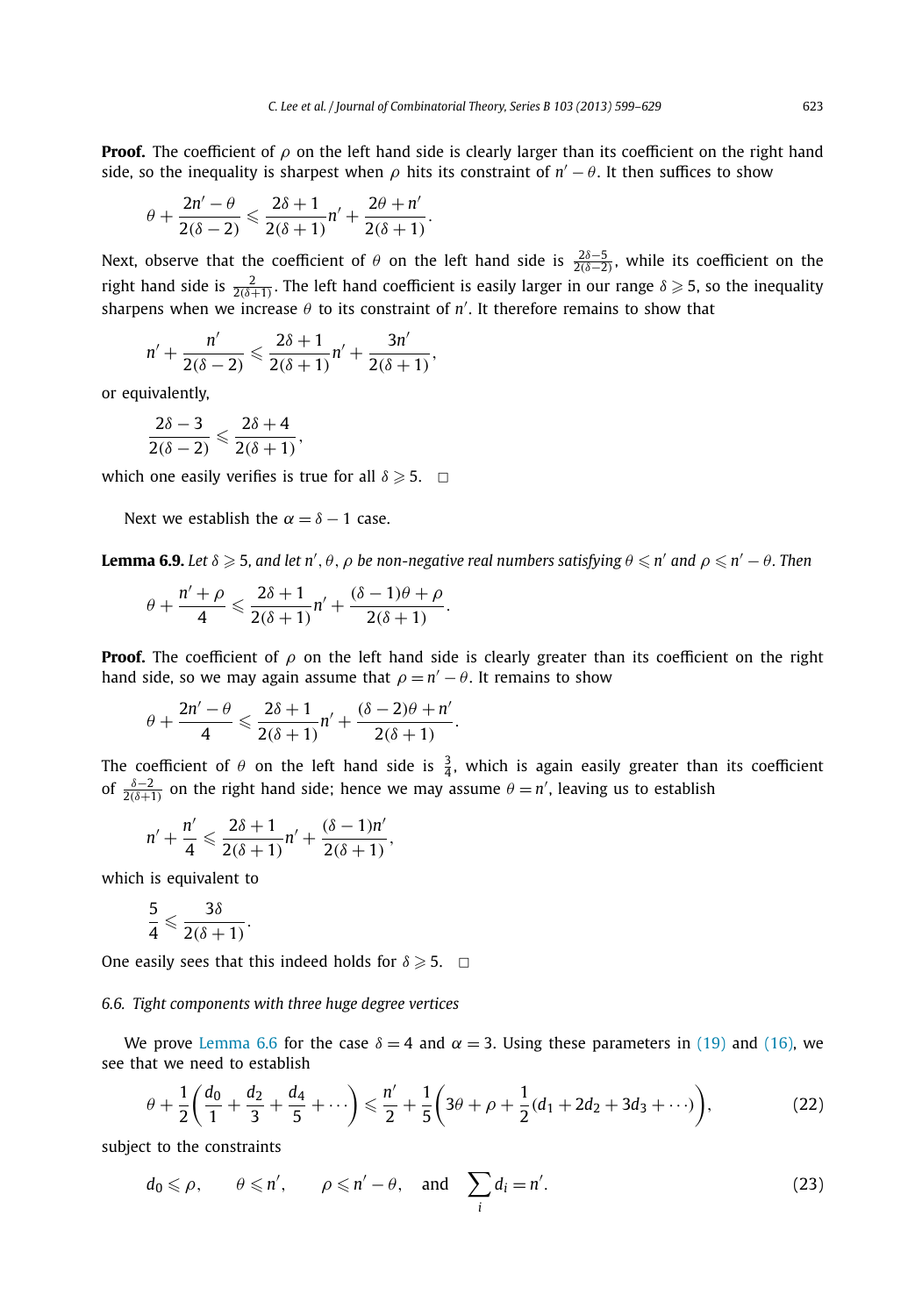**Proof.** The coefficient of $\rho$ on the left hand side is clearly larger than its coefficient on the right hand side, so the inequality is sharpest when $\rho$ hits its constraint of $n' - \theta$. It then suffices to show

$$\theta + \frac{2n' - \theta}{2(\delta - 2)} \leqslant \frac{2\delta + 1}{2(\delta + 1)} n' + \frac{2\theta + n'}{2(\delta + 1)}.$$

Next, observe that the coefficient of $\theta$ on the left hand side is $\frac{2\delta - 5}{2(\delta - 2)}$, while its coefficient on the right hand side is $\frac{2}{2(\delta + 1)}$. The left hand coefficient is easily larger in our range $\delta \geqslant 5$, so the inequality sharpens when we increase $\theta$ to its constraint of $n'$. It therefore remains to show that

$$n' + \frac{n'}{2(\delta - 2)} \leqslant \frac{2\delta + 1}{2(\delta + 1)} n' + \frac{3n'}{2(\delta + 1)},$$

or equivalently,

$$\frac{2\delta - 3}{2(\delta - 2)} \leqslant \frac{2\delta + 4}{2(\delta + 1)},$$

which one easily verifies is true for all $\delta \geqslant 5$. $\square$

Next we establish the $\alpha = \delta - 1$ case.

**Lemma 6.9.** *Let $\delta \geqslant 5$, and let $n', \theta, \rho$ be non-negative real numbers satisfying $\theta \leqslant n'$ and $\rho \leqslant n' - \theta$. Then*

$$\theta + \frac{n' + \rho}{4} \leqslant \frac{2\delta + 1}{2(\delta + 1)} n' + \frac{(\delta - 1)\theta + \rho}{2(\delta + 1)}.$$

**Proof.** The coefficient of $\rho$ on the left hand side is clearly greater than its coefficient on the right hand side, so we may again assume that $\rho = n' - \theta$. It remains to show

$$\theta + \frac{2n' - \theta}{4} \leqslant \frac{2\delta + 1}{2(\delta + 1)} n' + \frac{(\delta - 2)\theta + n'}{2(\delta + 1)}.$$

The coefficient of $\theta$ on the left hand side is $\frac{3}{4}$, which is again easily greater than its coefficient of $\frac{\delta - 2}{2(\delta + 1)}$ on the right hand side; hence we may assume $\theta = n'$, leaving us to establish

$$n' + \frac{n'}{4} \leqslant \frac{2\delta + 1}{2(\delta + 1)} n' + \frac{(\delta - 1)n'}{2(\delta + 1)},$$

which is equivalent to

$$\frac{5}{4} \leqslant \frac{3\delta}{2(\delta + 1)}.$$

One easily sees that this indeed holds for $\delta \geqslant 5$. $\square$

### *6.6. Tight components with three huge degree vertices*

We prove Lemma 6.6 for the case $\delta = 4$ and $\alpha = 3$. Using these parameters in (19) and (16), we see that we need to establish

$$\theta + \frac{1}{2}\left(\frac{d_0}{1} + \frac{d_2}{3} + \frac{d_4}{5} + \cdots\right) \leqslant \frac{n'}{2} + \frac{1}{5}\left(3\theta + \rho + \frac{1}{2}(d_1 + 2d_2 + 3d_3 + \cdots)\right), \tag{22}$$

subject to the constraints

$$d_0 \leqslant \rho, \qquad \theta \leqslant n', \qquad \rho \leqslant n' - \theta, \quad \text{and} \quad \sum_i d_i = n'. \tag{23}$$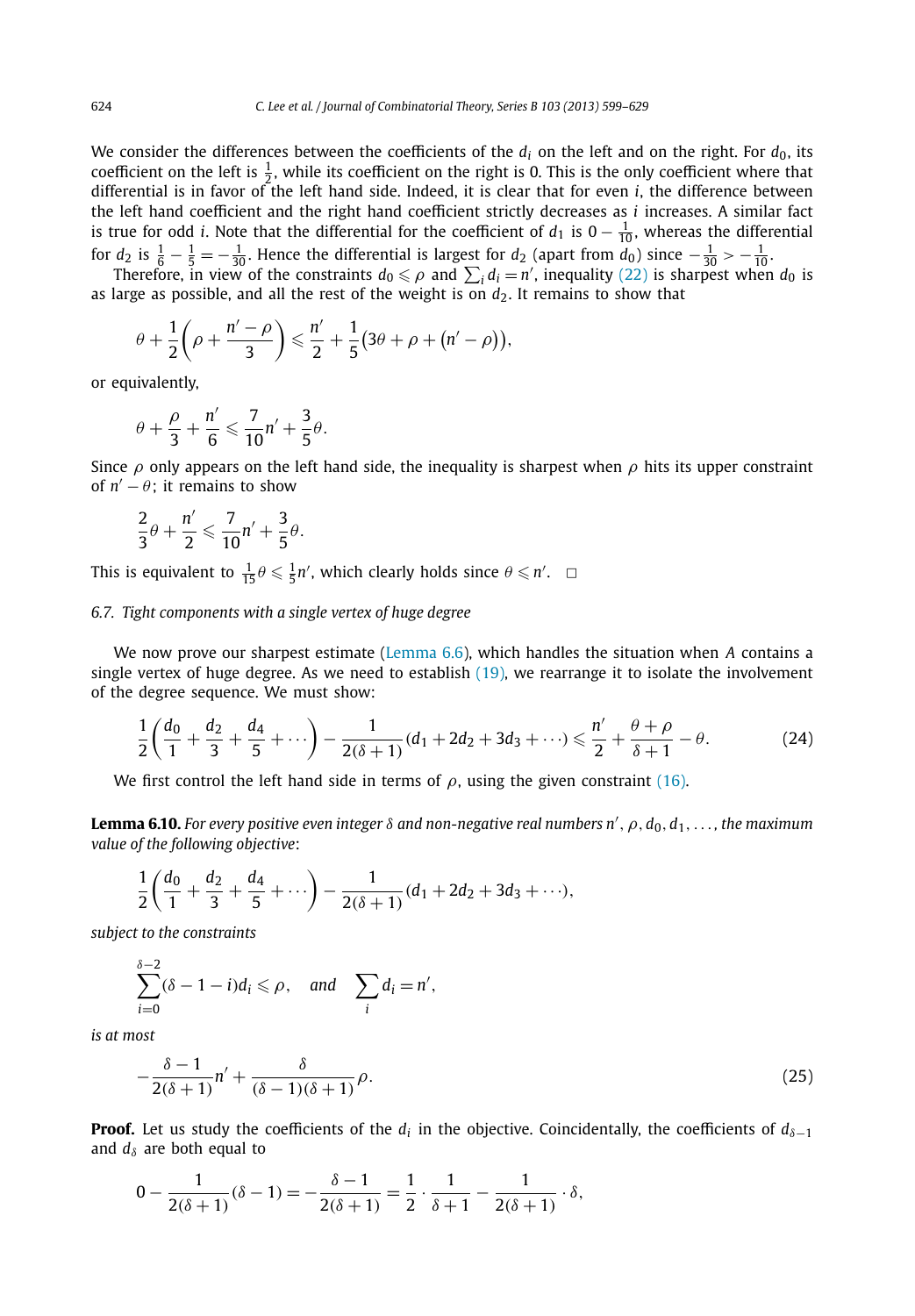We consider the differences between the coefficients of the $d_i$ on the left and on the right. For $d_0$, its coefficient on the left is $\frac{1}{2}$, while its coefficient on the right is 0. This is the only coefficient where that differential is in favor of the left hand side. Indeed, it is clear that for even $i$, the difference between the left hand coefficient and the right hand coefficient strictly decreases as $i$ increases. A similar fact is true for odd $i$. Note that the differential for the coefficient of $d_1$ is $0 - \frac{1}{10}$, whereas the differential for $d_2$ is $\frac{1}{6} - \frac{1}{5} = -\frac{1}{30}$. Hence the differential is largest for $d_2$ (apart from $d_0$) since $-\frac{1}{30} > -\frac{1}{10}$.

Therefore, in view of the constraints $d_0 \leqslant \rho$ and $\sum_i d_i = n'$, inequality (22) is sharpest when $d_0$ is as large as possible, and all the rest of the weight is on $d_2$. It remains to show that

$$\theta + \frac{1}{2}\left(\rho + \frac{n' - \rho}{3}\right) \leqslant \frac{n'}{2} + \frac{1}{5}\left(3\theta + \rho + \left(n' - \rho\right)\right),$$

or equivalently,

$$\theta + \frac{\rho}{3} + \frac{n'}{6} \leqslant \frac{7}{10}n' + \frac{3}{5}\theta.$$

Since $\rho$ only appears on the left hand side, the inequality is sharpest when $\rho$ hits its upper constraint of $n' - \theta$; it remains to show

$$\frac{2}{3}\theta + \frac{n'}{2} \leqslant \frac{7}{10}n' + \frac{3}{5}\theta.$$

This is equivalent to $\frac{1}{15}\theta \leqslant \frac{1}{5}n'$, which clearly holds since $\theta \leqslant n'$. $\square$

### 6.7. Tight components with a single vertex of huge degree

We now prove our sharpest estimate (Lemma 6.6), which handles the situation when $A$ contains a single vertex of huge degree. As we need to establish (19), we rearrange it to isolate the involvement of the degree sequence. We must show:

$$\frac{1}{2}\left(\frac{d_0}{1} + \frac{d_2}{3} + \frac{d_4}{5} + \cdots\right) - \frac{1}{2(\delta+1)}(d_1 + 2d_2 + 3d_3 + \cdots) \leqslant \frac{n'}{2} + \frac{\theta + \rho}{\delta + 1} - \theta. \tag{24}$$

We first control the left hand side in terms of $\rho$, using the given constraint (16).

**Lemma 6.10.** *For every positive even integer $\delta$ and non-negative real numbers $n', \rho, d_0, d_1, \ldots,$ the maximum value of the following objective*:

$$\frac{1}{2}\left(\frac{d_0}{1} + \frac{d_2}{3} + \frac{d_4}{5} + \cdots\right) - \frac{1}{2(\delta+1)}(d_1 + 2d_2 + 3d_3 + \cdots),$$

*subject to the constraints*

$$\sum_{i=0}^{\delta-2}(\delta - 1 - i)d_i \leqslant \rho, \quad \textit{and} \quad \sum_i d_i = n',$$

*is at most*

$$-\frac{\delta - 1}{2(\delta+1)}n' + \frac{\delta}{(\delta-1)(\delta+1)}\rho. \tag{25}$$

**Proof.** Let us study the coefficients of the $d_i$ in the objective. Coincidentally, the coefficients of $d_{\delta-1}$ and $d_\delta$ are both equal to

$$0 - \frac{1}{2(\delta+1)}(\delta - 1) = -\frac{\delta - 1}{2(\delta+1)} = \frac{1}{2} \cdot \frac{1}{\delta+1} - \frac{1}{2(\delta+1)} \cdot \delta,$$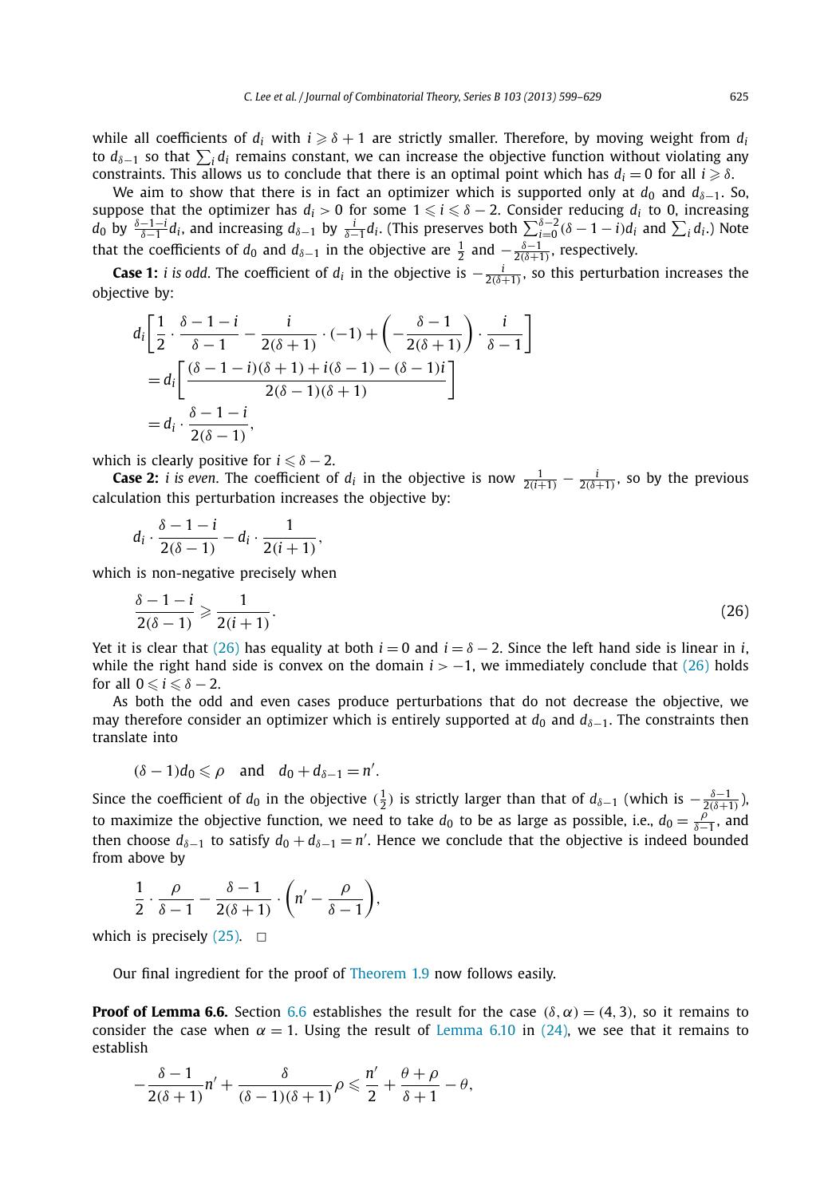while all coefficients of $d_i$ with $i \geqslant \delta + 1$ are strictly smaller. Therefore, by moving weight from $d_i$ to $d_{\delta-1}$ so that $\sum_i d_i$ remains constant, we can increase the objective function without violating any constraints. This allows us to conclude that there is an optimal point which has $d_i = 0$ for all $i \geqslant \delta$.

We aim to show that there is in fact an optimizer which is supported only at $d_0$ and $d_{\delta-1}$. So, suppose that the optimizer has $d_i > 0$ for some $1 \leqslant i \leqslant \delta - 2$. Consider reducing $d_i$ to 0, increasing $d_0$ by $\frac{\delta-1-i}{\delta-1} d_i$, and increasing $d_{\delta-1}$ by $\frac{i}{\delta-1} d_i$. (This preserves both $\sum_{i=0}^{\delta-2} (\delta - 1 - i) d_i$ and $\sum_i d_i$.) Note that the coefficients of $d_0$ and $d_{\delta-1}$ in the objective are $\frac{1}{2}$ and $-\frac{\delta-1}{2(\delta+1)}$, respectively.

**Case 1:** *i is odd*. The coefficient of $d_i$ in the objective is $-\frac{i}{2(\delta+1)}$, so this perturbation increases the objective by:

$$
\begin{aligned}
& d_i \left[ \frac{1}{2} \cdot \frac{\delta - 1 - i}{\delta - 1} - \frac{i}{2(\delta+1)} \cdot (-1) + \left( -\frac{\delta - 1}{2(\delta+1)} \right) \cdot \frac{i}{\delta - 1} \right] \\
&= d_i \left[ \frac{(\delta - 1 - i)(\delta + 1) + i(\delta - 1) - (\delta - 1)i}{2(\delta - 1)(\delta + 1)} \right] \\
&= d_i \cdot \frac{\delta - 1 - i}{2(\delta - 1)},
\end{aligned}
$$

which is clearly positive for $i \leqslant \delta - 2$.

**Case 2:** *i is even*. The coefficient of $d_i$ in the objective is now $\frac{1}{2(i+1)} - \frac{i}{2(\delta+1)}$, so by the previous calculation this perturbation increases the objective by:

$$
d_i \cdot \frac{\delta - 1 - i}{2(\delta - 1)} - d_i \cdot \frac{1}{2(i+1)},
$$

which is non-negative precisely when

$$
\frac{\delta - 1 - i}{2(\delta - 1)} \geqslant \frac{1}{2(i+1)}. \tag{26}
$$

Yet it is clear that (26) has equality at both $i = 0$ and $i = \delta - 2$. Since the left hand side is linear in $i$, while the right hand side is convex on the domain $i > -1$, we immediately conclude that (26) holds for all $0 \leqslant i \leqslant \delta - 2$.

As both the odd and even cases produce perturbations that do not decrease the objective, we may therefore consider an optimizer which is entirely supported at $d_0$ and $d_{\delta-1}$. The constraints then translate into

$$
(\delta - 1) d_0 \leqslant \rho \quad \text{and} \quad d_0 + d_{\delta-1} = n'.
$$

Since the coefficient of $d_0$ in the objective ($\frac{1}{2}$) is strictly larger than that of $d_{\delta-1}$ (which is $-\frac{\delta-1}{2(\delta+1)}$), to maximize the objective function, we need to take $d_0$ to be as large as possible, i.e., $d_0 = \frac{\rho}{\delta-1}$, and then choose $d_{\delta-1}$ to satisfy $d_0 + d_{\delta-1} = n'$. Hence we conclude that the objective is indeed bounded from above by

$$
\frac{1}{2} \cdot \frac{\rho}{\delta - 1} - \frac{\delta - 1}{2(\delta + 1)} \cdot \left( n' - \frac{\rho}{\delta - 1} \right),
$$

which is precisely (25). $\square$

Our final ingredient for the proof of Theorem 1.9 now follows easily.

**Proof of Lemma 6.6.** Section 6.6 establishes the result for the case $(\delta, \alpha) = (4, 3)$, so it remains to consider the case when $\alpha = 1$. Using the result of Lemma 6.10 in (24), we see that it remains to establish

$$
-\frac{\delta - 1}{2(\delta + 1)} n' + \frac{\delta}{(\delta - 1)(\delta + 1)} \rho \leqslant \frac{n'}{2} + \frac{\theta + \rho}{\delta + 1} - \theta,
$$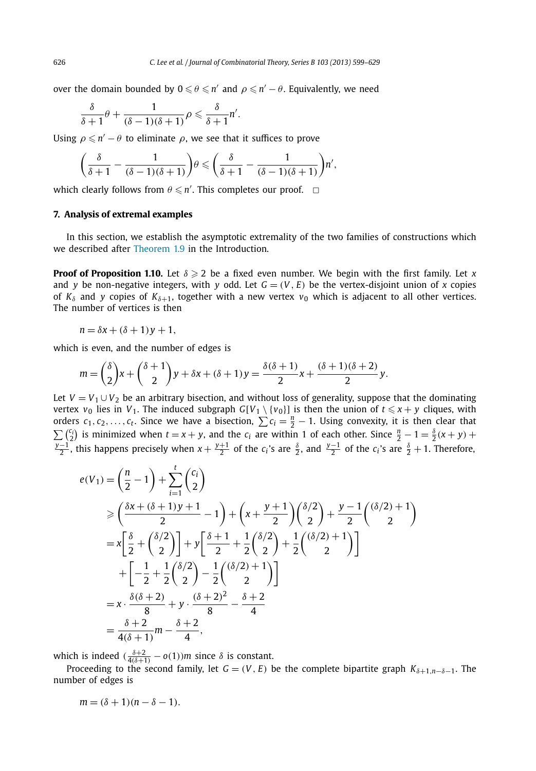over the domain bounded by $0 \leqslant \theta \leqslant n'$ and $\rho \leqslant n' - \theta$. Equivalently, we need

$$\frac{\delta}{\delta+1}\theta + \frac{1}{(\delta-1)(\delta+1)}\rho \leqslant \frac{\delta}{\delta+1}n'.$$

Using $\rho \leqslant n' - \theta$ to eliminate $\rho$, we see that it suffices to prove

$$\left(\frac{\delta}{\delta+1} - \frac{1}{(\delta-1)(\delta+1)}\right)\theta \leqslant \left(\frac{\delta}{\delta+1} - \frac{1}{(\delta-1)(\delta+1)}\right)n',$$

which clearly follows from $\theta \leqslant n'$. This completes our proof. $\square$

## 7. Analysis of extremal examples

In this section, we establish the asymptotic extremality of the two families of constructions which we described after Theorem 1.9 in the Introduction.

**Proof of Proposition 1.10.** Let $\delta \geqslant 2$ be a fixed even number. We begin with the first family. Let $x$ and $y$ be non-negative integers, with $y$ odd. Let $G = (V, E)$ be the vertex-disjoint union of $x$ copies of $K_\delta$ and $y$ copies of $K_{\delta+1}$, together with a new vertex $v_0$ which is adjacent to all other vertices. The number of vertices is then

$$n = \delta x + (\delta+1)y + 1,$$

which is even, and the number of edges is

$$m = \binom{\delta}{2}x + \binom{\delta+1}{2}y + \delta x + (\delta+1)y = \frac{\delta(\delta+1)}{2}x + \frac{(\delta+1)(\delta+2)}{2}y.$$

Let $V = V_1 \cup V_2$ be an arbitrary bisection, and without loss of generality, suppose that the dominating vertex $v_0$ lies in $V_1$. The induced subgraph $G[V_1 \setminus \{v_0\}]$ is then the union of $t \leqslant x + y$ cliques, with orders $c_1, c_2, \ldots, c_t$. Since we have a bisection, $\sum c_i = \frac{n}{2} - 1$. Using convexity, it is then clear that $\sum \binom{c_i}{2}$ is minimized when $t = x + y$, and the $c_i$ are within 1 of each other. Since $\frac{n}{2} - 1 = \frac{\delta}{2}(x+y) + \frac{y-1}{2}$, this happens precisely when $x + \frac{y+1}{2}$ of the $c_i$'s are $\frac{\delta}{2}$, and $\frac{y-1}{2}$ of the $c_i$'s are $\frac{\delta}{2} + 1$. Therefore,

$$\begin{aligned}
e(V_1) &= \left(\frac{n}{2} - 1\right) + \sum_{i=1}^{t} \binom{c_i}{2} \\
&\geqslant \left(\frac{\delta x + (\delta+1)y + 1}{2} - 1\right) + \left(x + \frac{y+1}{2}\right)\binom{\delta/2}{2} + \frac{y-1}{2}\binom{(\delta/2)+1}{2} \\
&= x\left[\frac{\delta}{2} + \binom{\delta/2}{2}\right] + y\left[\frac{\delta+1}{2} + \frac{1}{2}\binom{\delta/2}{2} + \frac{1}{2}\binom{(\delta/2)+1}{2}\right] \\
&\quad + \left[-\frac{1}{2} + \frac{1}{2}\binom{\delta/2}{2} - \frac{1}{2}\binom{(\delta/2)+1}{2}\right] \\
&= x \cdot \frac{\delta(\delta+2)}{8} + y \cdot \frac{(\delta+2)^2}{8} - \frac{\delta+2}{4} \\
&= \frac{\delta+2}{4(\delta+1)}m - \frac{\delta+2}{4},
\end{aligned}$$

which is indeed $(\frac{\delta+2}{4(\delta+1)} - o(1))m$ since $\delta$ is constant.

Proceeding to the second family, let $G = (V, E)$ be the complete bipartite graph $K_{\delta+1, n-\delta-1}$. The number of edges is

$$m = (\delta+1)(n - \delta - 1).$$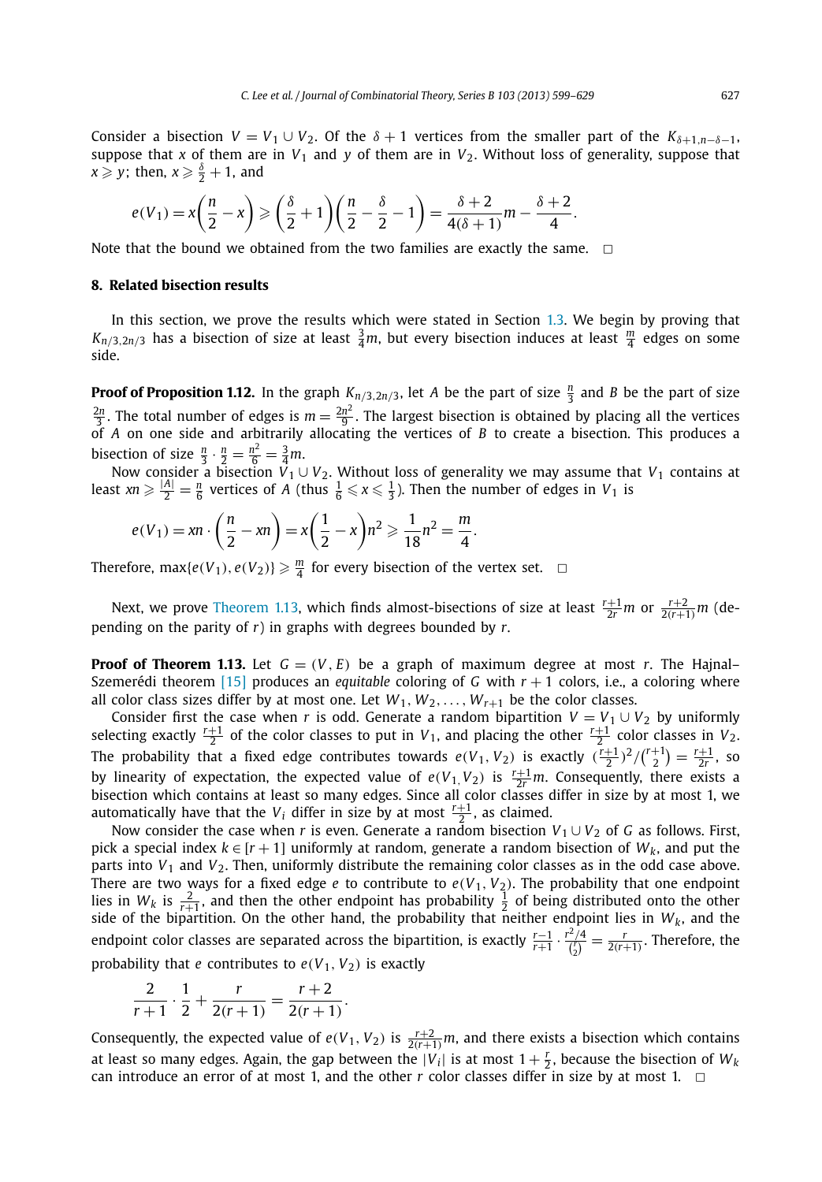Consider a bisection $V = V_1 \cup V_2$. Of the $\delta + 1$ vertices from the smaller part of the $K_{\delta+1,n-\delta-1}$, suppose that $x$ of them are in $V_1$ and $y$ of them are in $V_2$. Without loss of generality, suppose that $x \geqslant y$; then, $x \geqslant \frac{\delta}{2} + 1$, and

$$e(V_1) = x\left(\frac{n}{2} - x\right) \geqslant \left(\frac{\delta}{2} + 1\right)\left(\frac{n}{2} - \frac{\delta}{2} - 1\right) = \frac{\delta + 2}{4(\delta + 1)}m - \frac{\delta + 2}{4}.$$

Note that the bound we obtained from the two families are exactly the same. $\square$

## 8. Related bisection results

In this section, we prove the results which were stated in Section 1.3. We begin by proving that $K_{n/3,2n/3}$ has a bisection of size at least $\frac{3}{4}m$, but every bisection induces at least $\frac{m}{4}$ edges on some side.

**Proof of Proposition 1.12.** In the graph $K_{n/3,2n/3}$, let $A$ be the part of size $\frac{n}{3}$ and $B$ be the part of size $\frac{2n}{3}$. The total number of edges is $m = \frac{2n^2}{9}$. The largest bisection is obtained by placing all the vertices of $A$ on one side and arbitrarily allocating the vertices of $B$ to create a bisection. This produces a bisection of size $\frac{n}{3} \cdot \frac{n}{2} = \frac{n^2}{6} = \frac{3}{4}m$.

Now consider a bisection $V_1 \cup V_2$. Without loss of generality we may assume that $V_1$ contains at least $xn \geqslant \frac{|A|}{2} = \frac{n}{6}$ vertices of $A$ (thus $\frac{1}{6} \leqslant x \leqslant \frac{1}{3}$). Then the number of edges in $V_1$ is

$$e(V_1) = xn \cdot \left(\frac{n}{2} - xn\right) = x\left(\frac{1}{2} - x\right)n^2 \geqslant \frac{1}{18}n^2 = \frac{m}{4}.$$

Therefore, $\max\{e(V_1), e(V_2)\} \geqslant \frac{m}{4}$ for every bisection of the vertex set. $\square$

Next, we prove Theorem 1.13, which finds almost-bisections of size at least $\frac{r+1}{2r}m$ or $\frac{r+2}{2(r+1)}m$ (depending on the parity of $r$) in graphs with degrees bounded by $r$.

**Proof of Theorem 1.13.** Let $G = (V, E)$ be a graph of maximum degree at most $r$. The Hajnal–Szemerédi theorem [15] produces an *equitable* coloring of $G$ with $r + 1$ colors, i.e., a coloring where all color class sizes differ by at most one. Let $W_1, W_2, \ldots, W_{r+1}$ be the color classes.

Consider first the case when $r$ is odd. Generate a random bipartition $V = V_1 \cup V_2$ by uniformly selecting exactly $\frac{r+1}{2}$ of the color classes to put in $V_1$, and placing the other $\frac{r+1}{2}$ color classes in $V_2$. The probability that a fixed edge contributes towards $e(V_1, V_2)$ is exactly $(\frac{r+1}{2})^2/\binom{r+1}{2} = \frac{r+1}{2r}$, so by linearity of expectation, the expected value of $e(V_1, V_2)$ is $\frac{r+1}{2r}m$. Consequently, there exists a bisection which contains at least so many edges. Since all color classes differ in size by at most 1, we automatically have that the $V_i$ differ in size by at most $\frac{r+1}{2}$, as claimed.

Now consider the case when $r$ is even. Generate a random bisection $V_1 \cup V_2$ of $G$ as follows. First, pick a special index $k \in [r+1]$ uniformly at random, generate a random bisection of $W_k$, and put the parts into $V_1$ and $V_2$. Then, uniformly distribute the remaining color classes as in the odd case above. There are two ways for a fixed edge $e$ to contribute to $e(V_1, V_2)$. The probability that one endpoint lies in $W_k$ is $\frac{2}{r+1}$, and then the other endpoint has probability $\frac{1}{2}$ of being distributed onto the other side of the bipartition. On the other hand, the probability that neither endpoint lies in $W_k$, and the endpoint color classes are separated across the bipartition, is exactly $\frac{r-1}{r+1} \cdot \frac{r^2/4}{\binom{r}{2}} = \frac{r}{2(r+1)}$. Therefore, the probability that $e$ contributes to $e(V_1, V_2)$ is exactly

$$\frac{2}{r+1} \cdot \frac{1}{2} + \frac{r}{2(r+1)} = \frac{r+2}{2(r+1)}.$$

Consequently, the expected value of $e(V_1, V_2)$ is $\frac{r+2}{2(r+1)}m$, and there exists a bisection which contains at least so many edges. Again, the gap between the $|V_i|$ is at most $1 + \frac{r}{2}$, because the bisection of $W_k$ can introduce an error of at most 1, and the other $r$ color classes differ in size by at most 1. $\square$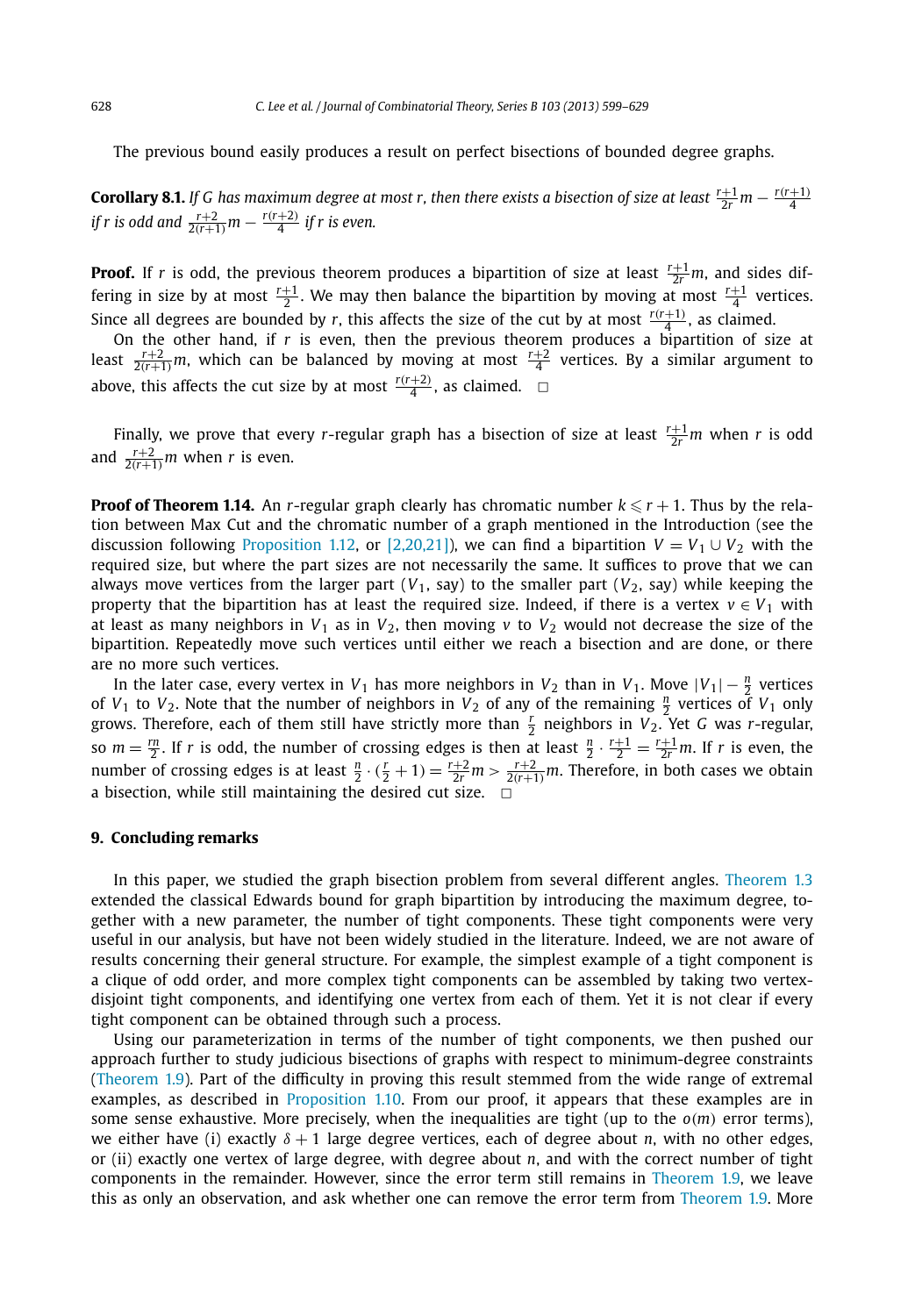The previous bound easily produces a result on perfect bisections of bounded degree graphs.

**Corollary 8.1.** *If $G$ has maximum degree at most $r$, then there exists a bisection of size at least $\frac{r+1}{2r}m - \frac{r(r+1)}{4}$ if $r$ is odd and $\frac{r+2}{2(r+1)}m - \frac{r(r+2)}{4}$ if $r$ is even.*

**Proof.** If $r$ is odd, the previous theorem produces a bipartition of size at least $\frac{r+1}{2r}m$, and sides differing in size by at most $\frac{r+1}{2}$. We may then balance the bipartition by moving at most $\frac{r+1}{4}$ vertices. Since all degrees are bounded by $r$, this affects the size of the cut by at most $\frac{r(r+1)}{4}$, as claimed.

On the other hand, if $r$ is even, then the previous theorem produces a bipartition of size at least $\frac{r+2}{2(r+1)}m$, which can be balanced by moving at most $\frac{r+2}{4}$ vertices. By a similar argument to above, this affects the cut size by at most $\frac{r(r+2)}{4}$, as claimed. □

Finally, we prove that every $r$-regular graph has a bisection of size at least $\frac{r+1}{2r}m$ when $r$ is odd and $\frac{r+2}{2(r+1)}m$ when $r$ is even.

**Proof of Theorem 1.14.** An $r$-regular graph clearly has chromatic number $k \leqslant r+1$. Thus by the relation between Max Cut and the chromatic number of a graph mentioned in the Introduction (see the discussion following Proposition 1.12, or [2,20,21]), we can find a bipartition $V = V_1 \cup V_2$ with the required size, but where the part sizes are not necessarily the same. It suffices to prove that we can always move vertices from the larger part ($V_1$, say) to the smaller part ($V_2$, say) while keeping the property that the bipartition has at least the required size. Indeed, if there is a vertex $v \in V_1$ with at least as many neighbors in $V_1$ as in $V_2$, then moving $v$ to $V_2$ would not decrease the size of the bipartition. Repeatedly move such vertices until either we reach a bisection and are done, or there are no more such vertices.

In the later case, every vertex in $V_1$ has more neighbors in $V_2$ than in $V_1$. Move $|V_1| - \frac{n}{2}$ vertices of $V_1$ to $V_2$. Note that the number of neighbors in $V_2$ of any of the remaining $\frac{n}{2}$ vertices of $V_1$ only grows. Therefore, each of them still have strictly more than $\frac{r}{2}$ neighbors in $V_2$. Yet $G$ was $r$-regular, so $m = \frac{rn}{2}$. If $r$ is odd, the number of crossing edges is then at least $\frac{n}{2} \cdot \frac{r+1}{2} = \frac{r+1}{2r}m$. If $r$ is even, the number of crossing edges is at least $\frac{n}{2} \cdot (\frac{r}{2}+1) = \frac{r+2}{2r}m > \frac{r+2}{2(r+1)}m$. Therefore, in both cases we obtain a bisection, while still maintaining the desired cut size. □

## 9. Concluding remarks

In this paper, we studied the graph bisection problem from several different angles. Theorem 1.3 extended the classical Edwards bound for graph bipartition by introducing the maximum degree, together with a new parameter, the number of tight components. These tight components were very useful in our analysis, but have not been widely studied in the literature. Indeed, we are not aware of results concerning their general structure. For example, the simplest example of a tight component is a clique of odd order, and more complex tight components can be assembled by taking two vertex-disjoint tight components, and identifying one vertex from each of them. Yet it is not clear if every tight component can be obtained through such a process.

Using our parameterization in terms of the number of tight components, we then pushed our approach further to study judicious bisections of graphs with respect to minimum-degree constraints (Theorem 1.9). Part of the difficulty in proving this result stemmed from the wide range of extremal examples, as described in Proposition 1.10. From our proof, it appears that these examples are in some sense exhaustive. More precisely, when the inequalities are tight (up to the $o(m)$ error terms), we either have (i) exactly $\delta+1$ large degree vertices, each of degree about $n$, with no other edges, or (ii) exactly one vertex of large degree, with degree about $n$, and with the correct number of tight components in the remainder. However, since the error term still remains in Theorem 1.9, we leave this as only an observation, and ask whether one can remove the error term from Theorem 1.9. More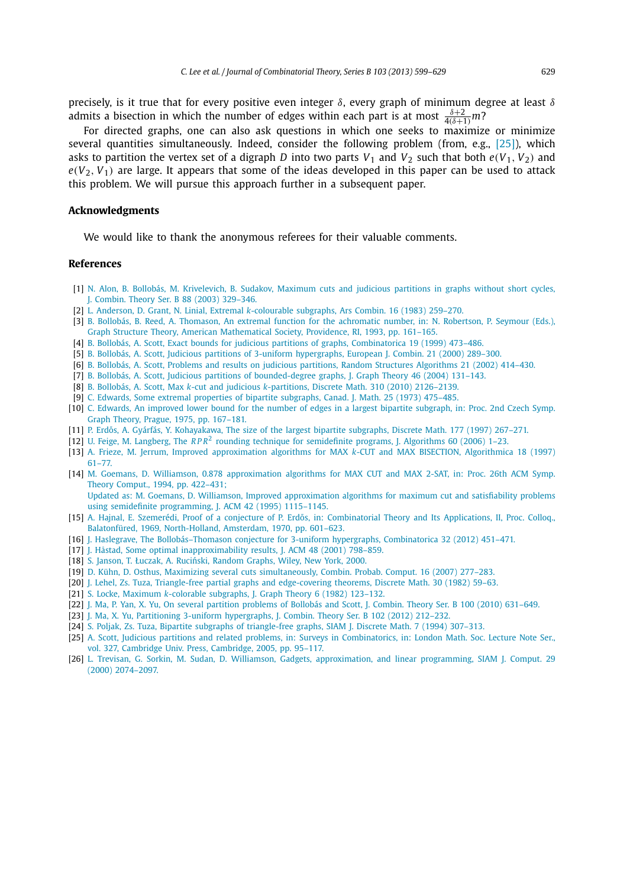precisely, is it true that for every positive even integer $\delta$, every graph of minimum degree at least $\delta$ admits a bisection in which the number of edges within each part is at most $\frac{\delta+2}{4(\delta+1)}m$?

For directed graphs, one can also ask questions in which one seeks to maximize or minimize several quantities simultaneously. Indeed, consider the following problem (from, e.g., [25]), which asks to partition the vertex set of a digraph $D$ into two parts $V_1$ and $V_2$ such that both $e(V_1, V_2)$ and $e(V_2, V_1)$ are large. It appears that some of the ideas developed in this paper can be used to attack this problem. We will pursue this approach further in a subsequent paper.

## Acknowledgments

We would like to thank the anonymous referees for their valuable comments.

## References

[1] N. Alon, B. Bollobás, M. Krivelevich, B. Sudakov, Maximum cuts and judicious partitions in graphs without short cycles, J. Combin. Theory Ser. B 88 (2003) 329–346.

[2] L. Anderson, D. Grant, N. Linial, Extremal $k$-colourable subgraphs, Ars Combin. 16 (1983) 259–270.

[3] B. Bollobás, B. Reed, A. Thomason, An extremal function for the achromatic number, in: N. Robertson, P. Seymour (Eds.), Graph Structure Theory, American Mathematical Society, Providence, RI, 1993, pp. 161–165.

[4] B. Bollobás, A. Scott, Exact bounds for judicious partitions of graphs, Combinatorica 19 (1999) 473–486.

[5] B. Bollobás, A. Scott, Judicious partitions of 3-uniform hypergraphs, European J. Combin. 21 (2000) 289–300.

[6] B. Bollobás, A. Scott, Problems and results on judicious partitions, Random Structures Algorithms 21 (2002) 414–430.

[7] B. Bollobás, A. Scott, Judicious partitions of bounded-degree graphs, J. Graph Theory 46 (2004) 131–143.

[8] B. Bollobás, A. Scott, Max $k$-cut and judicious $k$-partitions, Discrete Math. 310 (2010) 2126–2139.

[9] C. Edwards, Some extremal properties of bipartite subgraphs, Canad. J. Math. 25 (1973) 475–485.

[10] C. Edwards, An improved lower bound for the number of edges in a largest bipartite subgraph, in: Proc. 2nd Czech Symp. Graph Theory, Prague, 1975, pp. 167–181.

[11] P. Erdős, A. Gyárfás, Y. Kohayakawa, The size of the largest bipartite subgraphs, Discrete Math. 177 (1997) 267–271.

[12] U. Feige, M. Langberg, The $RPR^2$ rounding technique for semidefinite programs, J. Algorithms 60 (2006) 1–23.

[13] A. Frieze, M. Jerrum, Improved approximation algorithms for MAX $k$-CUT and MAX BISECTION, Algorithmica 18 (1997) 61–77.

[14] M. Goemans, D. Williamson, 0.878 approximation algorithms for MAX CUT and MAX 2-SAT, in: Proc. 26th ACM Symp. Theory Comput., 1994, pp. 422–431;
Updated as: M. Goemans, D. Williamson, Improved approximation algorithms for maximum cut and satisfiability problems using semidefinite programming, J. ACM 42 (1995) 1115–1145.

[15] A. Hajnal, E. Szemerédi, Proof of a conjecture of P. Erdős, in: Combinatorial Theory and Its Applications, II, Proc. Colloq., Balatonfüred, 1969, North-Holland, Amsterdam, 1970, pp. 601–623.

[16] J. Haslegrave, The Bollobás–Thomason conjecture for 3-uniform hypergraphs, Combinatorica 32 (2012) 451–471.

[17] J. Håstad, Some optimal inapproximability results, J. ACM 48 (2001) 798–859.

[18] S. Janson, T. Łuczak, A. Ruciński, Random Graphs, Wiley, New York, 2000.

[19] D. Kühn, D. Osthus, Maximizing several cuts simultaneously, Combin. Probab. Comput. 16 (2007) 277–283.

[20] J. Lehel, Zs. Tuza, Triangle-free partial graphs and edge-covering theorems, Discrete Math. 30 (1982) 59–63.

[21] S. Locke, Maximum $k$-colorable subgraphs, J. Graph Theory 6 (1982) 123–132.

[22] J. Ma, P. Yan, X. Yu, On several partition problems of Bollobás and Scott, J. Combin. Theory Ser. B 100 (2010) 631–649.

[23] J. Ma, X. Yu, Partitioning 3-uniform hypergraphs, J. Combin. Theory Ser. B 102 (2012) 212–232.

[24] S. Poljak, Zs. Tuza, Bipartite subgraphs of triangle-free graphs, SIAM J. Discrete Math. 7 (1994) 307–313.

[25] A. Scott, Judicious partitions and related problems, in: Surveys in Combinatorics, in: London Math. Soc. Lecture Note Ser., vol. 327, Cambridge Univ. Press, Cambridge, 2005, pp. 95–117.

[26] L. Trevisan, G. Sorkin, M. Sudan, D. Williamson, Gadgets, approximation, and linear programming, SIAM J. Comput. 29 (2000) 2074–2097.